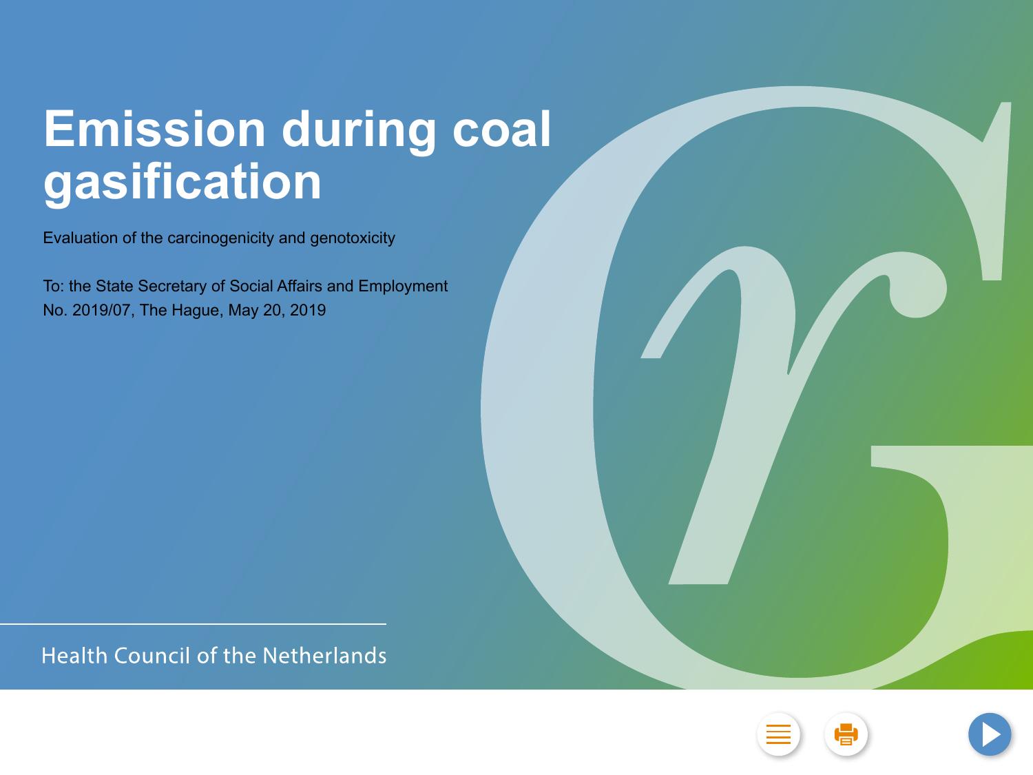# Emission during coal gasification

Evaluation of the carcinogenicity and genotoxicity

To: the State Secretary of Social Affairs and Employment
No. 2019/07, The Hague, May 20, 2019

Health Council of the Netherlands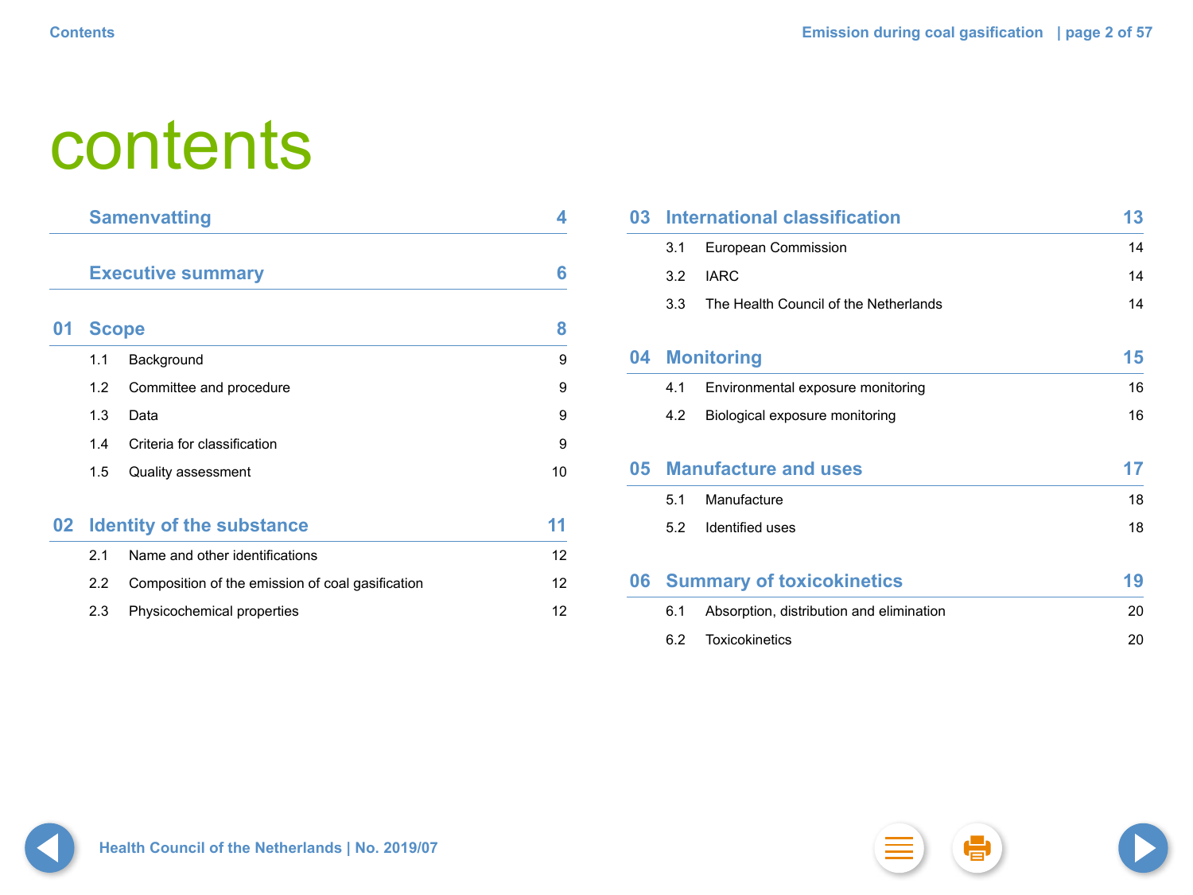# contents

| | | |
|---|---|---|
| | **Samenvatting** | **4** |
| | **Executive summary** | **6** |
| **01** | **Scope** | **8** |
| 1.1 | Background | 9 |
| 1.2 | Committee and procedure | 9 |
| 1.3 | Data | 9 |
| 1.4 | Criteria for classification | 9 |
| 1.5 | Quality assessment | 10 |
| **02** | **Identity of the substance** | **11** |
| 2.1 | Name and other identifications | 12 |
| 2.2 | Composition of the emission of coal gasification | 12 |
| 2.3 | Physicochemical properties | 12 |
| **03** | **International classification** | **13** |
| 3.1 | European Commission | 14 |
| 3.2 | IARC | 14 |
| 3.3 | The Health Council of the Netherlands | 14 |
| **04** | **Monitoring** | **15** |
| 4.1 | Environmental exposure monitoring | 16 |
| 4.2 | Biological exposure monitoring | 16 |
| **05** | **Manufacture and uses** | **17** |
| 5.1 | Manufacture | 18 |
| 5.2 | Identified uses | 18 |
| **06** | **Summary of toxicokinetics** | **19** |
| 6.1 | Absorption, distribution and elimination | 20 |
| 6.2 | Toxicokinetics | 20 |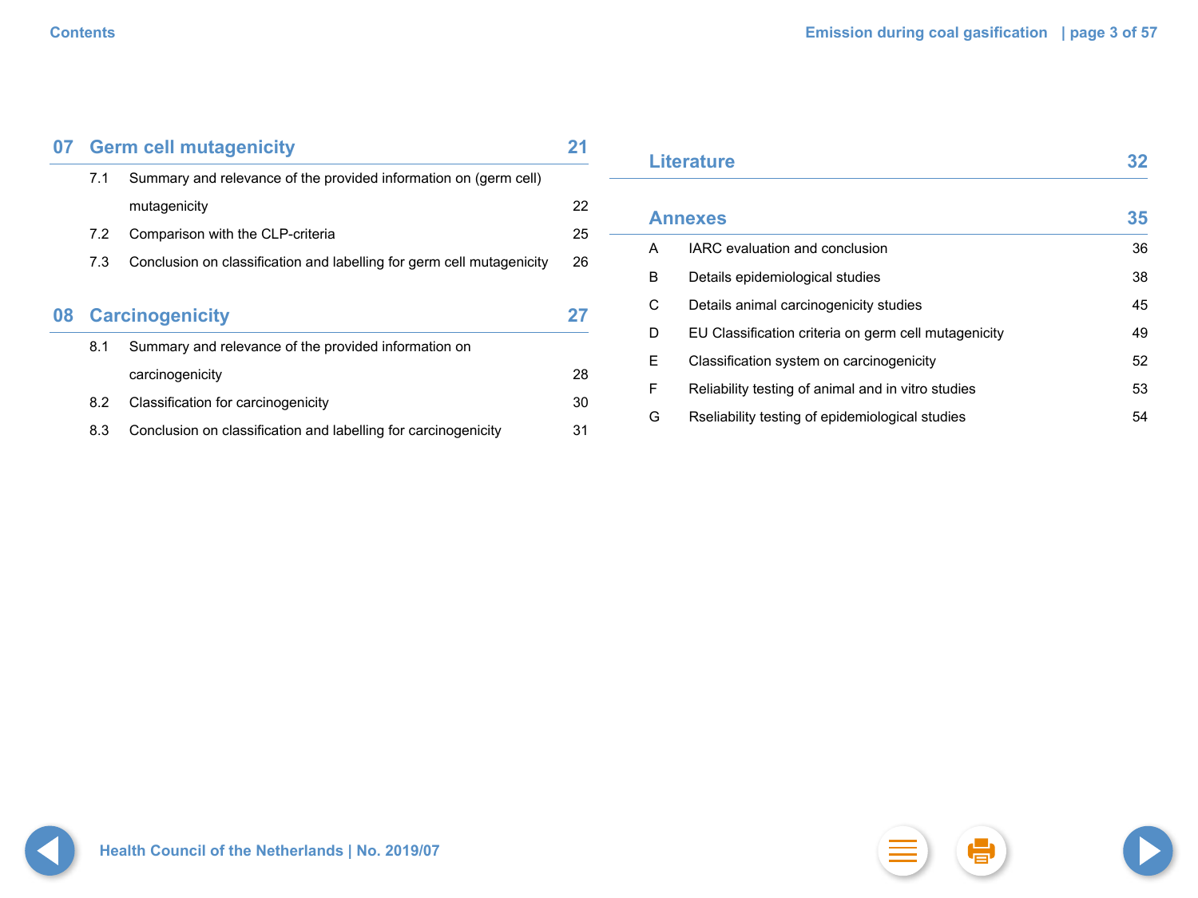## 07 Germ cell mutagenicity 21

- 7.1 Summary and relevance of the provided information on (germ cell) mutagenicity 22
- 7.2 Comparison with the CLP-criteria 25
- 7.3 Conclusion on classification and labelling for germ cell mutagenicity 26

## 08 Carcinogenicity 27

- 8.1 Summary and relevance of the provided information on carcinogenicity 28
- 8.2 Classification for carcinogenicity 30
- 8.3 Conclusion on classification and labelling for carcinogenicity 31

## Literature 32

## Annexes 35

- A IARC evaluation and conclusion 36
- B Details epidemiological studies 38
- C Details animal carcinogenicity studies 45
- D EU Classification criteria on germ cell mutagenicity 49
- E Classification system on carcinogenicity 52
- F Reliability testing of animal and in vitro studies 53
- G Rseliability testing of epidemiological studies 54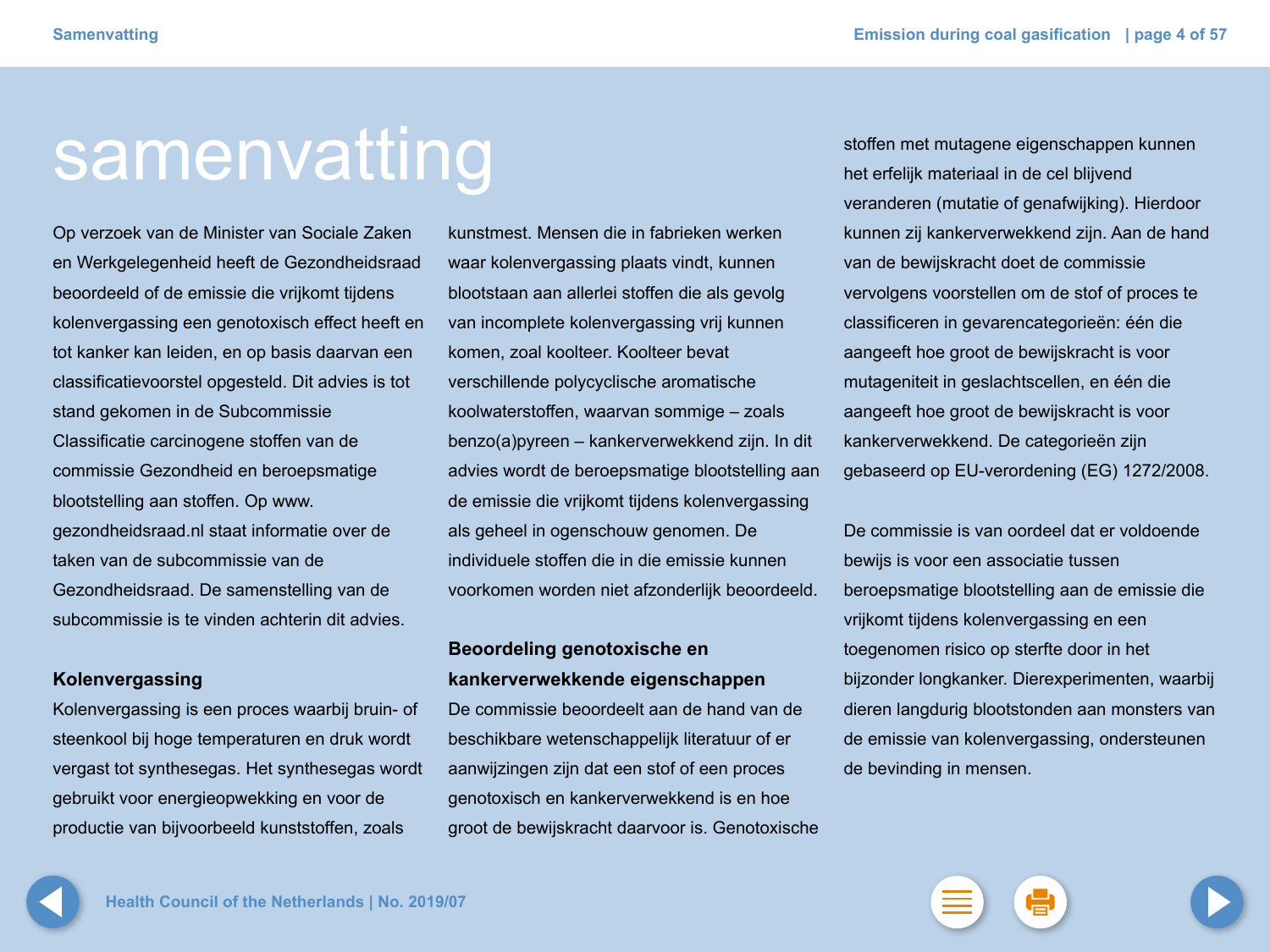# samenvatting

Op verzoek van de Minister van Sociale Zaken en Werkgelegenheid heeft de Gezondheidsraad beoordeeld of de emissie die vrijkomt tijdens kolenvergassing een genotoxisch effect heeft en tot kanker kan leiden, en op basis daarvan een classificatievoorstel opgesteld. Dit advies is tot stand gekomen in de Subcommissie Classificatie carcinogene stoffen van de commissie Gezondheid en beroepsmatige blootstelling aan stoffen. Op www.gezondheidsraad.nl staat informatie over de taken van de subcommissie van de Gezondheidsraad. De samenstelling van de subcommissie is te vinden achterin dit advies.

## Kolenvergassing

Kolenvergassing is een proces waarbij bruin- of steenkool bij hoge temperaturen en druk wordt vergast tot synthesegas. Het synthesegas wordt gebruikt voor energieopwekking en voor de productie van bijvoorbeeld kunststoffen, zoals kunstmest. Mensen die in fabrieken werken waar kolenvergassing plaats vindt, kunnen blootstaan aan allerlei stoffen die als gevolg van incomplete kolenvergassing vrij kunnen komen, zoal koolteer. Koolteer bevat verschillende polycyclische aromatische koolwaterstoffen, waarvan sommige – zoals benzo(a)pyreen – kankerverwekkend zijn. In dit advies wordt de beroepsmatige blootstelling aan de emissie die vrijkomt tijdens kolenvergassing als geheel in ogenschouw genomen. De individuele stoffen die in die emissie kunnen voorkomen worden niet afzonderlijk beoordeeld.

## Beoordeling genotoxische en kankerverwekkende eigenschappen

De commissie beoordeelt aan de hand van de beschikbare wetenschappelijk literatuur of er aanwijzingen zijn dat een stof of een proces genotoxisch en kankerverwekkend is en hoe groot de bewijskracht daarvoor is. Genotoxische stoffen met mutagene eigenschappen kunnen het erfelijk materiaal in de cel blijvend veranderen (mutatie of genafwijking). Hierdoor kunnen zij kankerverwekkend zijn. Aan de hand van de bewijskracht doet de commissie vervolgens voorstellen om de stof of proces te classificeren in gevarencategorieën: één die aangeeft hoe groot de bewijskracht is voor mutageniteit in geslachtscellen, en één die aangeeft hoe groot de bewijskracht is voor kankerverwekkend. De categorieën zijn gebaseerd op EU-verordening (EG) 1272/2008.

De commissie is van oordeel dat er voldoende bewijs is voor een associatie tussen beroepsmatige blootstelling aan de emissie die vrijkomt tijdens kolenvergassing en een toegenomen risico op sterfte door in het bijzonder longkanker. Dierexperimenten, waarbij dieren langdurig blootstonden aan monsters van de emissie van kolenvergassing, ondersteunen de bevinding in mensen.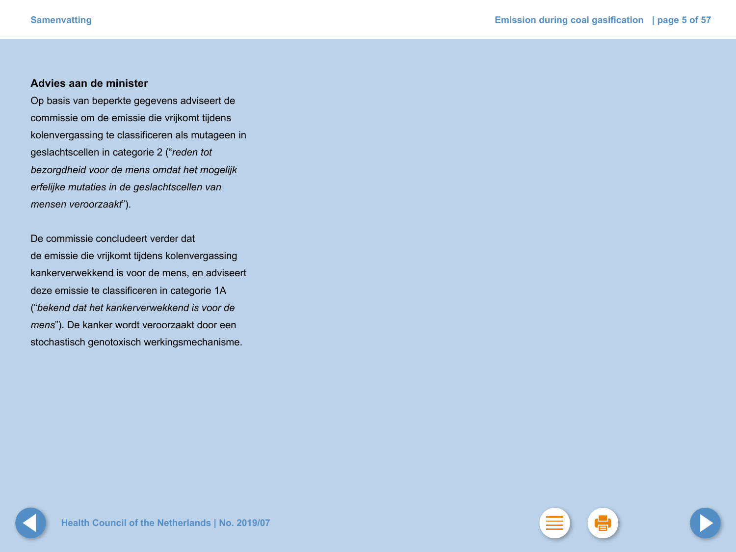### Advies aan de minister

Op basis van beperkte gegevens adviseert de commissie om de emissie die vrijkomt tijdens kolenvergassing te classificeren als mutageen in geslachtscellen in categorie 2 ("*reden tot bezorgdheid voor de mens omdat het mogelijk erfelijke mutaties in de geslachtscellen van mensen veroorzaakt*").

De commissie concludeert verder dat de emissie die vrijkomt tijdens kolenvergassing kankerverwekkend is voor de mens, en adviseert deze emissie te classificeren in categorie 1A ("*bekend dat het kankerverwekkend is voor de mens*"). De kanker wordt veroorzaakt door een stochastisch genotoxisch werkingsmechanisme.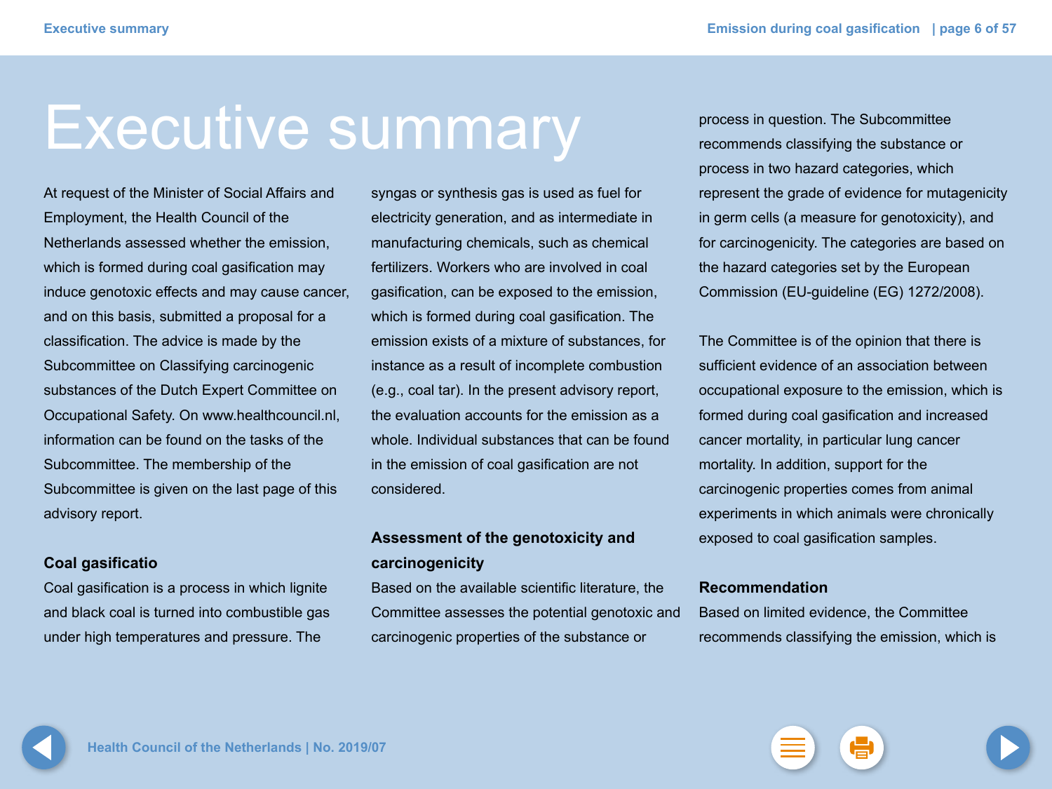# Executive summary

At request of the Minister of Social Affairs and Employment, the Health Council of the Netherlands assessed whether the emission, which is formed during coal gasification may induce genotoxic effects and may cause cancer, and on this basis, submitted a proposal for a classification. The advice is made by the Subcommittee on Classifying carcinogenic substances of the Dutch Expert Committee on Occupational Safety. On www.healthcouncil.nl, information can be found on the tasks of the Subcommittee. The membership of the Subcommittee is given on the last page of this advisory report.

### Coal gasificatio

Coal gasification is a process in which lignite and black coal is turned into combustible gas under high temperatures and pressure. The syngas or synthesis gas is used as fuel for electricity generation, and as intermediate in manufacturing chemicals, such as chemical fertilizers. Workers who are involved in coal gasification, can be exposed to the emission, which is formed during coal gasification. The emission exists of a mixture of substances, for instance as a result of incomplete combustion (e.g., coal tar). In the present advisory report, the evaluation accounts for the emission as a whole. Individual substances that can be found in the emission of coal gasification are not considered.

### Assessment of the genotoxicity and carcinogenicity

Based on the available scientific literature, the Committee assesses the potential genotoxic and carcinogenic properties of the substance or process in question. The Subcommittee recommends classifying the substance or process in two hazard categories, which represent the grade of evidence for mutagenicity in germ cells (a measure for genotoxicity), and for carcinogenicity. The categories are based on the hazard categories set by the European Commission (EU-guideline (EG) 1272/2008).

The Committee is of the opinion that there is sufficient evidence of an association between occupational exposure to the emission, which is formed during coal gasification and increased cancer mortality, in particular lung cancer mortality. In addition, support for the carcinogenic properties comes from animal experiments in which animals were chronically exposed to coal gasification samples.

### Recommendation

Based on limited evidence, the Committee recommends classifying the emission, which is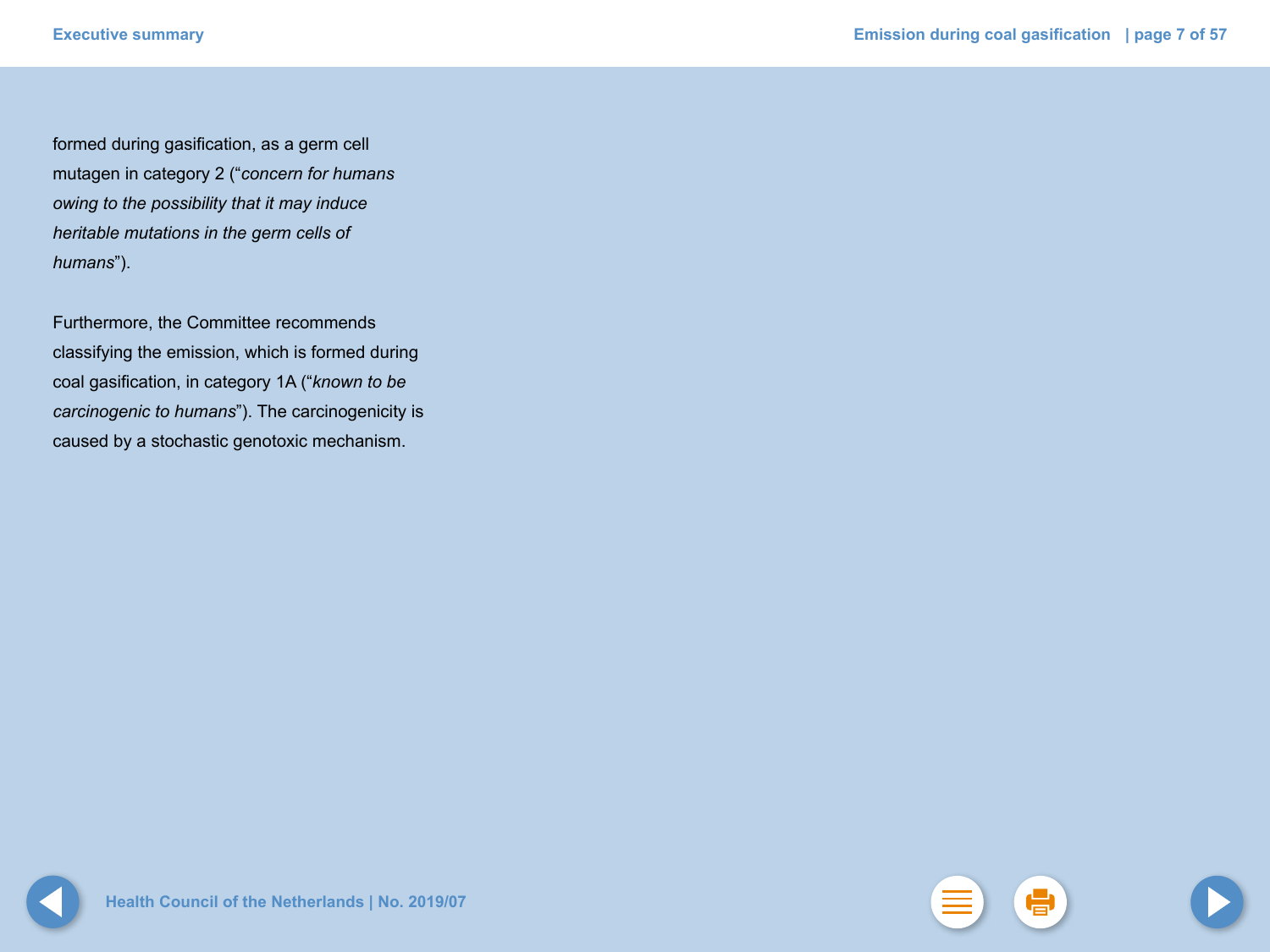formed during gasification, as a germ cell mutagen in category 2 (“*concern for humans owing to the possibility that it may induce heritable mutations in the germ cells of humans*”).

Furthermore, the Committee recommends classifying the emission, which is formed during coal gasification, in category 1A (“*known to be carcinogenic to humans*”). The carcinogenicity is caused by a stochastic genotoxic mechanism.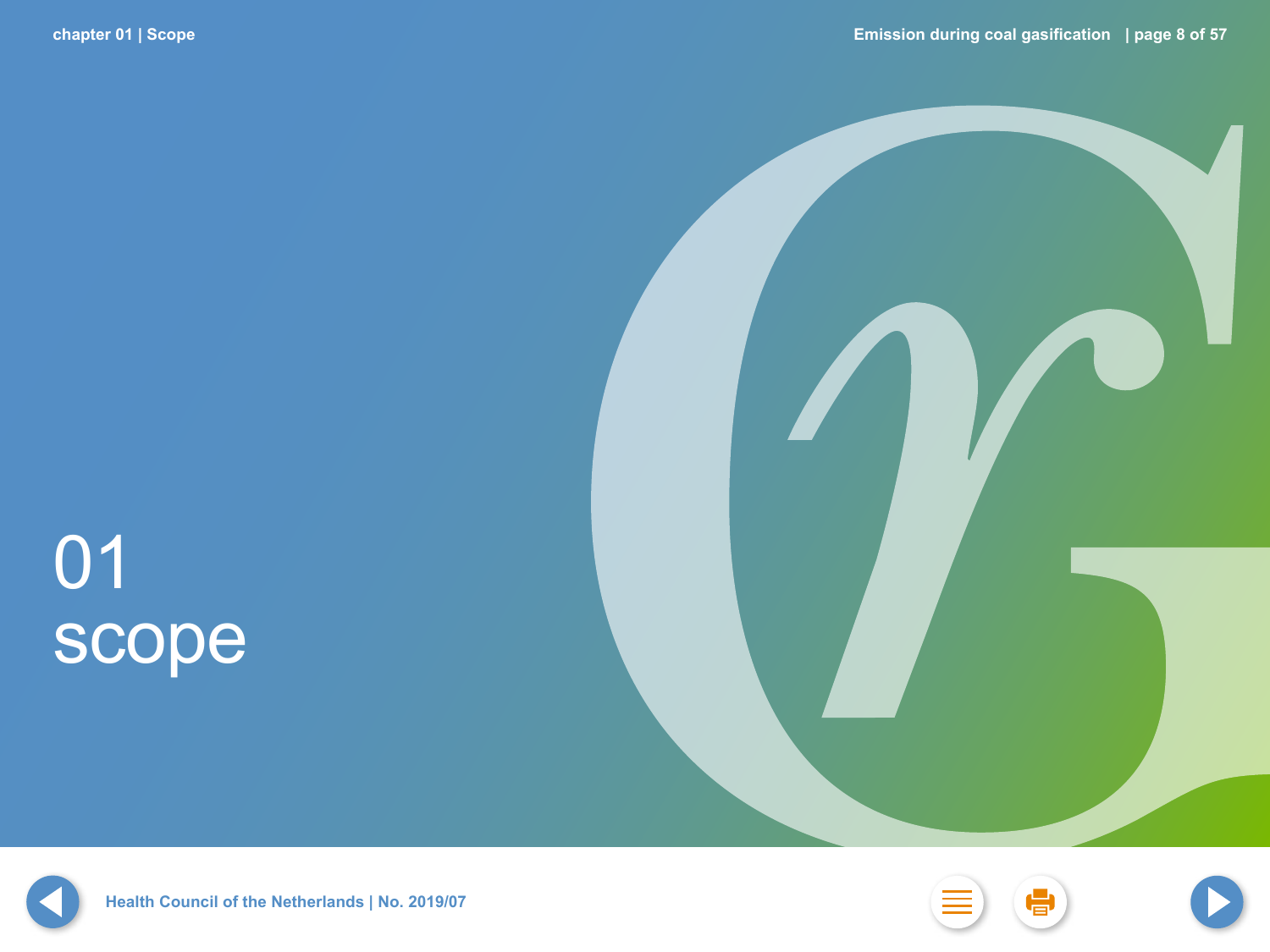# 01 scope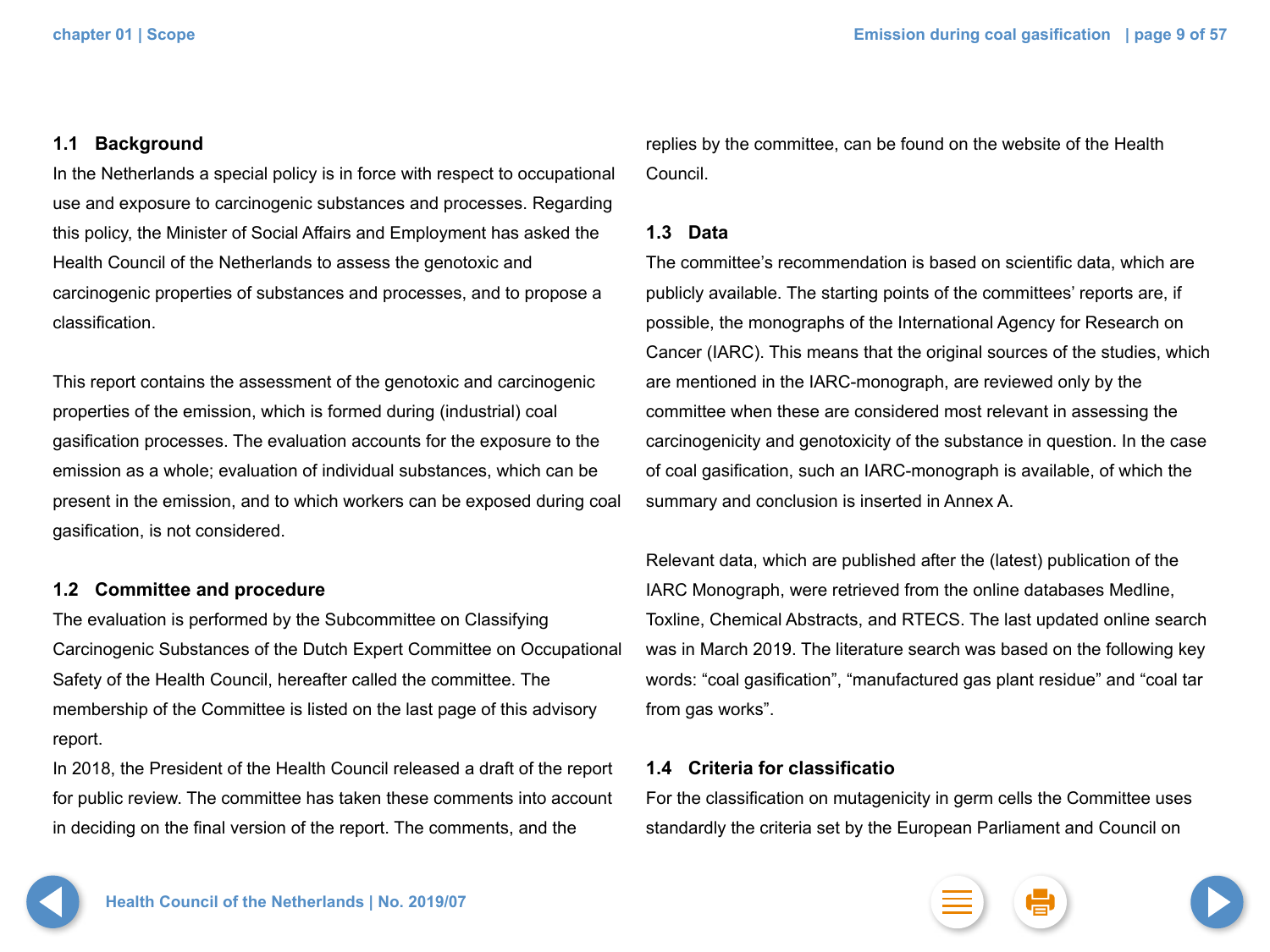## 1.1 Background

In the Netherlands a special policy is in force with respect to occupational use and exposure to carcinogenic substances and processes. Regarding this policy, the Minister of Social Affairs and Employment has asked the Health Council of the Netherlands to assess the genotoxic and carcinogenic properties of substances and processes, and to propose a classification.

This report contains the assessment of the genotoxic and carcinogenic properties of the emission, which is formed during (industrial) coal gasification processes. The evaluation accounts for the exposure to the emission as a whole; evaluation of individual substances, which can be present in the emission, and to which workers can be exposed during coal gasification, is not considered.

## 1.2 Committee and procedure

The evaluation is performed by the Subcommittee on Classifying Carcinogenic Substances of the Dutch Expert Committee on Occupational Safety of the Health Council, hereafter called the committee. The membership of the Committee is listed on the last page of this advisory report.

In 2018, the President of the Health Council released a draft of the report for public review. The committee has taken these comments into account in deciding on the final version of the report. The comments, and the replies by the committee, can be found on the website of the Health Council.

## 1.3 Data

The committee's recommendation is based on scientific data, which are publicly available. The starting points of the committees' reports are, if possible, the monographs of the International Agency for Research on Cancer (IARC). This means that the original sources of the studies, which are mentioned in the IARC-monograph, are reviewed only by the committee when these are considered most relevant in assessing the carcinogenicity and genotoxicity of the substance in question. In the case of coal gasification, such an IARC-monograph is available, of which the summary and conclusion is inserted in Annex A.

Relevant data, which are published after the (latest) publication of the IARC Monograph, were retrieved from the online databases Medline, Toxline, Chemical Abstracts, and RTECS. The last updated online search was in March 2019. The literature search was based on the following key words: "coal gasification", "manufactured gas plant residue" and "coal tar from gas works".

## 1.4 Criteria for classificatio

For the classification on mutagenicity in germ cells the Committee uses standardly the criteria set by the European Parliament and Council on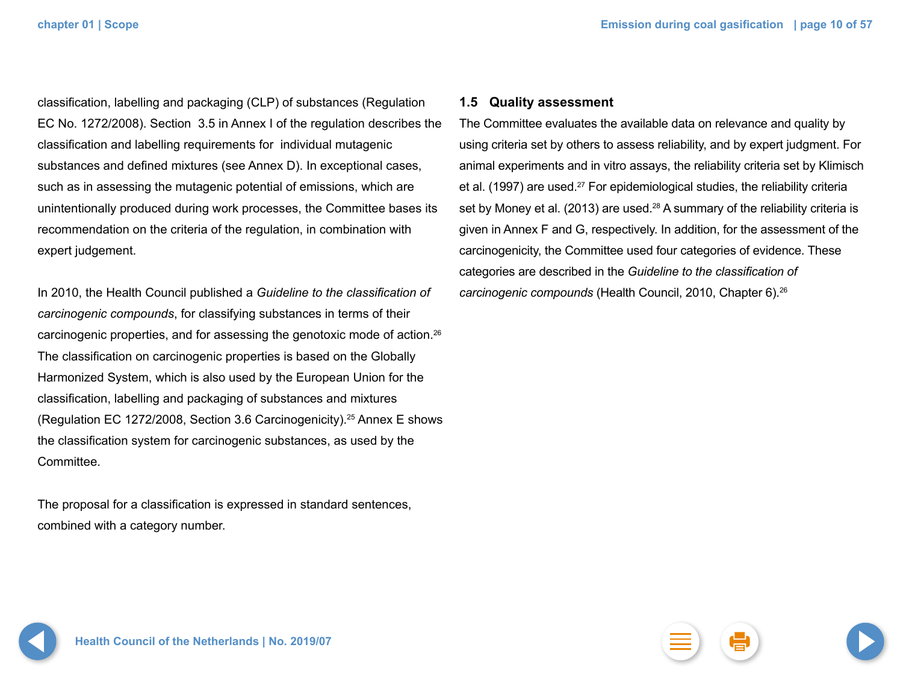classification, labelling and packaging (CLP) of substances (Regulation EC No. 1272/2008). Section 3.5 in Annex I of the regulation describes the classification and labelling requirements for individual mutagenic substances and defined mixtures (see Annex D). In exceptional cases, such as in assessing the mutagenic potential of emissions, which are unintentionally produced during work processes, the Committee bases its recommendation on the criteria of the regulation, in combination with expert judgement.

In 2010, the Health Council published a *Guideline to the classification of carcinogenic compounds*, for classifying substances in terms of their carcinogenic properties, and for assessing the genotoxic mode of action.[26] The classification on carcinogenic properties is based on the Globally Harmonized System, which is also used by the European Union for the classification, labelling and packaging of substances and mixtures (Regulation EC 1272/2008, Section 3.6 Carcinogenicity).[25] Annex E shows the classification system for carcinogenic substances, as used by the Committee.

The proposal for a classification is expressed in standard sentences, combined with a category number.

## 1.5 Quality assessment

The Committee evaluates the available data on relevance and quality by using criteria set by others to assess reliability, and by expert judgment. For animal experiments and in vitro assays, the reliability criteria set by Klimisch et al. (1997) are used.[27] For epidemiological studies, the reliability criteria set by Money et al. (2013) are used.[28] A summary of the reliability criteria is given in Annex F and G, respectively. In addition, for the assessment of the carcinogenicity, the Committee used four categories of evidence. These categories are described in the *Guideline to the classification of carcinogenic compounds* (Health Council, 2010, Chapter 6).[26]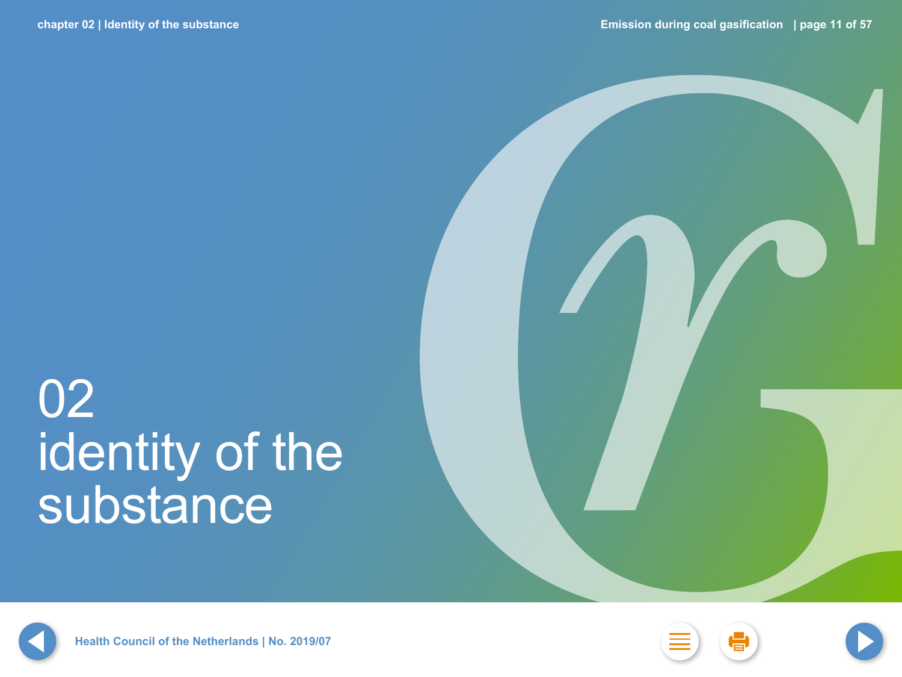# 02 identity of the substance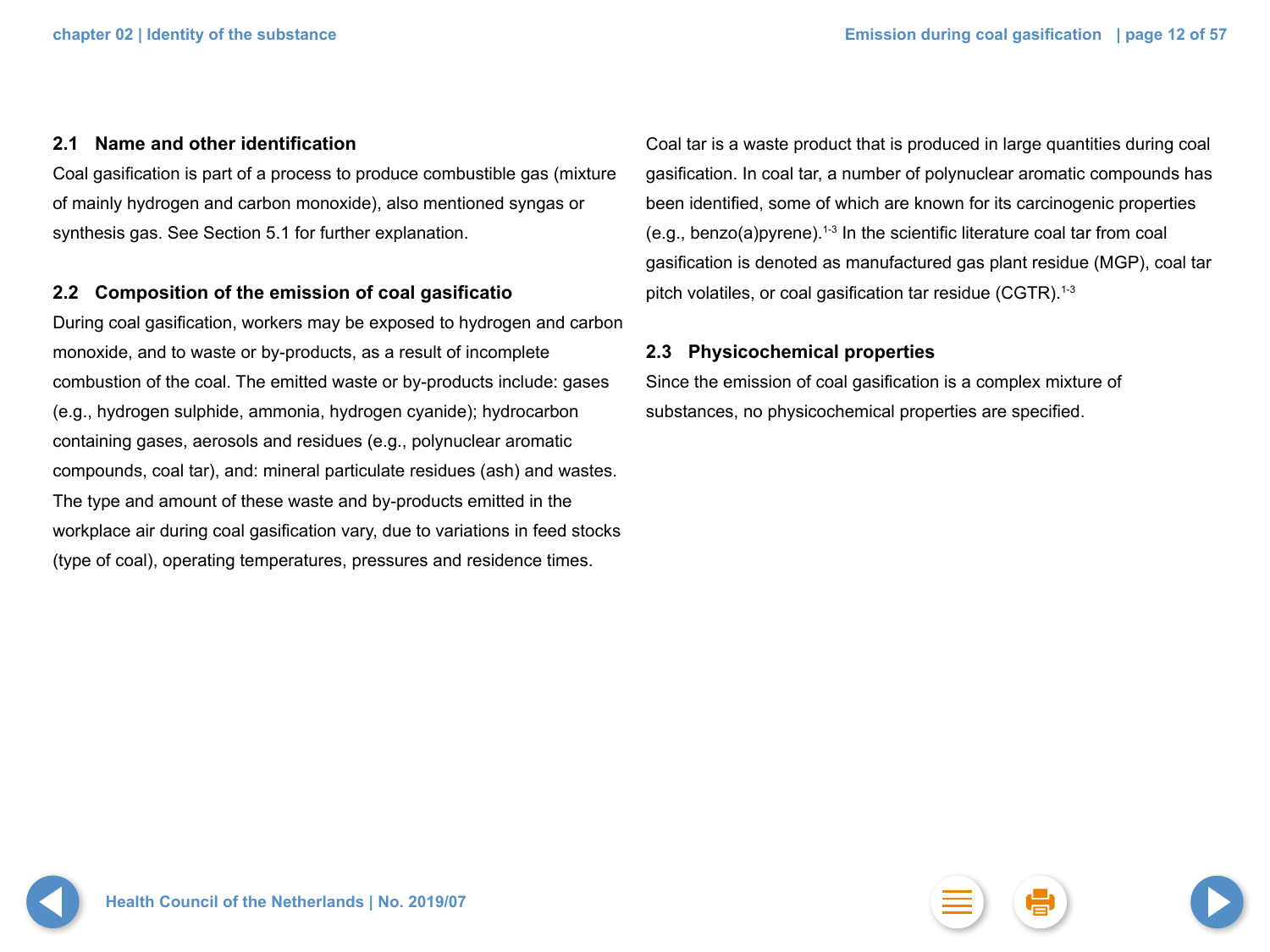## 2.1 Name and other identification

Coal gasification is part of a process to produce combustible gas (mixture of mainly hydrogen and carbon monoxide), also mentioned syngas or synthesis gas. See Section 5.1 for further explanation.

## 2.2 Composition of the emission of coal gasificatio

During coal gasification, workers may be exposed to hydrogen and carbon monoxide, and to waste or by-products, as a result of incomplete combustion of the coal. The emitted waste or by-products include: gases (e.g., hydrogen sulphide, ammonia, hydrogen cyanide); hydrocarbon containing gases, aerosols and residues (e.g., polynuclear aromatic compounds, coal tar), and: mineral particulate residues (ash) and wastes. The type and amount of these waste and by-products emitted in the workplace air during coal gasification vary, due to variations in feed stocks (type of coal), operating temperatures, pressures and residence times.

Coal tar is a waste product that is produced in large quantities during coal gasification. In coal tar, a number of polynuclear aromatic compounds has been identified, some of which are known for its carcinogenic properties (e.g., benzo(a)pyrene).[1-3] In the scientific literature coal tar from coal gasification is denoted as manufactured gas plant residue (MGP), coal tar pitch volatiles, or coal gasification tar residue (CGTR).[1-3]

## 2.3 Physicochemical properties

Since the emission of coal gasification is a complex mixture of substances, no physicochemical properties are specified.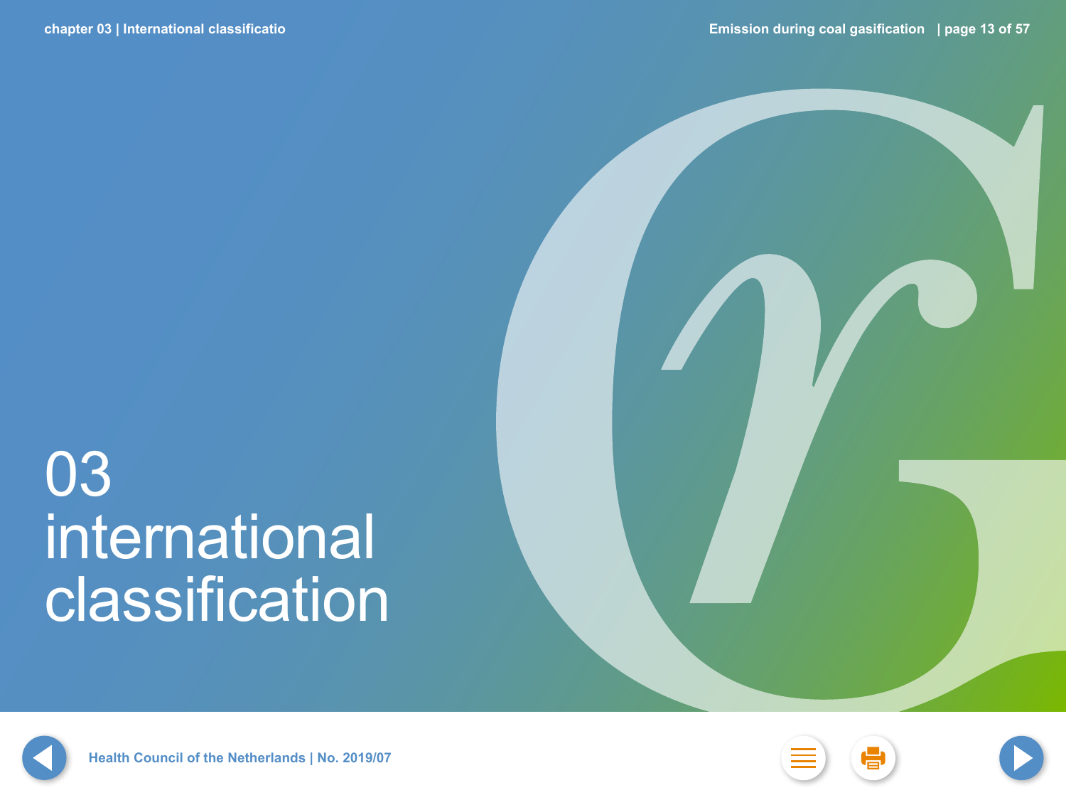# 03 international classification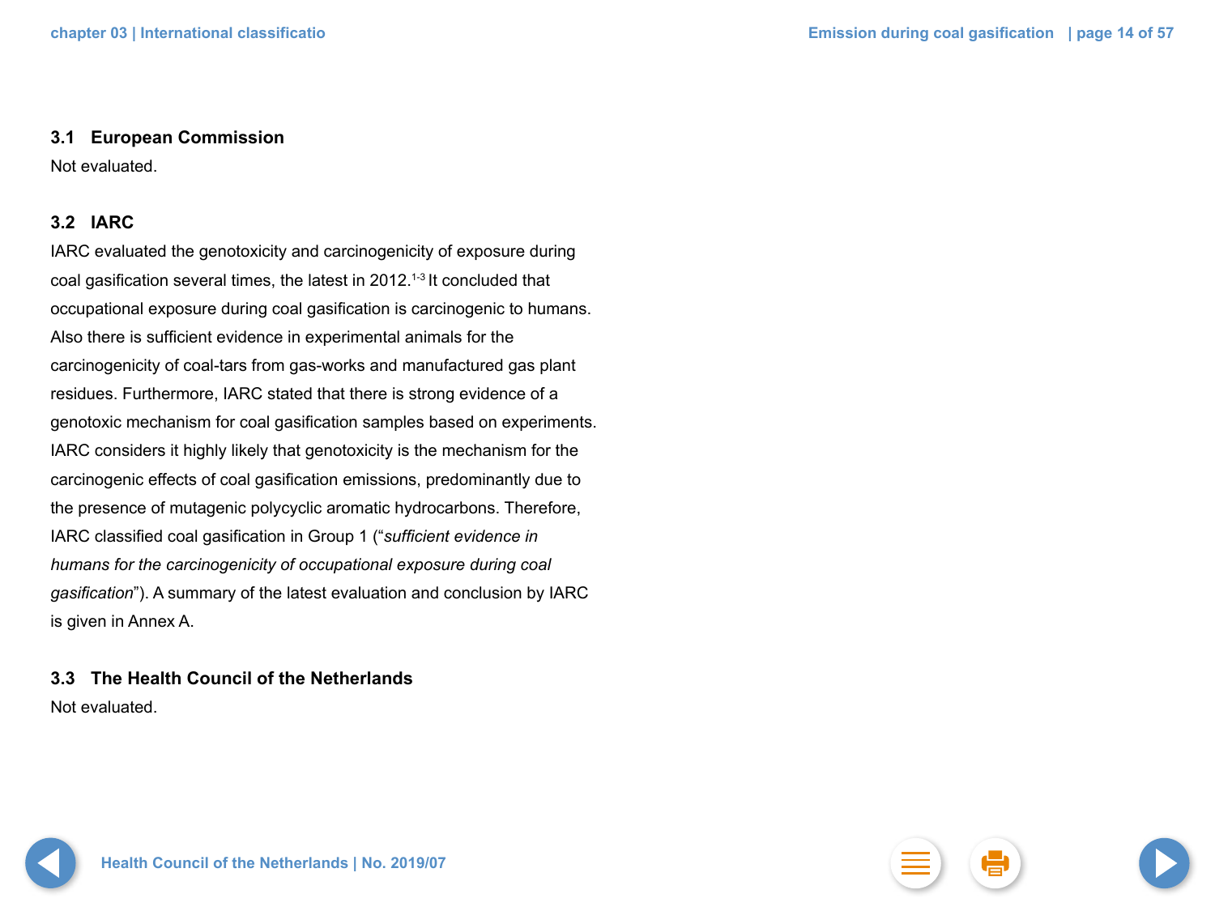### 3.1 European Commission

Not evaluated.

### 3.2 IARC

IARC evaluated the genotoxicity and carcinogenicity of exposure during coal gasification several times, the latest in 2012.[1-3] It concluded that occupational exposure during coal gasification is carcinogenic to humans. Also there is sufficient evidence in experimental animals for the carcinogenicity of coal-tars from gas-works and manufactured gas plant residues. Furthermore, IARC stated that there is strong evidence of a genotoxic mechanism for coal gasification samples based on experiments. IARC considers it highly likely that genotoxicity is the mechanism for the carcinogenic effects of coal gasification emissions, predominantly due to the presence of mutagenic polycyclic aromatic hydrocarbons. Therefore, IARC classified coal gasification in Group 1 (“*sufficient evidence in humans for the carcinogenicity of occupational exposure during coal gasification*”). A summary of the latest evaluation and conclusion by IARC is given in Annex A.

### 3.3 The Health Council of the Netherlands

Not evaluated.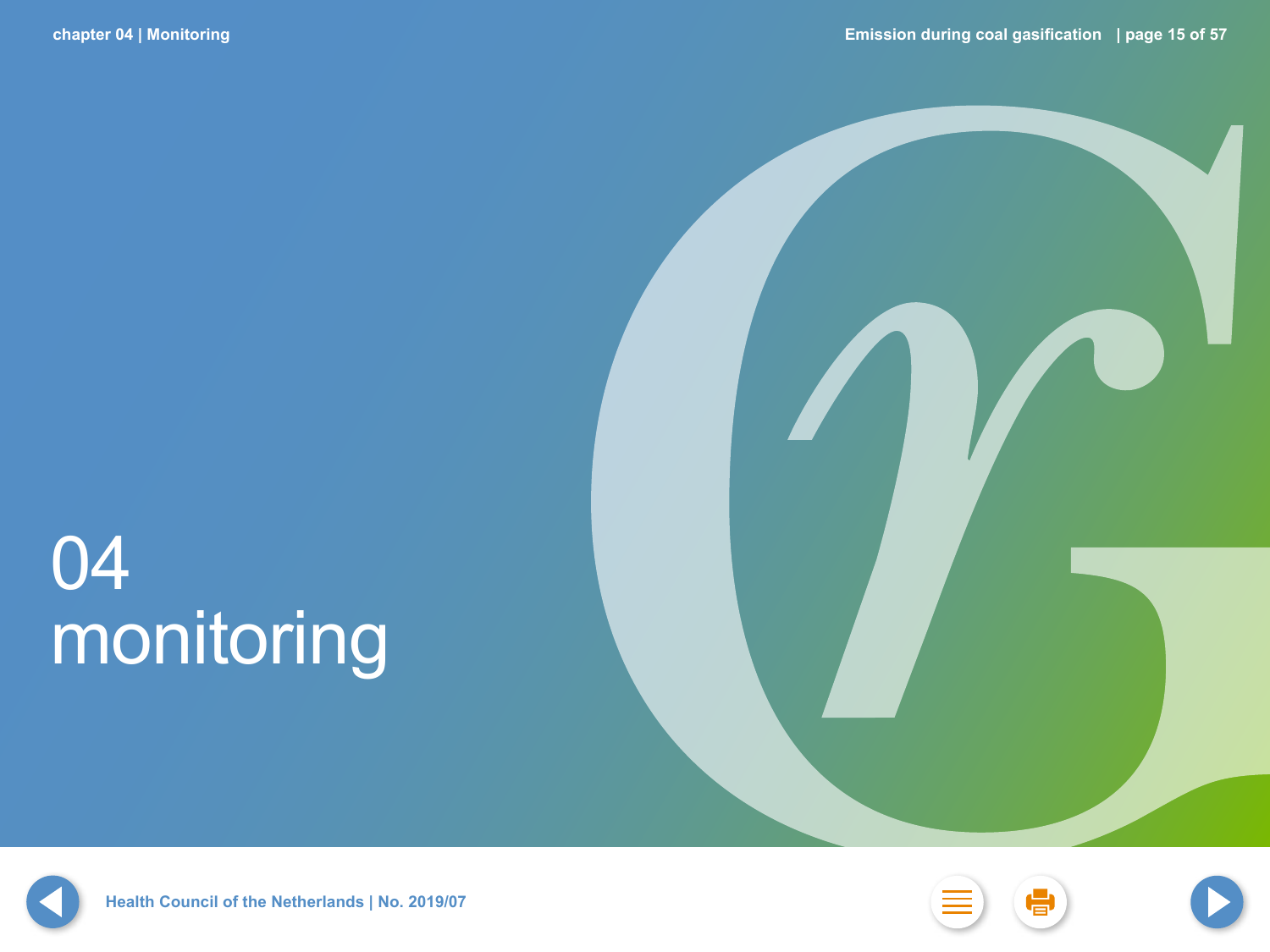# 04 monitoring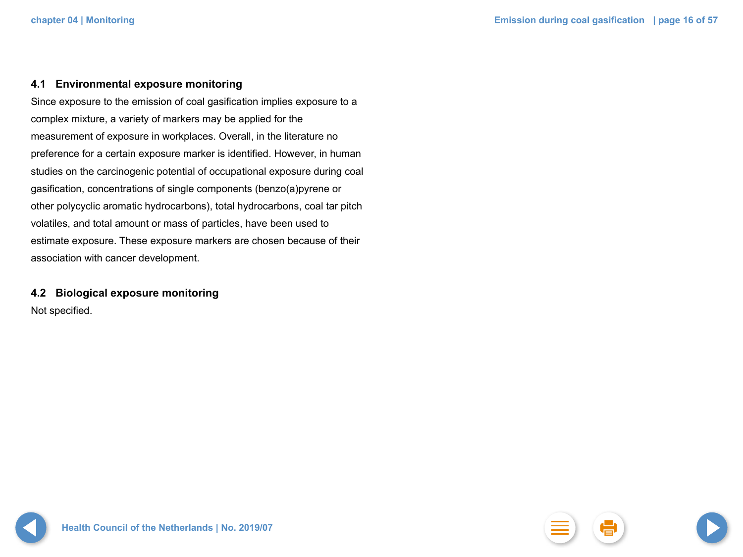### 4.1 Environmental exposure monitoring

Since exposure to the emission of coal gasification implies exposure to a complex mixture, a variety of markers may be applied for the measurement of exposure in workplaces. Overall, in the literature no preference for a certain exposure marker is identified. However, in human studies on the carcinogenic potential of occupational exposure during coal gasification, concentrations of single components (benzo(a)pyrene or other polycyclic aromatic hydrocarbons), total hydrocarbons, coal tar pitch volatiles, and total amount or mass of particles, have been used to estimate exposure. These exposure markers are chosen because of their association with cancer development.

### 4.2 Biological exposure monitoring

Not specified.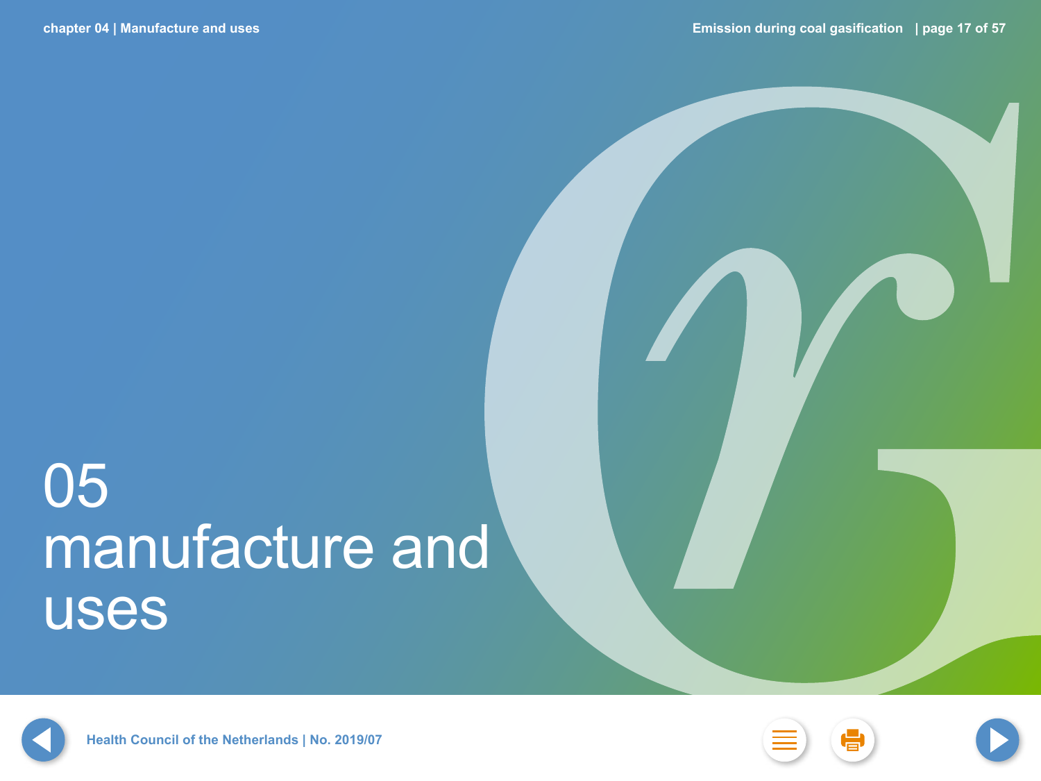# 05 manufacture and uses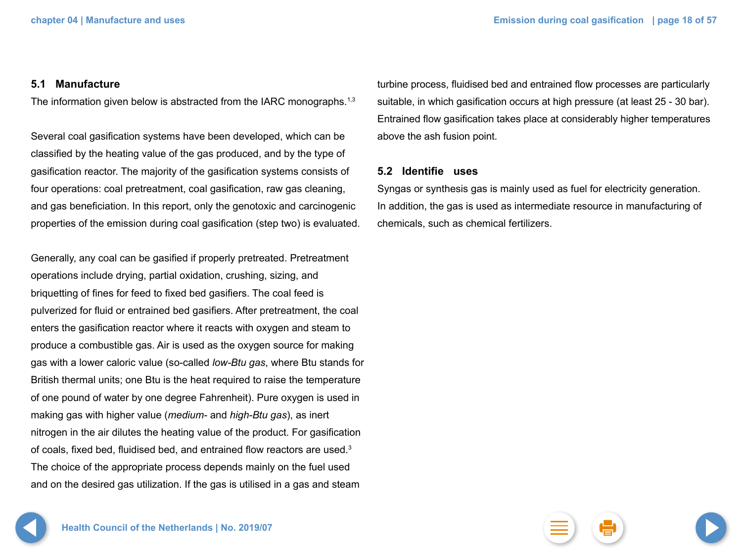## 5.1 Manufacture

The information given below is abstracted from the IARC monographs.[1,3]

Several coal gasification systems have been developed, which can be classified by the heating value of the gas produced, and by the type of gasification reactor. The majority of the gasification systems consists of four operations: coal pretreatment, coal gasification, raw gas cleaning, and gas beneficiation. In this report, only the genotoxic and carcinogenic properties of the emission during coal gasification (step two) is evaluated.

Generally, any coal can be gasified if properly pretreated. Pretreatment operations include drying, partial oxidation, crushing, sizing, and briquetting of fines for feed to fixed bed gasifiers. The coal feed is pulverized for fluid or entrained bed gasifiers. After pretreatment, the coal enters the gasification reactor where it reacts with oxygen and steam to produce a combustible gas. Air is used as the oxygen source for making gas with a lower caloric value (so-called *low-Btu gas*, where Btu stands for British thermal units; one Btu is the heat required to raise the temperature of one pound of water by one degree Fahrenheit). Pure oxygen is used in making gas with higher value (*medium-* and *high-Btu gas*), as inert nitrogen in the air dilutes the heating value of the product. For gasification of coals, fixed bed, fluidised bed, and entrained flow reactors are used.[3] The choice of the appropriate process depends mainly on the fuel used and on the desired gas utilization. If the gas is utilised in a gas and steam turbine process, fluidised bed and entrained flow processes are particularly suitable, in which gasification occurs at high pressure (at least 25 - 30 bar). Entrained flow gasification takes place at considerably higher temperatures above the ash fusion point.

## 5.2 Identifie uses

Syngas or synthesis gas is mainly used as fuel for electricity generation. In addition, the gas is used as intermediate resource in manufacturing of chemicals, such as chemical fertilizers.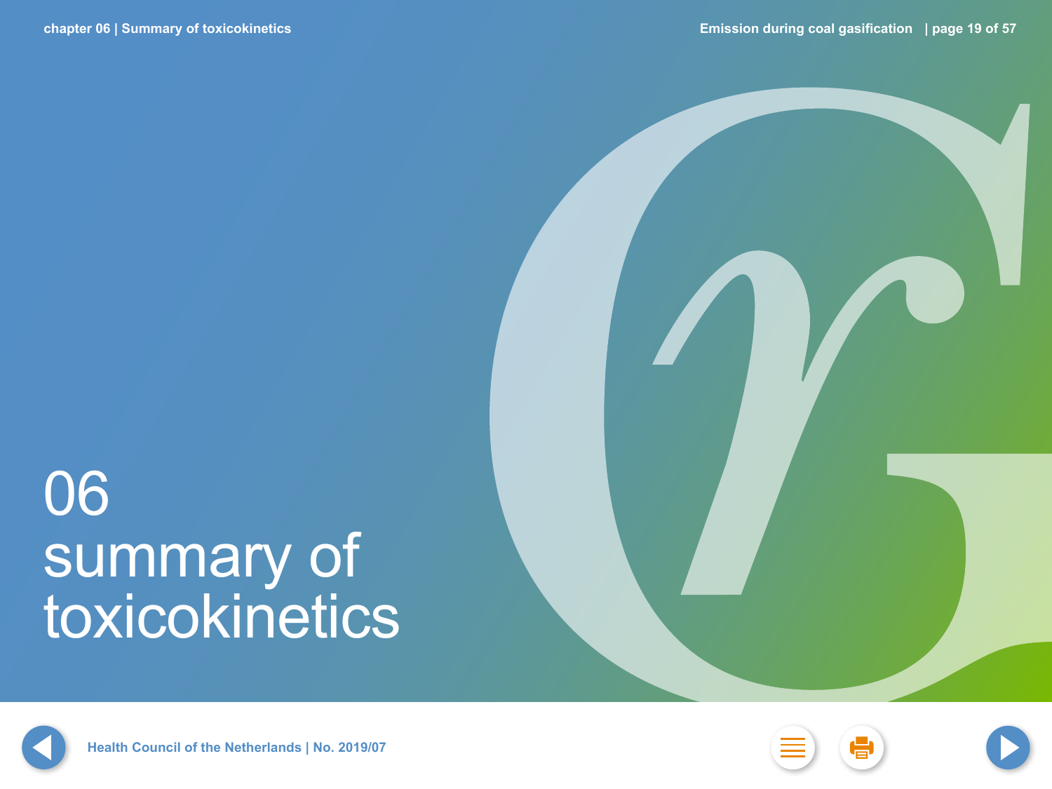# 06 summary of toxicokinetics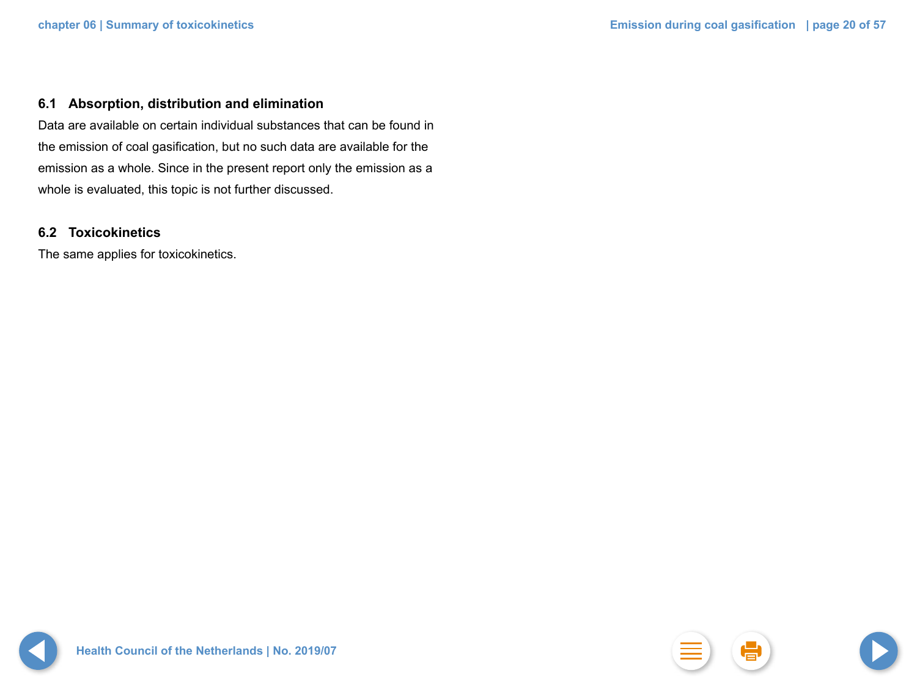## 6.1 Absorption, distribution and elimination

Data are available on certain individual substances that can be found in the emission of coal gasification, but no such data are available for the emission as a whole. Since in the present report only the emission as a whole is evaluated, this topic is not further discussed.

## 6.2 Toxicokinetics

The same applies for toxicokinetics.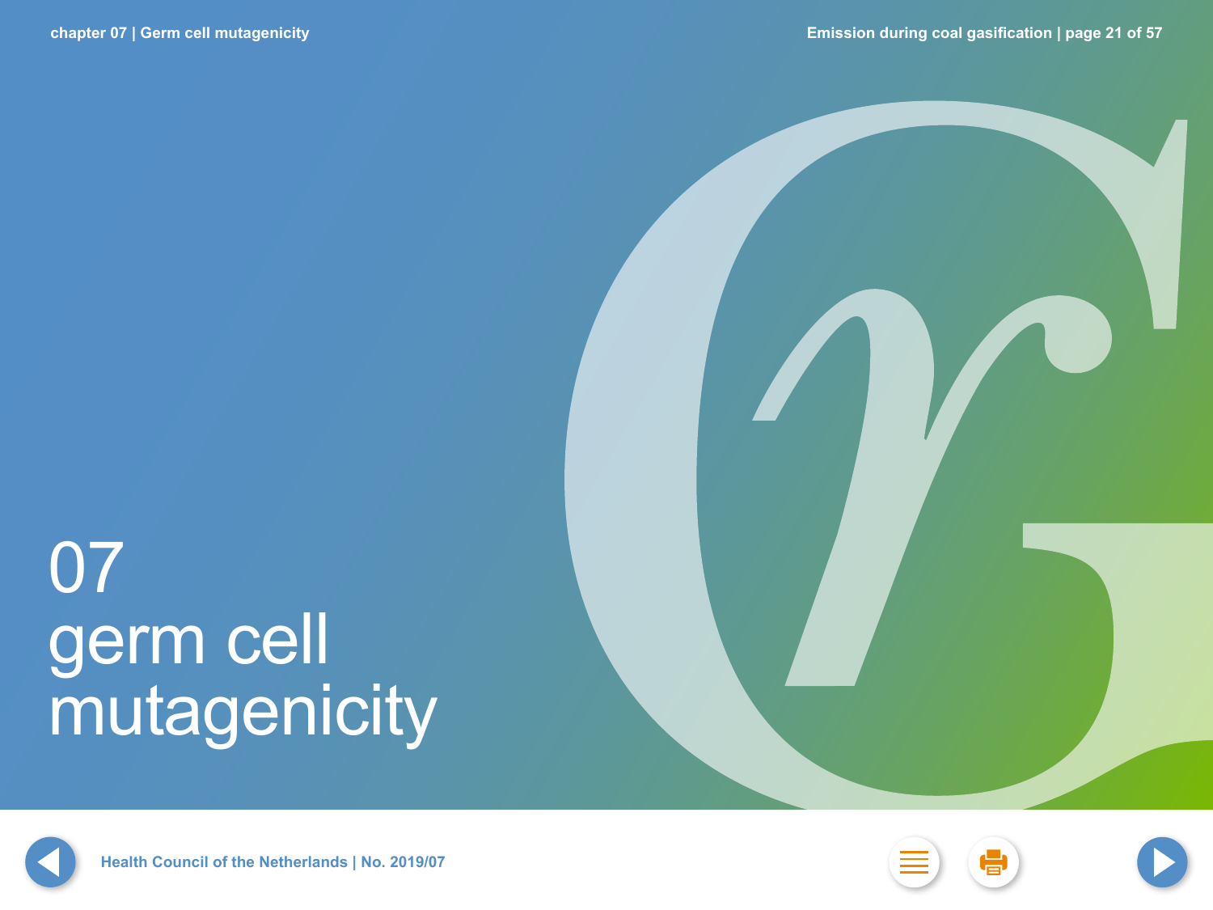# 07 germ cell mutagenicity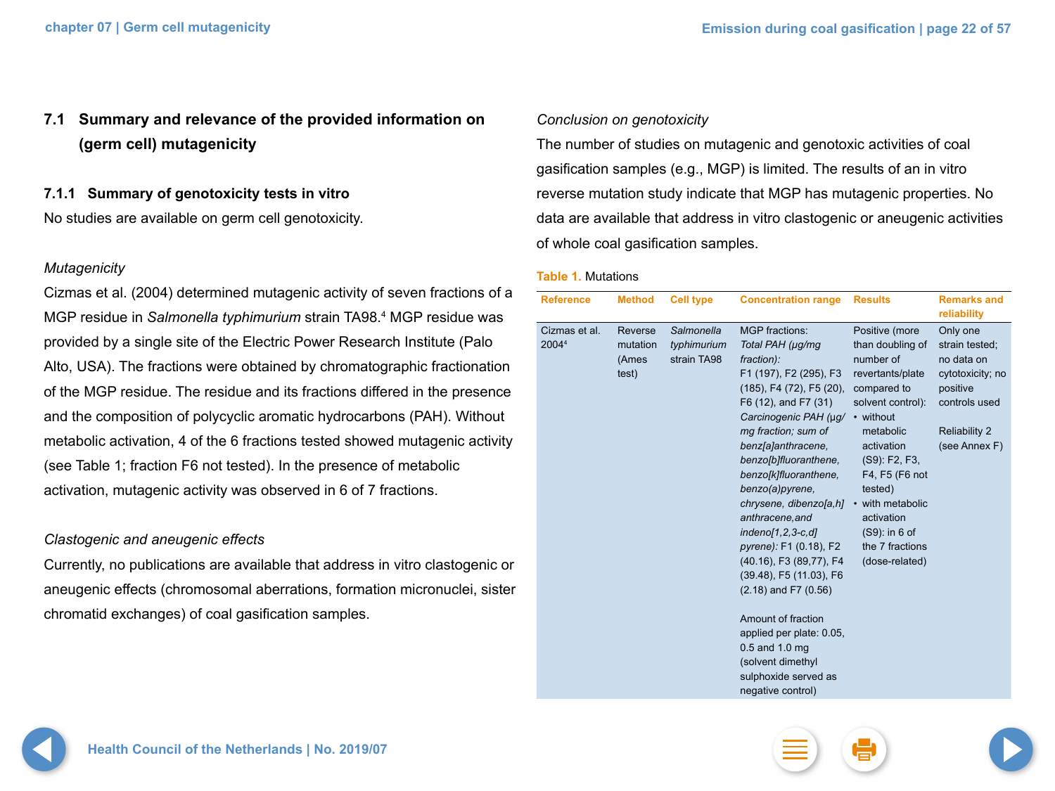## 7.1 Summary and relevance of the provided information on (germ cell) mutagenicity

### 7.1.1 Summary of genotoxicity tests in vitro

No studies are available on germ cell genotoxicity.

*Mutagenicity*

Cizmas et al. (2004) determined mutagenic activity of seven fractions of a MGP residue in *Salmonella typhimurium* strain TA98.[4] MGP residue was provided by a single site of the Electric Power Research Institute (Palo Alto, USA). The fractions were obtained by chromatographic fractionation of the MGP residue. The residue and its fractions differed in the presence and the composition of polycyclic aromatic hydrocarbons (PAH). Without metabolic activation, 4 of the 6 fractions tested showed mutagenic activity (see Table 1; fraction F6 not tested). In the presence of metabolic activation, mutagenic activity was observed in 6 of 7 fractions.

*Clastogenic and aneugenic effects*

Currently, no publications are available that address in vitro clastogenic or aneugenic effects (chromosomal aberrations, formation micronuclei, sister chromatid exchanges) of coal gasification samples.

*Conclusion on genotoxicity*

The number of studies on mutagenic and genotoxic activities of coal gasification samples (e.g., MGP) is limited. The results of an in vitro reverse mutation study indicate that MGP has mutagenic properties. No data are available that address in vitro clastogenic or aneugenic activities of whole coal gasification samples.

**Table 1.** Mutations

| Reference | Method | Cell type | Concentration range | Results | Remarks and reliability |
|---|---|---|---|---|---|
| Cizmas et al. 2004[4] | Reverse mutation (Ames test) | *Salmonella typhimurium* strain TA98 | MGP fractions: *Total PAH (µg/mg fraction):* F1 (197), F2 (295), F3 (185), F4 (72), F5 (20), F6 (12), and F7 (31) *Carcinogenic PAH (µg/mg fraction; sum of benz[a]anthracene, benzo[b]fluoranthene, benzo[k]fluoranthene, benzo(a)pyrene, chrysene, dibenzo[a,h] anthracene,and indeno[1,2,3-c,d] pyrene):* F1 (0.18), F2 (40.16), F3 (89,77), F4 (39.48), F5 (11.03), F6 (2.18) and F7 (0.56)<br><br>Amount of fraction applied per plate: 0.05, 0.5 and 1.0 mg (solvent dimethyl sulphoxide served as negative control) | Positive (more than doubling of number of revertants/plate compared to solvent control):<br>• without metabolic activation (S9): F2, F3, F4, F5 (F6 not tested)<br>• with metabolic activation (S9): in 6 of the 7 fractions (dose-related) | Only one strain tested; no data on cytotoxicity; no positive controls used<br><br>Reliability 2 (see Annex F) |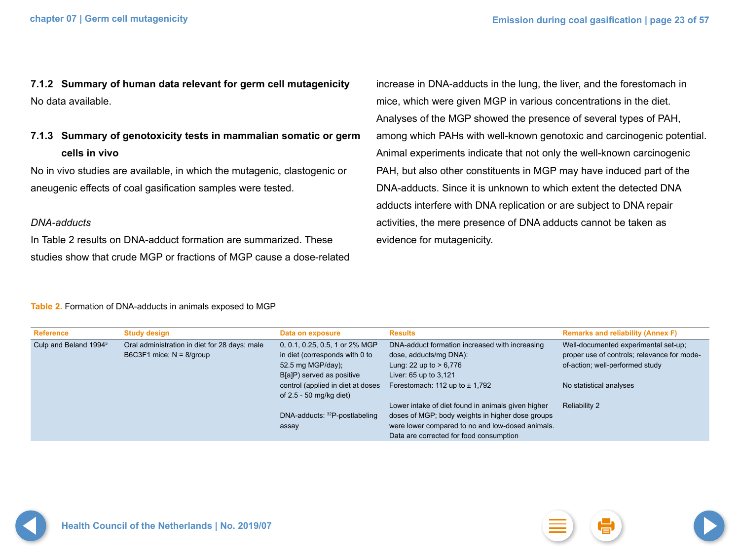### 7.1.2 Summary of human data relevant for germ cell mutagenicity

No data available.

### 7.1.3 Summary of genotoxicity tests in mammalian somatic or germ cells in vivo

No in vivo studies are available, in which the mutagenic, clastogenic or aneugenic effects of coal gasification samples were tested.

*DNA-adducts*

In Table 2 results on DNA-adduct formation are summarized. These studies show that crude MGP or fractions of MGP cause a dose-related increase in DNA-adducts in the lung, the liver, and the forestomach in mice, which were given MGP in various concentrations in the diet. Analyses of the MGP showed the presence of several types of PAH, among which PAHs with well-known genotoxic and carcinogenic potential. Animal experiments indicate that not only the well-known carcinogenic PAH, but also other constituents in MGP may have induced part of the DNA-adducts. Since it is unknown to which extent the detected DNA adducts interfere with DNA replication or are subject to DNA repair activities, the mere presence of DNA adducts cannot be taken as evidence for mutagenicity.

**Table 2.** Formation of DNA-adducts in animals exposed to MGP

| Reference | Study design | Data on exposure | Results | Remarks and reliability (Annex F) |
|---|---|---|---|---|
| Culp and Beland 1994[5] | Oral administration in diet for 28 days; male B6C3F1 mice; N = 8/group | 0, 0.1, 0.25, 0.5, 1 or 2% MGP in diet (corresponds with 0 to 52.5 mg MGP/day); B[a]P) served as positive control (applied in diet at doses of 2.5 - 50 mg/kg diet)<br><br>DNA-adducts: $^{32}$P-postlabeling assay | DNA-adduct formation increased with increasing dose, adducts/mg DNA):<br>Lung: 22 up to > 6,776<br>Liver: 65 up to 3,121<br>Forestomach: 112 up to ± 1,792<br><br>Lower intake of diet found in animals given higher doses of MGP; body weights in higher dose groups were lower compared to no and low-dosed animals. Data are corrected for food consumption | Well-documented experimental set-up; proper use of controls; relevance for mode-of-action; well-performed study<br><br>No statistical analyses<br><br>Reliability 2 |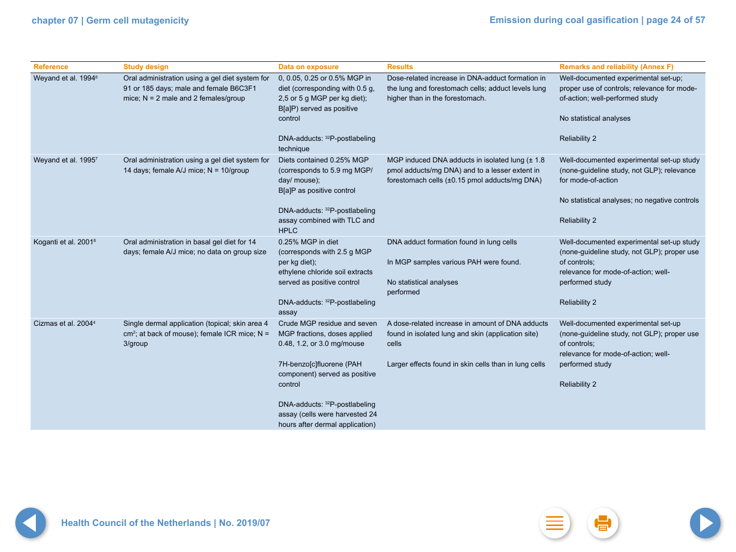| Reference | Study design | Data on exposure | Results | Remarks and reliability (Annex F) |
|---|---|---|---|---|
| Weyand et al. 1994[6] | Oral administration using a gel diet system for 91 or 185 days; male and female B6C3F1 mice; N = 2 male and 2 females/group | 0, 0.05, 0.25 or 0.5% MGP in diet (corresponding with 0.5 g, 2,5 or 5 g MGP per kg diet); B[a]P) served as positive control<br><br>DNA-adducts: $^{32}$P-postlabeling technique | Dose-related increase in DNA-adduct formation in the lung and forestomach cells; adduct levels lung higher than in the forestomach. | Well-documented experimental set-up; proper use of controls; relevance for mode-of-action; well-performed study<br><br>No statistical analyses<br><br>Reliability 2 |
| Weyand et al. 1995[7] | Oral administration using a gel diet system for 14 days; female A/J mice; N = 10/group | Diets contained 0.25% MGP (corresponds to 5.9 mg MGP/ day/ mouse);<br>B[a]P as positive control<br><br>DNA-adducts: $^{32}$P-postlabeling assay combined with TLC and HPLC | MGP induced DNA adducts in isolated lung (± 1.8 pmol adducts/mg DNA) and to a lesser extent in forestomach cells (±0.15 pmol adducts/mg DNA) | Well-documented experimental set-up study (none-guideline study, not GLP); relevance for mode-of-action<br><br>No statistical analyses; no negative controls<br><br>Reliability 2 |
| Koganti et al. 2001[8] | Oral administration in basal gel diet for 14 days; female A/J mice; no data on group size | 0.25% MGP in diet (corresponding with 2.5 g MGP per kg diet);<br>ethylene chloride soil extracts served as positive control<br><br>DNA-adducts: $^{32}$P-postlabeling assay | DNA adduct formation found in lung cells<br><br>In MGP samples various PAH were found.<br><br>No statistical analyses performed | Well-documented experimental set-up study (none-guideline study, not GLP); proper use of controls;<br>relevance for mode-of-action; well-performed study<br><br>Reliability 2 |
| Cizmas et al. 2004[4] | Single dermal application (topical; skin area 4 cm$^2$; at back of mouse); female ICR mice; N = 3/group | Crude MGP residue and seven MGP fractions, doses applied 0.48, 1.2, or 3.0 mg/mouse<br><br>7H-benzo[c]fluorene (PAH component) served as positive control<br><br>DNA-adducts: $^{32}$P-postlabeling assay (cells were harvested 24 hours after dermal application) | A dose-related increase in amount of DNA adducts found in isolated lung and skin (application site) cells<br><br>Larger effects found in skin cells than in lung cells | Well-documented experimental set-up (none-guideline study, not GLP); proper use of controls;<br>relevance for mode-of-action; well-performed study<br><br>Reliability 2 |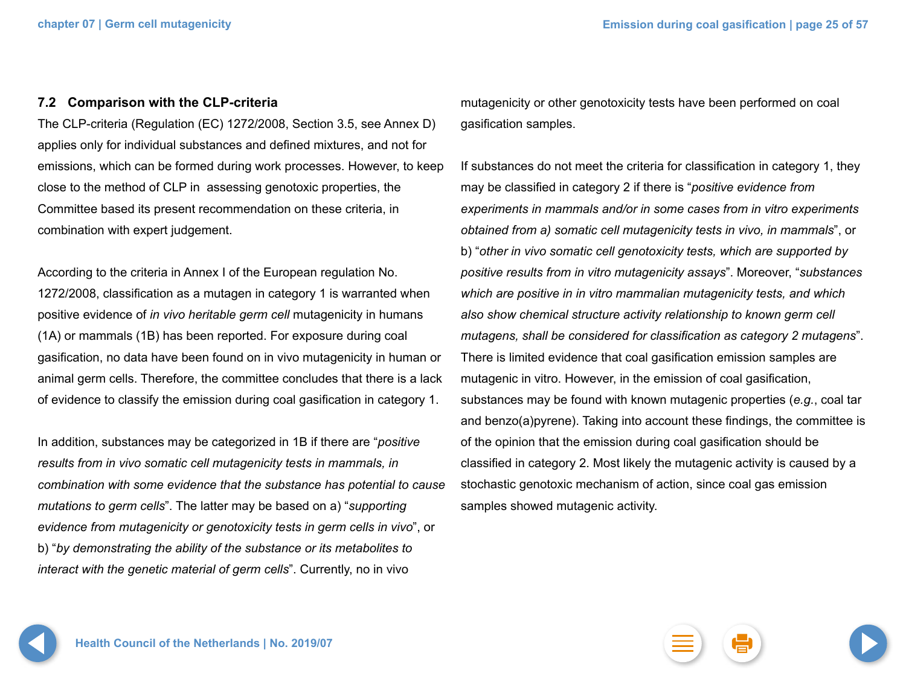## 7.2 Comparison with the CLP-criteria

The CLP-criteria (Regulation (EC) 1272/2008, Section 3.5, see Annex D) applies only for individual substances and defined mixtures, and not for emissions, which can be formed during work processes. However, to keep close to the method of CLP in assessing genotoxic properties, the Committee based its present recommendation on these criteria, in combination with expert judgement.

According to the criteria in Annex I of the European regulation No. 1272/2008, classification as a mutagen in category 1 is warranted when positive evidence of *in vivo heritable germ cell* mutagenicity in humans (1A) or mammals (1B) has been reported. For exposure during coal gasification, no data have been found on in vivo mutagenicity in human or animal germ cells. Therefore, the committee concludes that there is a lack of evidence to classify the emission during coal gasification in category 1.

In addition, substances may be categorized in 1B if there are "*positive results from in vivo somatic cell mutagenicity tests in mammals, in combination with some evidence that the substance has potential to cause mutations to germ cells*". The latter may be based on a) "*supporting evidence from mutagenicity or genotoxicity tests in germ cells in vivo*", or b) "*by demonstrating the ability of the substance or its metabolites to interact with the genetic material of germ cells*". Currently, no in vivo mutagenicity or other genotoxicity tests have been performed on coal gasification samples.

If substances do not meet the criteria for classification in category 1, they may be classified in category 2 if there is "*positive evidence from experiments in mammals and/or in some cases from in vitro experiments obtained from a) somatic cell mutagenicity tests in vivo, in mammals*", or b) "*other in vivo somatic cell genotoxicity tests, which are supported by positive results from in vitro mutagenicity assays*". Moreover, "*substances which are positive in in vitro mammalian mutagenicity tests, and which also show chemical structure activity relationship to known germ cell mutagens, shall be considered for classification as category 2 mutagens*". There is limited evidence that coal gasification emission samples are mutagenic in vitro. However, in the emission of coal gasification, substances may be found with known mutagenic properties (*e.g.*, coal tar and benzo(a)pyrene). Taking into account these findings, the committee is of the opinion that the emission during coal gasification should be classified in category 2. Most likely the mutagenic activity is caused by a stochastic genotoxic mechanism of action, since coal gas emission samples showed mutagenic activity.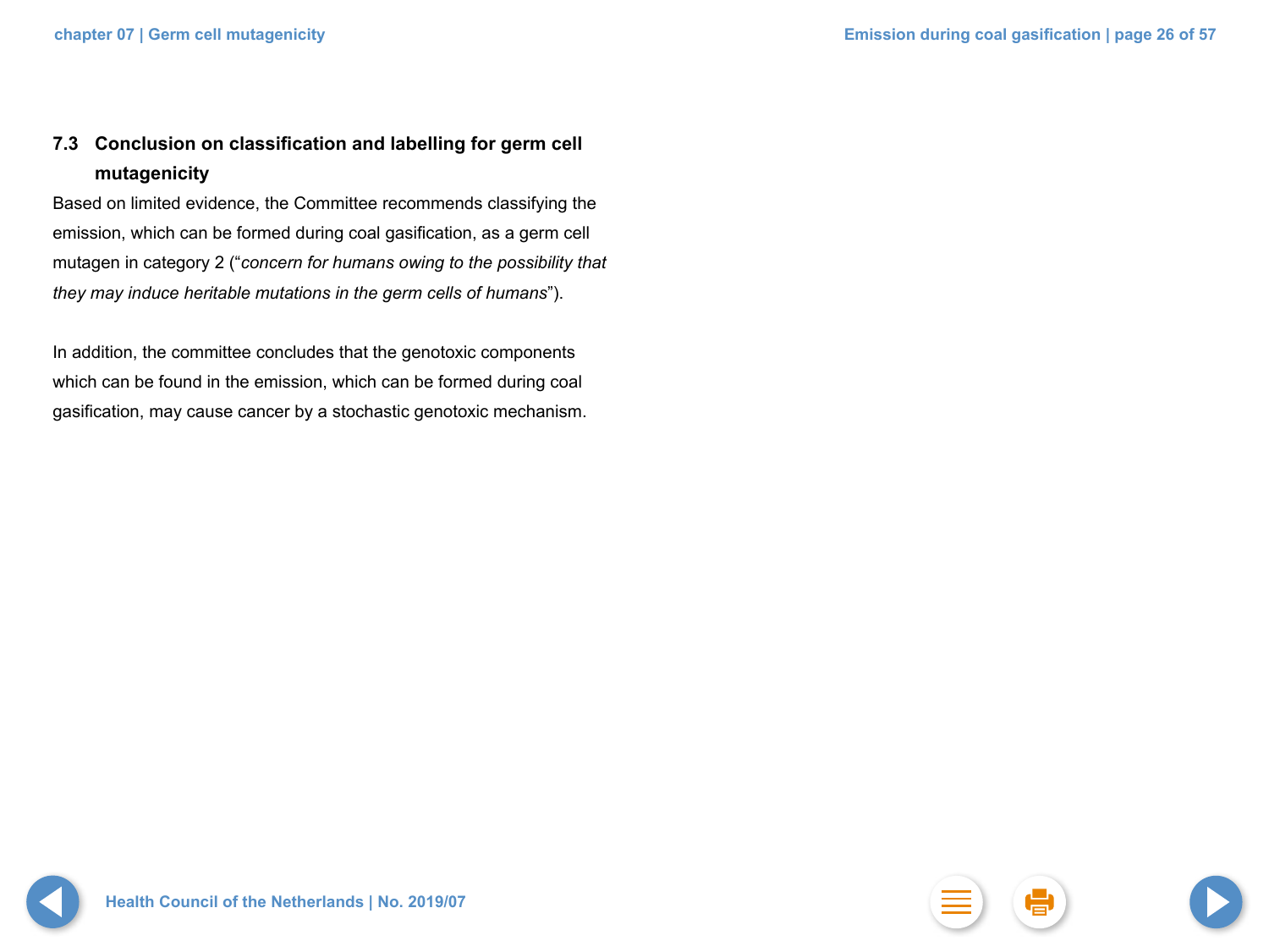## 7.3 Conclusion on classification and labelling for germ cell mutagenicity

Based on limited evidence, the Committee recommends classifying the emission, which can be formed during coal gasification, as a germ cell mutagen in category 2 (“*concern for humans owing to the possibility that they may induce heritable mutations in the germ cells of humans*”).

In addition, the committee concludes that the genotoxic components which can be found in the emission, which can be formed during coal gasification, may cause cancer by a stochastic genotoxic mechanism.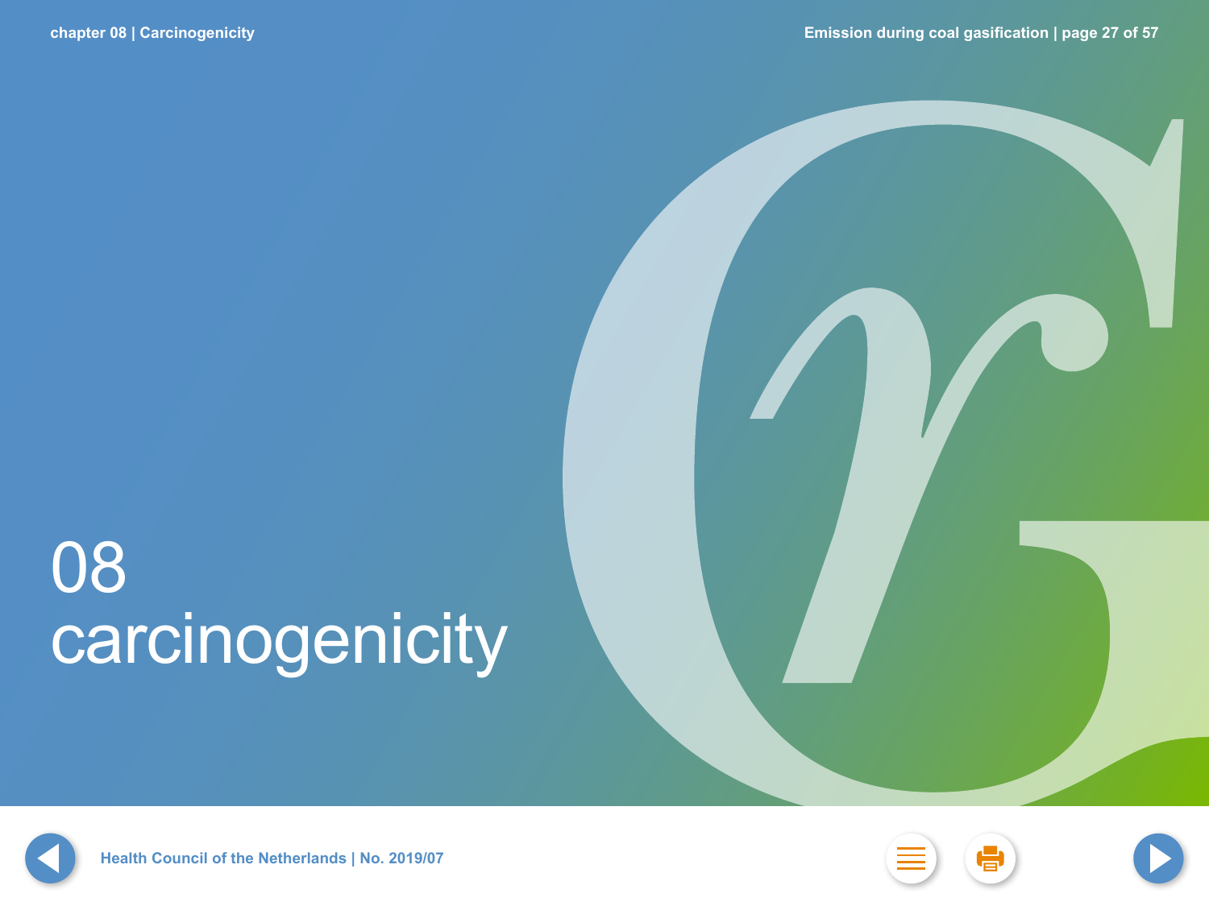# 08 carcinogenicity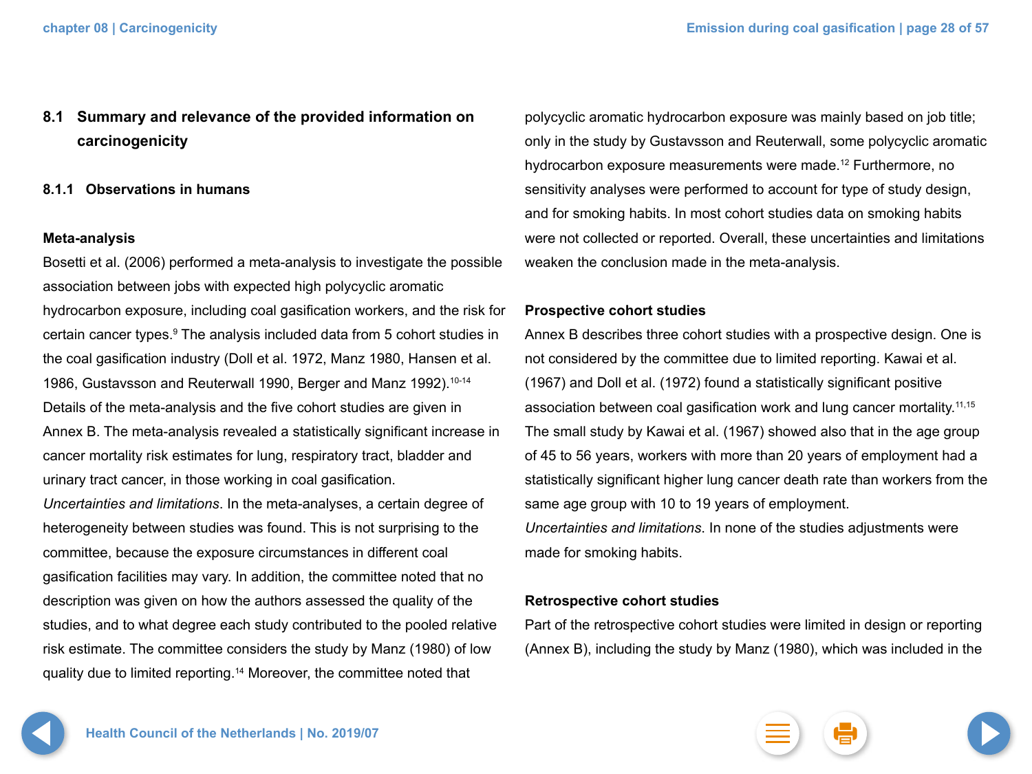## 8.1 Summary and relevance of the provided information on carcinogenicity

### 8.1.1 Observations in humans

**Meta-analysis**

Bosetti et al. (2006) performed a meta-analysis to investigate the possible association between jobs with expected high polycyclic aromatic hydrocarbon exposure, including coal gasification workers, and the risk for certain cancer types.[9] The analysis included data from 5 cohort studies in the coal gasification industry (Doll et al. 1972, Manz 1980, Hansen et al. 1986, Gustavsson and Reuterwall 1990, Berger and Manz 1992).[10-14] Details of the meta-analysis and the five cohort studies are given in Annex B. The meta-analysis revealed a statistically significant increase in cancer mortality risk estimates for lung, respiratory tract, bladder and urinary tract cancer, in those working in coal gasification.

*Uncertainties and limitations*. In the meta-analyses, a certain degree of heterogeneity between studies was found. This is not surprising to the committee, because the exposure circumstances in different coal gasification facilities may vary. In addition, the committee noted that no description was given on how the authors assessed the quality of the studies, and to what degree each study contributed to the pooled relative risk estimate. The committee considers the study by Manz (1980) of low quality due to limited reporting.[14] Moreover, the committee noted that polycyclic aromatic hydrocarbon exposure was mainly based on job title; only in the study by Gustavsson and Reuterwall, some polycyclic aromatic hydrocarbon exposure measurements were made.[12] Furthermore, no sensitivity analyses were performed to account for type of study design, and for smoking habits. In most cohort studies data on smoking habits were not collected or reported. Overall, these uncertainties and limitations weaken the conclusion made in the meta-analysis.

**Prospective cohort studies**

Annex B describes three cohort studies with a prospective design. One is not considered by the committee due to limited reporting. Kawai et al. (1967) and Doll et al. (1972) found a statistically significant positive association between coal gasification work and lung cancer mortality.[11,15] The small study by Kawai et al. (1967) showed also that in the age group of 45 to 56 years, workers with more than 20 years of employment had a statistically significant higher lung cancer death rate than workers from the same age group with 10 to 19 years of employment.

*Uncertainties and limitations*. In none of the studies adjustments were made for smoking habits.

**Retrospective cohort studies**

Part of the retrospective cohort studies were limited in design or reporting (Annex B), including the study by Manz (1980), which was included in the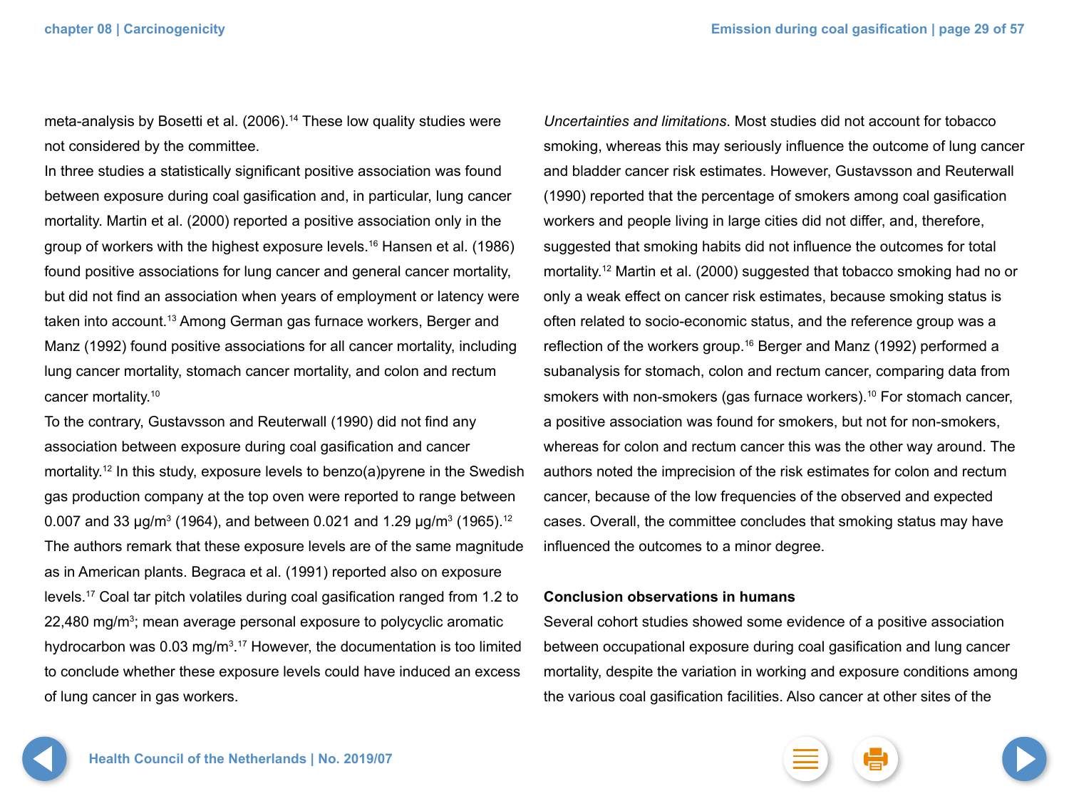meta-analysis by Bosetti et al. (2006).[14] These low quality studies were not considered by the committee.

In three studies a statistically significant positive association was found between exposure during coal gasification and, in particular, lung cancer mortality. Martin et al. (2000) reported a positive association only in the group of workers with the highest exposure levels.[16] Hansen et al. (1986) found positive associations for lung cancer and general cancer mortality, but did not find an association when years of employment or latency were taken into account.[13] Among German gas furnace workers, Berger and Manz (1992) found positive associations for all cancer mortality, including lung cancer mortality, stomach cancer mortality, and colon and rectum cancer mortality.[10]

To the contrary, Gustavsson and Reuterwall (1990) did not find any association between exposure during coal gasification and cancer mortality.[12] In this study, exposure levels to benzo(a)pyrene in the Swedish gas production company at the top oven were reported to range between 0.007 and 33 µg/m³ (1964), and between 0.021 and 1.29 µg/m³ (1965).[12] The authors remark that these exposure levels are of the same magnitude as in American plants. Begraca et al. (1991) reported also on exposure levels.[17] Coal tar pitch volatiles during coal gasification ranged from 1.2 to 22,480 mg/m³; mean average personal exposure to polycyclic aromatic hydrocarbon was 0.03 mg/m³.[17] However, the documentation is too limited to conclude whether these exposure levels could have induced an excess of lung cancer in gas workers.

*Uncertainties and limitations.* Most studies did not account for tobacco smoking, whereas this may seriously influence the outcome of lung cancer and bladder cancer risk estimates. However, Gustavsson and Reuterwall (1990) reported that the percentage of smokers among coal gasification workers and people living in large cities did not differ, and, therefore, suggested that smoking habits did not influence the outcomes for total mortality.[12] Martin et al. (2000) suggested that tobacco smoking had no or only a weak effect on cancer risk estimates, because smoking status is often related to socio-economic status, and the reference group was a reflection of the workers group.[16] Berger and Manz (1992) performed a subanalysis for stomach, colon and rectum cancer, comparing data from smokers with non-smokers (gas furnace workers).[10] For stomach cancer, a positive association was found for smokers, but not for non-smokers, whereas for colon and rectum cancer this was the other way around. The authors noted the imprecision of the risk estimates for colon and rectum cancer, because of the low frequencies of the observed and expected cases. Overall, the committee concludes that smoking status may have influenced the outcomes to a minor degree.

**Conclusion observations in humans**

Several cohort studies showed some evidence of a positive association between occupational exposure during coal gasification and lung cancer mortality, despite the variation in working and exposure conditions among the various coal gasification facilities. Also cancer at other sites of the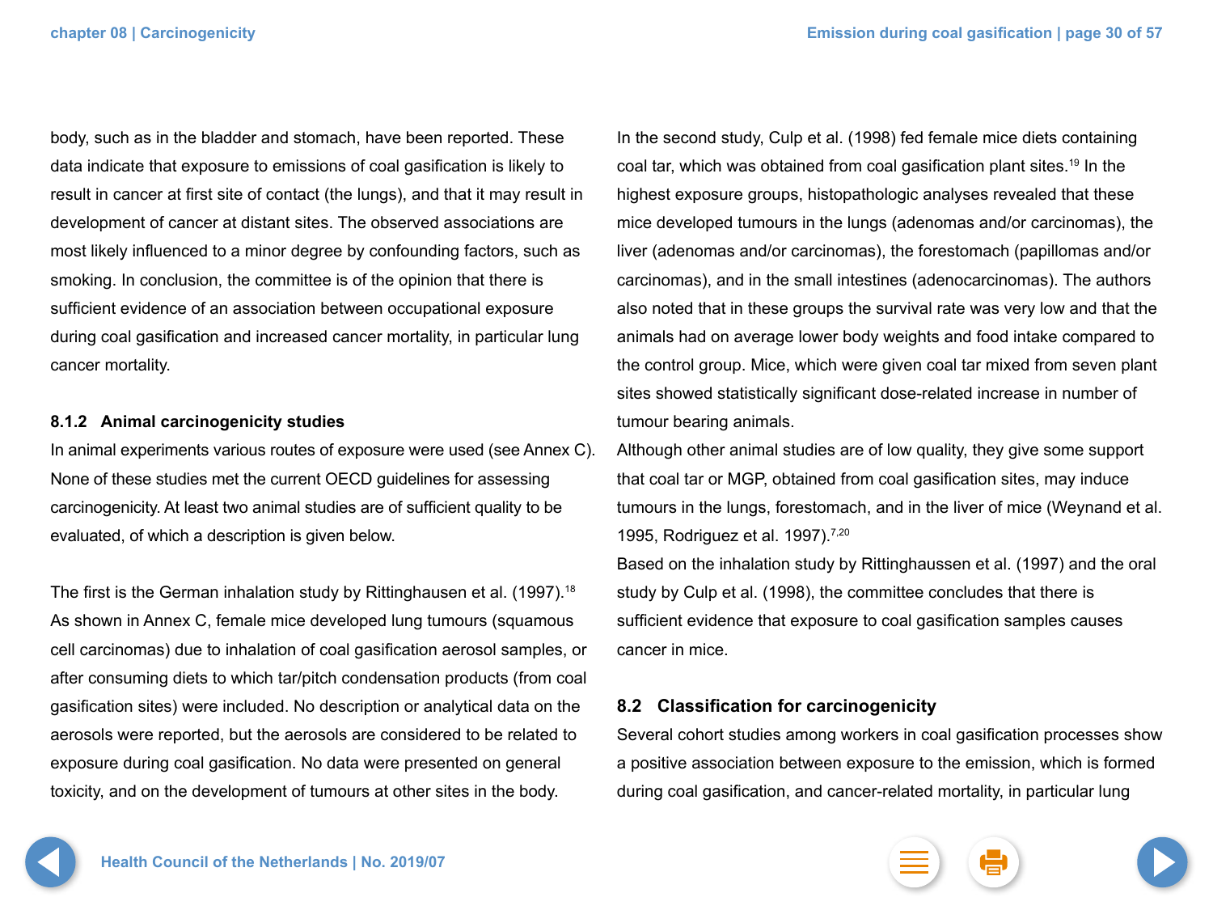body, such as in the bladder and stomach, have been reported. These data indicate that exposure to emissions of coal gasification is likely to result in cancer at first site of contact (the lungs), and that it may result in development of cancer at distant sites. The observed associations are most likely influenced to a minor degree by confounding factors, such as smoking. In conclusion, the committee is of the opinion that there is sufficient evidence of an association between occupational exposure during coal gasification and increased cancer mortality, in particular lung cancer mortality.

### 8.1.2 Animal carcinogenicity studies

In animal experiments various routes of exposure were used (see Annex C). None of these studies met the current OECD guidelines for assessing carcinogenicity. At least two animal studies are of sufficient quality to be evaluated, of which a description is given below.

The first is the German inhalation study by Rittinghausen et al. (1997).[18] As shown in Annex C, female mice developed lung tumours (squamous cell carcinomas) due to inhalation of coal gasification aerosol samples, or after consuming diets to which tar/pitch condensation products (from coal gasification sites) were included. No description or analytical data on the aerosols were reported, but the aerosols are considered to be related to exposure during coal gasification. No data were presented on general toxicity, and on the development of tumours at other sites in the body.

In the second study, Culp et al. (1998) fed female mice diets containing coal tar, which was obtained from coal gasification plant sites.[19] In the highest exposure groups, histopathologic analyses revealed that these mice developed tumours in the lungs (adenomas and/or carcinomas), the liver (adenomas and/or carcinomas), the forestomach (papillomas and/or carcinomas), and in the small intestines (adenocarcinomas). The authors also noted that in these groups the survival rate was very low and that the animals had on average lower body weights and food intake compared to the control group. Mice, which were given coal tar mixed from seven plant sites showed statistically significant dose-related increase in number of tumour bearing animals.

Although other animal studies are of low quality, they give some support that coal tar or MGP, obtained from coal gasification sites, may induce tumours in the lungs, forestomach, and in the liver of mice (Weynand et al. 1995, Rodriguez et al. 1997).[7,20]

Based on the inhalation study by Rittinghaussen et al. (1997) and the oral study by Culp et al. (1998), the committee concludes that there is sufficient evidence that exposure to coal gasification samples causes cancer in mice.

## 8.2 Classification for carcinogenicity

Several cohort studies among workers in coal gasification processes show a positive association between exposure to the emission, which is formed during coal gasification, and cancer-related mortality, in particular lung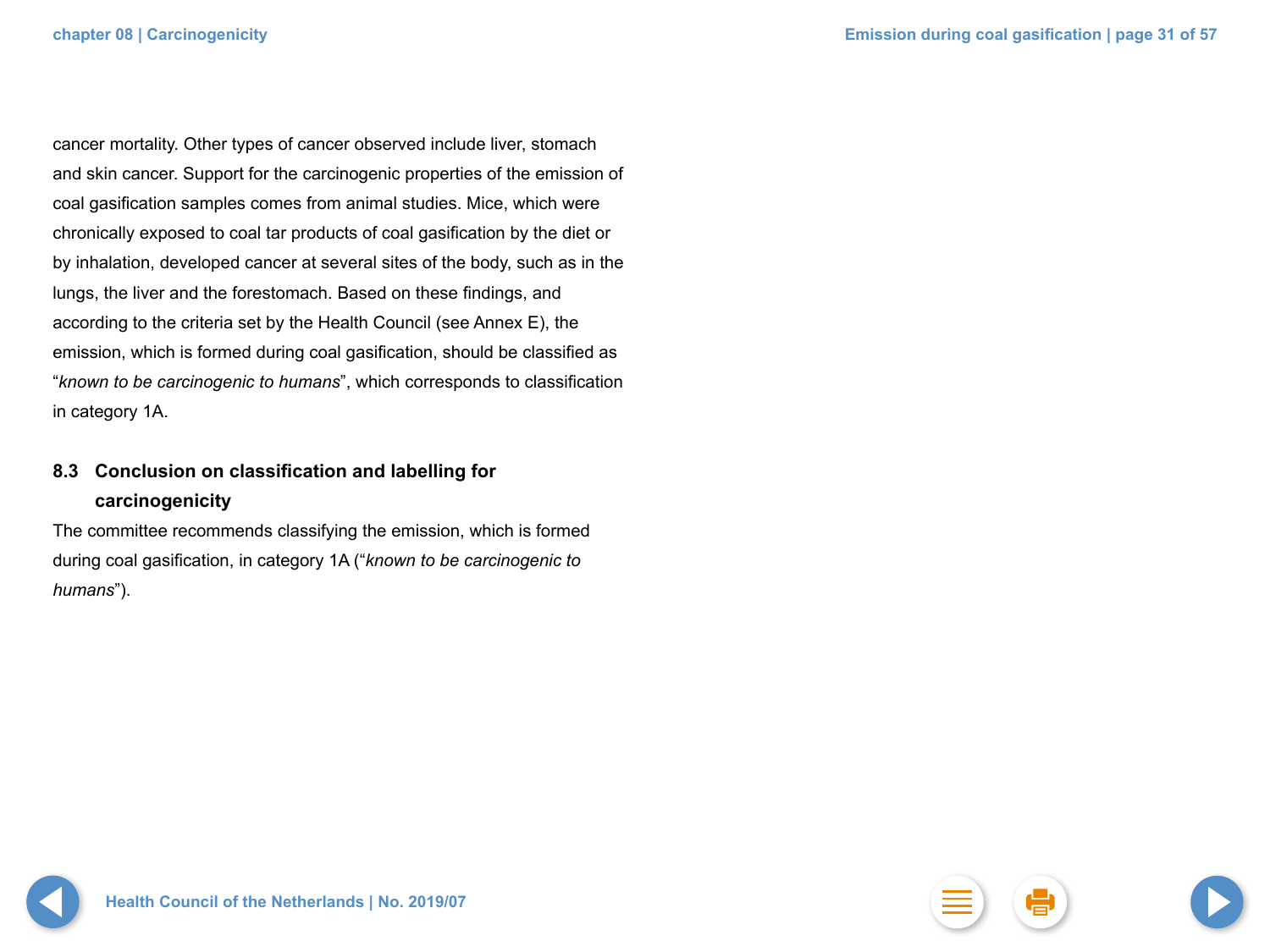cancer mortality. Other types of cancer observed include liver, stomach and skin cancer. Support for the carcinogenic properties of the emission of coal gasification samples comes from animal studies. Mice, which were chronically exposed to coal tar products of coal gasification by the diet or by inhalation, developed cancer at several sites of the body, such as in the lungs, the liver and the forestomach. Based on these findings, and according to the criteria set by the Health Council (see Annex E), the emission, which is formed during coal gasification, should be classified as "*known to be carcinogenic to humans*", which corresponds to classification in category 1A.

## 8.3 Conclusion on classification and labelling for carcinogenicity

The committee recommends classifying the emission, which is formed during coal gasification, in category 1A ("*known to be carcinogenic to humans*").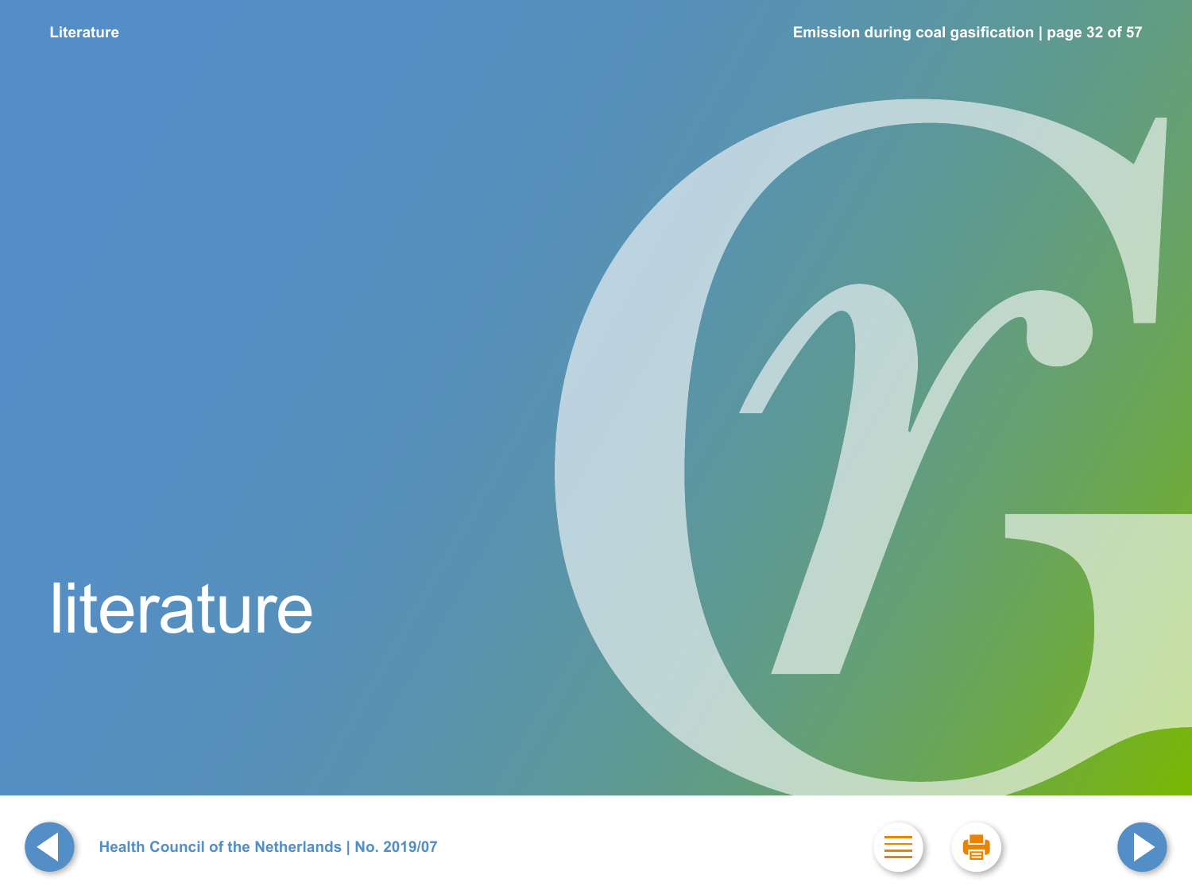# literature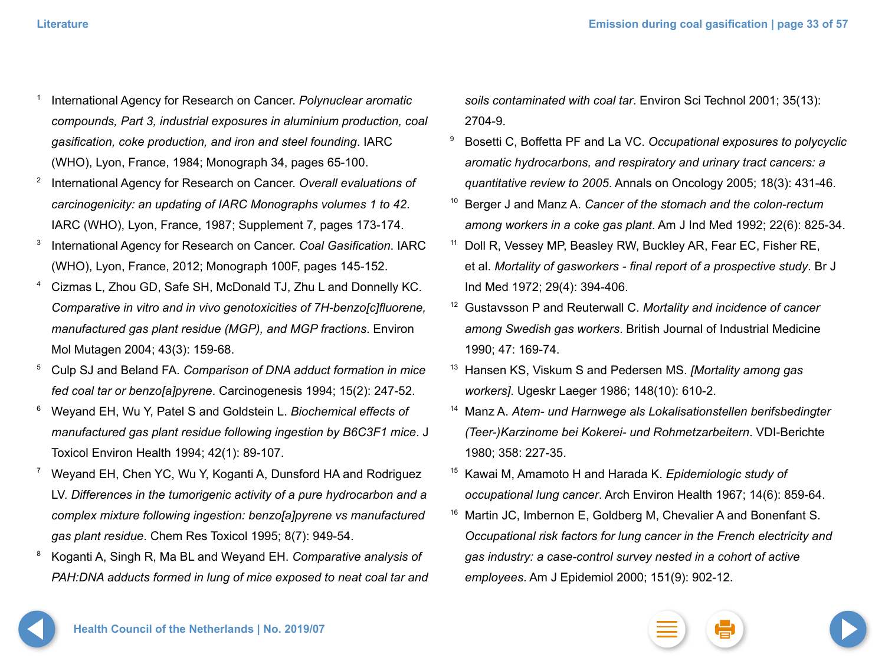1. International Agency for Research on Cancer. *Polynuclear aromatic compounds, Part 3, industrial exposures in aluminium production, coal gasification, coke production, and iron and steel founding*. IARC (WHO), Lyon, France, 1984; Monograph 34, pages 65-100.
2. International Agency for Research on Cancer. *Overall evaluations of carcinogenicity: an updating of IARC Monographs volumes 1 to 42*. IARC (WHO), Lyon, France, 1987; Supplement 7, pages 173-174.
3. International Agency for Research on Cancer. *Coal Gasification*. IARC (WHO), Lyon, France, 2012; Monograph 100F, pages 145-152.
4. Cizmas L, Zhou GD, Safe SH, McDonald TJ, Zhu L and Donnelly KC. *Comparative in vitro and in vivo genotoxicities of 7H-benzo[c]fluorene, manufactured gas plant residue (MGP), and MGP fractions*. Environ Mol Mutagen 2004; 43(3): 159-68.
5. Culp SJ and Beland FA. *Comparison of DNA adduct formation in mice fed coal tar or benzo[a]pyrene*. Carcinogenesis 1994; 15(2): 247-52.
6. Weyand EH, Wu Y, Patel S and Goldstein L. *Biochemical effects of manufactured gas plant residue following ingestion by B6C3F1 mice*. J Toxicol Environ Health 1994; 42(1): 89-107.
7. Weyand EH, Chen YC, Wu Y, Koganti A, Dunsford HA and Rodriguez LV. *Differences in the tumorigenic activity of a pure hydrocarbon and a complex mixture following ingestion: benzo[a]pyrene vs manufactured gas plant residue*. Chem Res Toxicol 1995; 8(7): 949-54.
8. Koganti A, Singh R, Ma BL and Weyand EH. *Comparative analysis of PAH:DNA adducts formed in lung of mice exposed to neat coal tar and soils contaminated with coal tar*. Environ Sci Technol 2001; 35(13): 2704-9.
9. Bosetti C, Boffetta PF and La VC. *Occupational exposures to polycyclic aromatic hydrocarbons, and respiratory and urinary tract cancers: a quantitative review to 2005*. Annals on Oncology 2005; 18(3): 431-46.
10. Berger J and Manz A. *Cancer of the stomach and the colon-rectum among workers in a coke gas plant*. Am J Ind Med 1992; 22(6): 825-34.
11. Doll R, Vessey MP, Beasley RW, Buckley AR, Fear EC, Fisher RE, et al. *Mortality of gasworkers - final report of a prospective study*. Br J Ind Med 1972; 29(4): 394-406.
12. Gustavsson P and Reuterwall C. *Mortality and incidence of cancer among Swedish gas workers*. British Journal of Industrial Medicine 1990; 47: 169-74.
13. Hansen KS, Viskum S and Pedersen MS. *[Mortality among gas workers]*. Ugeskr Laeger 1986; 148(10): 610-2.
14. Manz A. *Atem- und Harnwege als Lokalisationstellen berifsbedingter (Teer-)Karzinome bei Kokerei- und Rohmetzarbeitern*. VDI-Berichte 1980; 358: 227-35.
15. Kawai M, Amamoto H and Harada K. *Epidemiologic study of occupational lung cancer*. Arch Environ Health 1967; 14(6): 859-64.
16. Martin JC, Imbernon E, Goldberg M, Chevalier A and Bonenfant S. *Occupational risk factors for lung cancer in the French electricity and gas industry: a case-control survey nested in a cohort of active employees*. Am J Epidemiol 2000; 151(9): 902-12.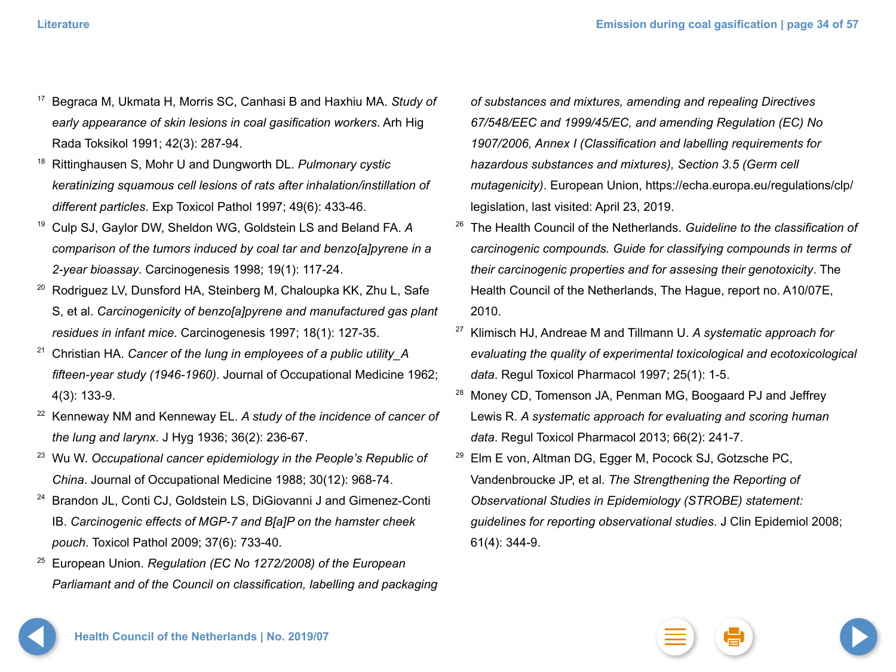[17] Begraca M, Ukmata H, Morris SC, Canhasi B and Haxhiu MA. *Study of early appearance of skin lesions in coal gasification workers*. Arh Hig Rada Toksikol 1991; 42(3): 287-94.

[18] Rittinghausen S, Mohr U and Dungworth DL. *Pulmonary cystic keratinizing squamous cell lesions of rats after inhalation/instillation of different particles*. Exp Toxicol Pathol 1997; 49(6): 433-46.

[19] Culp SJ, Gaylor DW, Sheldon WG, Goldstein LS and Beland FA. *A comparison of the tumors induced by coal tar and benzo[a]pyrene in a 2-year bioassay*. Carcinogenesis 1998; 19(1): 117-24.

[20] Rodriguez LV, Dunsford HA, Steinberg M, Chaloupka KK, Zhu L, Safe S, et al. *Carcinogenicity of benzo[a]pyrene and manufactured gas plant residues in infant mice*. Carcinogenesis 1997; 18(1): 127-35.

[21] Christian HA. *Cancer of the lung in employees of a public utility_A fifteen-year study (1946-1960)*. Journal of Occupational Medicine 1962; 4(3): 133-9.

[22] Kenneway NM and Kenneway EL. *A study of the incidence of cancer of the lung and larynx*. J Hyg 1936; 36(2): 236-67.

[23] Wu W. *Occupational cancer epidemiology in the People's Republic of China*. Journal of Occupational Medicine 1988; 30(12): 968-74.

[24] Brandon JL, Conti CJ, Goldstein LS, DiGiovanni J and Gimenez-Conti IB. *Carcinogenic effects of MGP-7 and B[a]P on the hamster cheek pouch*. Toxicol Pathol 2009; 37(6): 733-40.

[25] European Union. *Regulation (EC No 1272/2008) of the European Parliamant and of the Council on classification, labelling and packaging of substances and mixtures, amending and repealing Directives 67/548/EEC and 1999/45/EC, and amending Regulation (EC) No 1907/2006, Annex I (Classification and labelling requirements for hazardous substances and mixtures), Section 3.5 (Germ cell mutagenicity)*. European Union, https://echa.europa.eu/regulations/clp/legislation, last visited: April 23, 2019.

[26] The Health Council of the Netherlands. *Guideline to the classification of carcinogenic compounds. Guide for classifying compounds in terms of their carcinogenic properties and for assesing their genotoxicity*. The Health Council of the Netherlands, The Hague, report no. A10/07E, 2010.

[27] Klimisch HJ, Andreae M and Tillmann U. *A systematic approach for evaluating the quality of experimental toxicological and ecotoxicological data*. Regul Toxicol Pharmacol 1997; 25(1): 1-5.

[28] Money CD, Tomenson JA, Penman MG, Boogaard PJ and Jeffrey Lewis R. *A systematic approach for evaluating and scoring human data*. Regul Toxicol Pharmacol 2013; 66(2): 241-7.

[29] Elm E von, Altman DG, Egger M, Pocock SJ, Gotzsche PC, Vandenbroucke JP, et al. *The Strengthening the Reporting of Observational Studies in Epidemiology (STROBE) statement: guidelines for reporting observational studies*. J Clin Epidemiol 2008; 61(4): 344-9.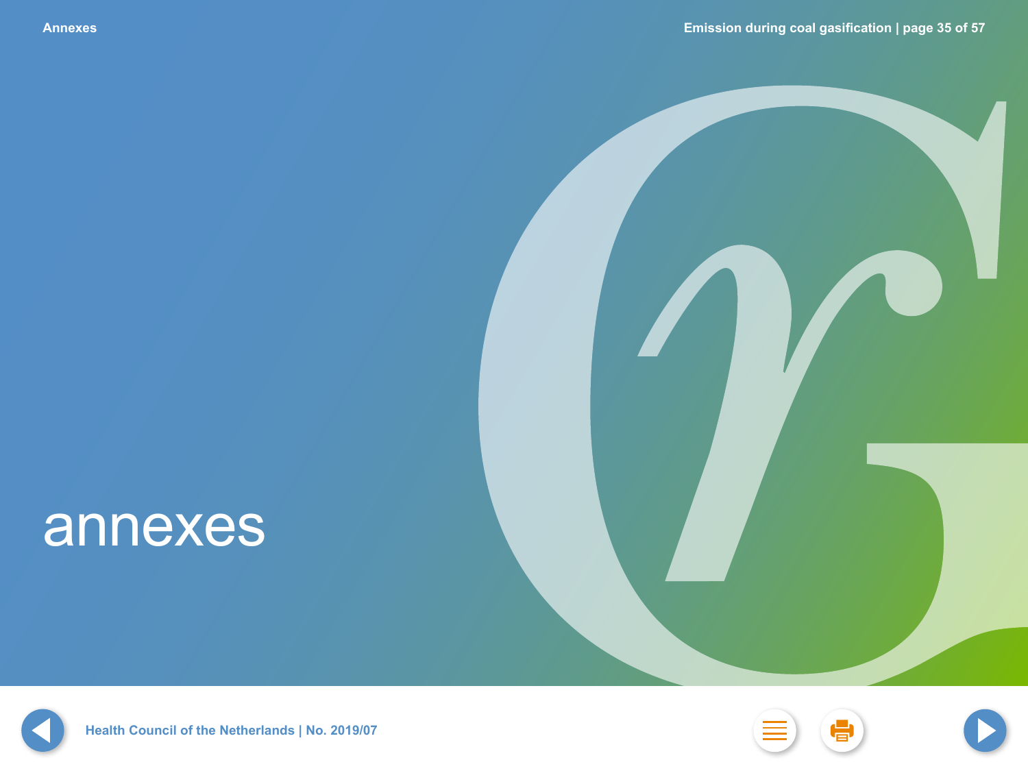# annexes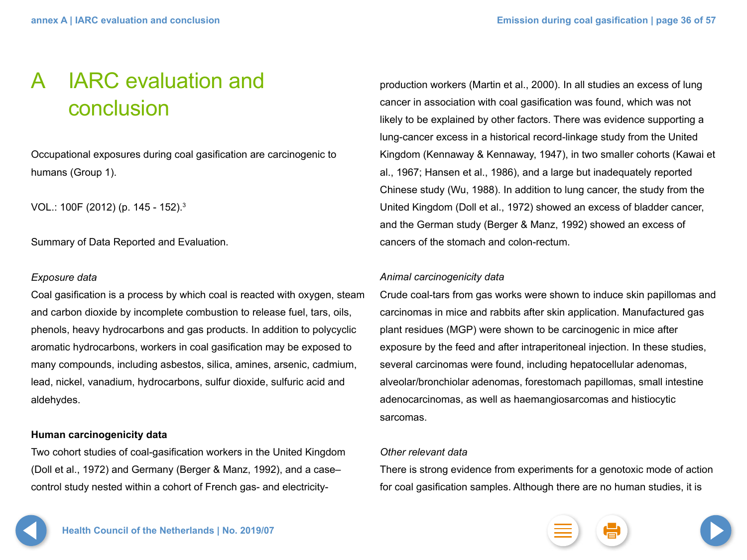# A IARC evaluation and conclusion

Occupational exposures during coal gasification are carcinogenic to humans (Group 1).

VOL.: 100F (2012) (p. 145 - 152).[3]

Summary of Data Reported and Evaluation.

*Exposure data*
Coal gasification is a process by which coal is reacted with oxygen, steam and carbon dioxide by incomplete combustion to release fuel, tars, oils, phenols, heavy hydrocarbons and gas products. In addition to polycyclic aromatic hydrocarbons, workers in coal gasification may be exposed to many compounds, including asbestos, silica, amines, arsenic, cadmium, lead, nickel, vanadium, hydrocarbons, sulfur dioxide, sulfuric acid and aldehydes.

**Human carcinogenicity data**
Two cohort studies of coal-gasification workers in the United Kingdom (Doll et al., 1972) and Germany (Berger & Manz, 1992), and a case–control study nested within a cohort of French gas- and electricity-production workers (Martin et al., 2000). In all studies an excess of lung cancer in association with coal gasification was found, which was not likely to be explained by other factors. There was evidence supporting a lung-cancer excess in a historical record-linkage study from the United Kingdom (Kennaway & Kennaway, 1947), in two smaller cohorts (Kawai et al., 1967; Hansen et al., 1986), and a large but inadequately reported Chinese study (Wu, 1988). In addition to lung cancer, the study from the United Kingdom (Doll et al., 1972) showed an excess of bladder cancer, and the German study (Berger & Manz, 1992) showed an excess of cancers of the stomach and colon-rectum.

*Animal carcinogenicity data*
Crude coal-tars from gas works were shown to induce skin papillomas and carcinomas in mice and rabbits after skin application. Manufactured gas plant residues (MGP) were shown to be carcinogenic in mice after exposure by the feed and after intraperitoneal injection. In these studies, several carcinomas were found, including hepatocellular adenomas, alveolar/bronchiolar adenomas, forestomach papillomas, small intestine adenocarcinomas, as well as haemangiosarcomas and histiocytic sarcomas.

*Other relevant data*
There is strong evidence from experiments for a genotoxic mode of action for coal gasification samples. Although there are no human studies, it is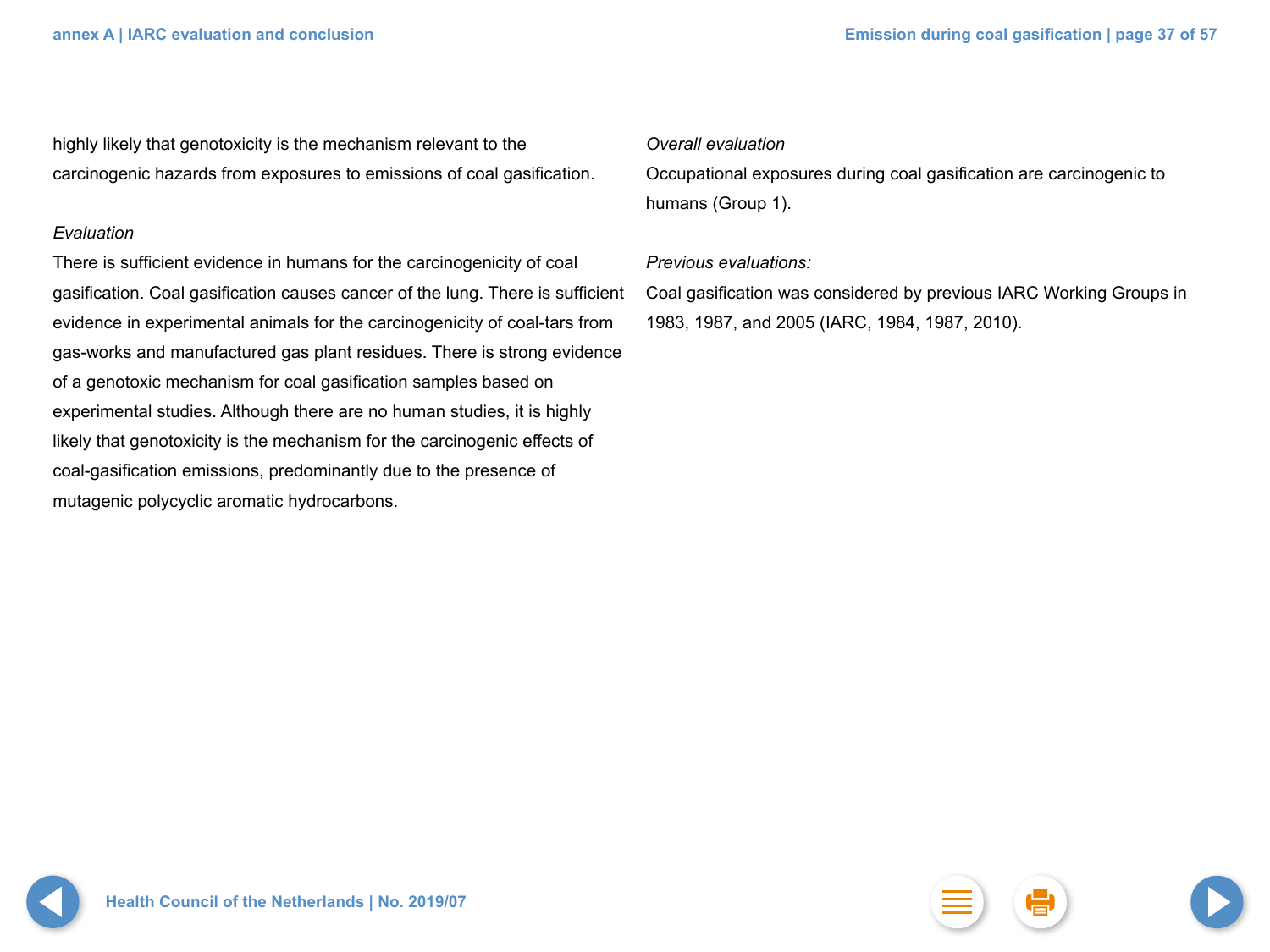highly likely that genotoxicity is the mechanism relevant to the carcinogenic hazards from exposures to emissions of coal gasification.

*Evaluation*

There is sufficient evidence in humans for the carcinogenicity of coal gasification. Coal gasification causes cancer of the lung. There is sufficient evidence in experimental animals for the carcinogenicity of coal-tars from gas-works and manufactured gas plant residues. There is strong evidence of a genotoxic mechanism for coal gasification samples based on experimental studies. Although there are no human studies, it is highly likely that genotoxicity is the mechanism for the carcinogenic effects of coal-gasification emissions, predominantly due to the presence of mutagenic polycyclic aromatic hydrocarbons.

*Overall evaluation*

Occupational exposures during coal gasification are carcinogenic to humans (Group 1).

*Previous evaluations:*

Coal gasification was considered by previous IARC Working Groups in 1983, 1987, and 2005 (IARC, 1984, 1987, 2010).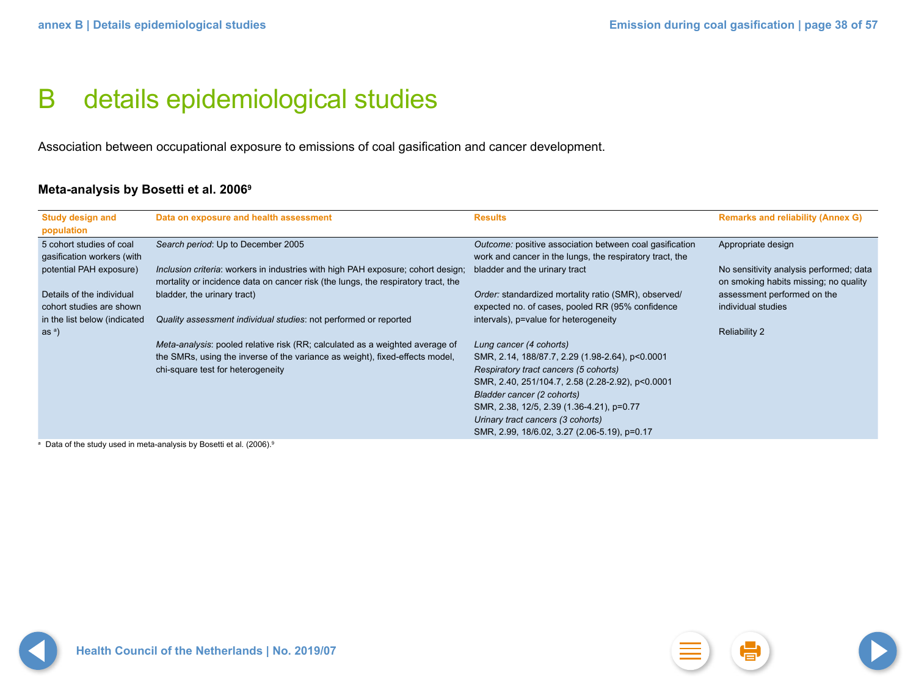# B details epidemiological studies

Association between occupational exposure to emissions of coal gasification and cancer development.

### Meta-analysis by Bosetti et al. 2006[9]

| Study design and population | Data on exposure and health assessment | Results | Remarks and reliability (Annex G) |
|---|---|---|---|
| 5 cohort studies of coal gasification workers (with potential PAH exposure)<br><br>Details of the individual cohort studies are shown in the list below (indicated as [a]) | *Search period*: Up to December 2005<br><br>*Inclusion criteria*: workers in industries with high PAH exposure; cohort design; mortality or incidence data on cancer risk (the lungs, the respiratory tract, the bladder, the urinary tract)<br><br>*Quality assessment individual studies*: not performed or reported<br><br>*Meta-analysis*: pooled relative risk (RR; calculated as a weighted average of the SMRs, using the inverse of the variance as weight), fixed-effects model, chi-square test for heterogeneity | *Outcome:* positive association between coal gasification work and cancer in the lungs, the respiratory tract, the bladder and the urinary tract<br><br>*Order:* standardized mortality ratio (SMR), observed/ expected no. of cases, pooled RR (95% confidence intervals), p=value for heterogeneity<br><br>*Lung cancer (4 cohorts)*<br>SMR, 2.14, 188/87.7, 2.29 (1.98-2.64), p<0.0001<br>*Respiratory tract cancers (5 cohorts)*<br>SMR, 2.40, 251/104.7, 2.58 (2.28-2.92), p<0.0001<br>*Bladder cancer (2 cohorts)*<br>SMR, 2.38, 12/5, 2.39 (1.36-4.21), p=0.77<br>*Urinary tract cancers (3 cohorts)*<br>SMR, 2.99, 18/6.02, 3.27 (2.06-5.19), p=0.17 | Appropriate design<br><br>No sensitivity analysis performed; data on smoking habits missing; no quality assessment performed on the individual studies<br><br>Reliability 2 |

[a] Data of the study used in meta-analysis by Bosetti et al. (2006).[9]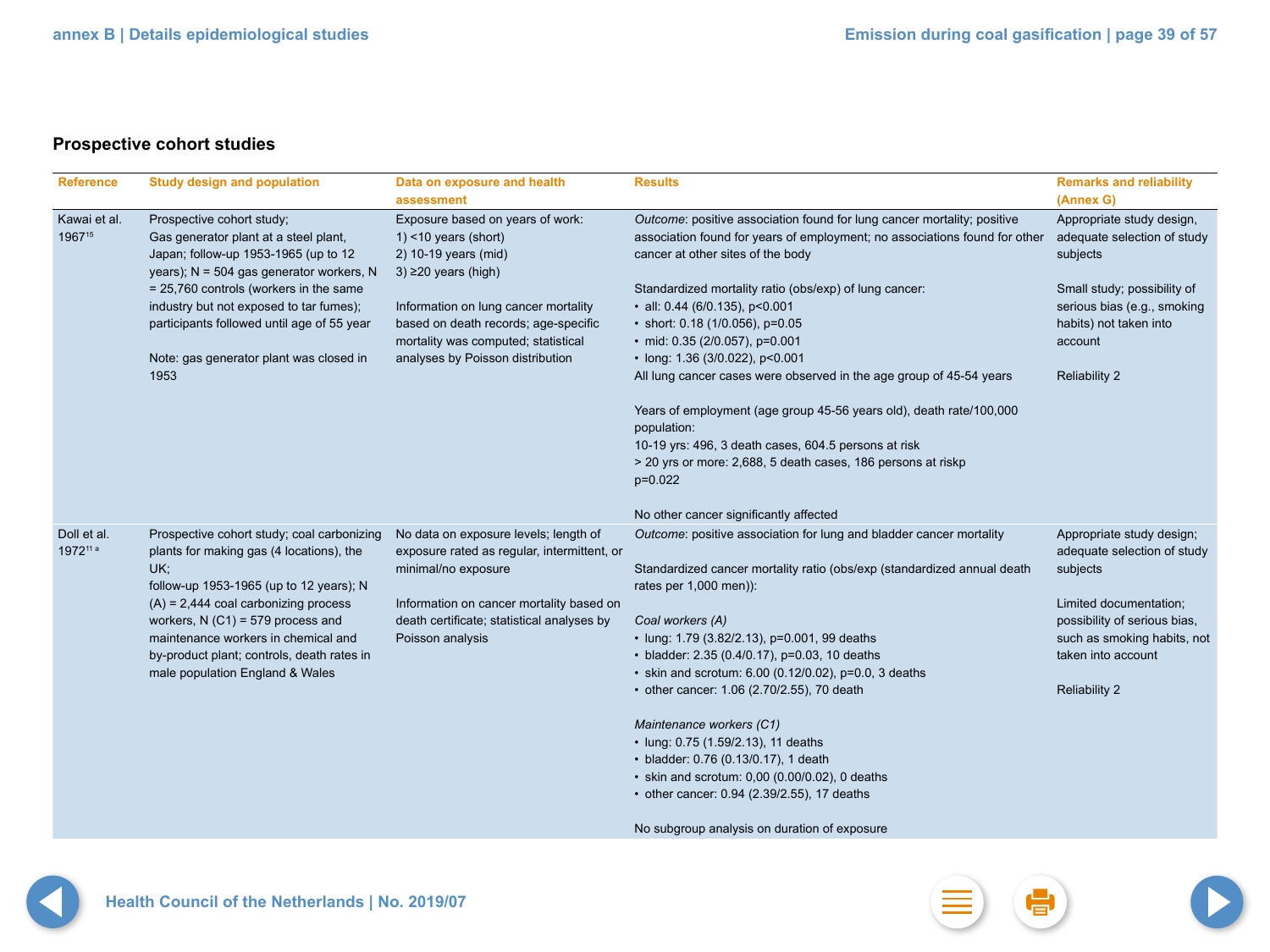## Prospective cohort studies

| Reference | Study design and population | Data on exposure and health assessment | Results | Remarks and reliability (Annex G) |
|---|---|---|---|---|
| Kawai et al. 1967[15] | Prospective cohort study;<br>Gas generator plant at a steel plant, Japan; follow-up 1953-1965 (up to 12 years); N = 504 gas generator workers, N = 25,760 controls (workers in the same industry but not exposed to tar fumes); participants followed until age of 55 year<br><br>Note: gas generator plant was closed in 1953 | Exposure based on years of work:<br>1) <10 years (short)<br>2) 10-19 years (mid)<br>3) ≥20 years (high)<br><br>Information on lung cancer mortality based on death records; age-specific mortality was computed; statistical analyses by Poisson distribution | *Outcome*: positive association found for lung cancer mortality; positive association found for years of employment; no associations found for other cancer at other sites of the body<br><br>Standardized mortality ratio (obs/exp) of lung cancer:<br>• all: 0.44 (6/0.135), p<0.001<br>• short: 0.18 (1/0.056), p=0.05<br>• mid: 0.35 (2/0.057), p=0.001<br>• long: 1.36 (3/0.022), p<0.001<br>All lung cancer cases were observed in the age group of 45-54 years<br><br>Years of employment (age group 45-56 years old), death rate/100,000 population:<br>10-19 yrs: 496, 3 death cases, 604.5 persons at risk<br>> 20 yrs or more: 2,688, 5 death cases, 186 persons at riskp<br>p=0.022<br><br>No other cancer significantly affected | Appropriate study design, adequate selection of study subjects<br><br>Small study; possibility of serious bias (e.g., smoking habits) not taken into account<br><br>Reliability 2 |
| Doll et al. 1972[11 a] | Prospective cohort study; coal carbonizing plants for making gas (4 locations), the UK;<br>follow-up 1953-1965 (up to 12 years); N (A) = 2,444 coal carbonizing process workers, N (C1) = 579 process and maintenance workers in chemical and by-product plant; controls, death rates in male population England & Wales | No data on exposure levels; length of exposure rated as regular, intermittent, or minimal/no exposure<br><br>Information on cancer mortality based on death certificate; statistical analyses by Poisson analysis | *Outcome*: positive association for lung and bladder cancer mortality<br><br>Standardized cancer mortality ratio (obs/exp (standardized annual death rates per 1,000 men)):<br><br>*Coal workers (A)*<br>• lung: 1.79 (3.82/2.13), p=0.001, 99 deaths<br>• bladder: 2.35 (0.4/0.17), p=0.03, 10 deaths<br>• skin and scrotum: 6.00 (0.12/0.02), p=0.0, 3 deaths<br>• other cancer: 1.06 (2.70/2.55), 70 death<br><br>*Maintenance workers (C1)*<br>• lung: 0.75 (1.59/2.13), 11 deaths<br>• bladder: 0.76 (0.13/0.17), 1 death<br>• skin and scrotum: 0,00 (0.00/0.02), 0 deaths<br>• other cancer: 0.94 (2.39/2.55), 17 deaths<br><br>No subgroup analysis on duration of exposure | Appropriate study design; adequate selection of study subjects<br><br>Limited documentation; possibility of serious bias, such as smoking habits, not taken into account<br><br>Reliability 2 |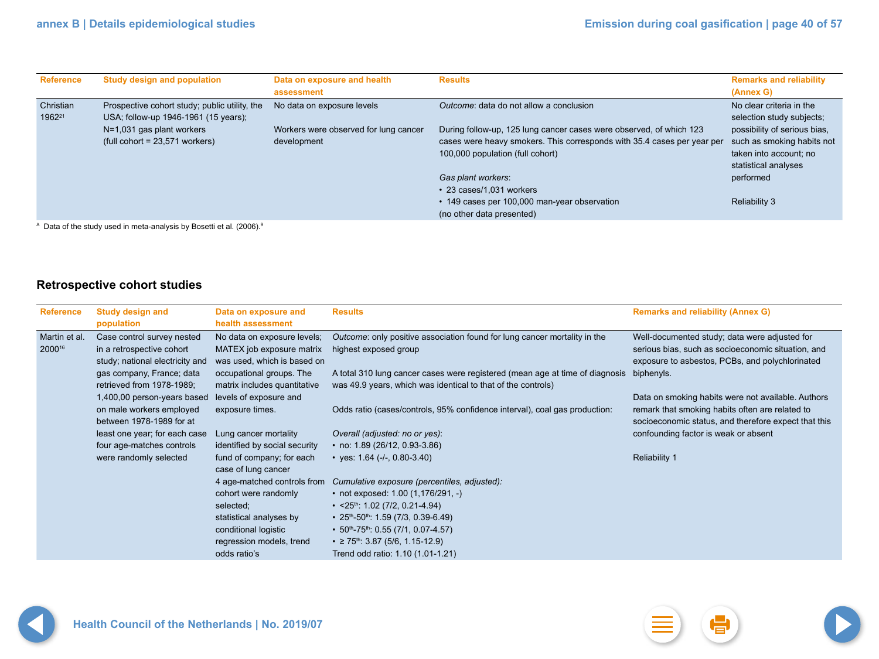| Reference | Study design and population | Data on exposure and health assessment | Results | Remarks and reliability (Annex G) |
| --- | --- | --- | --- | --- |
| Christian 1962[21] | Prospective cohort study; public utility, the USA; follow-up 1946-1961 (15 years); N=1,031 gas plant workers (full cohort = 23,571 workers) | No data on exposure levels<br><br>Workers were observed for lung cancer development | *Outcome*: data do not allow a conclusion<br><br>During follow-up, 125 lung cancer cases were observed, of which 123 cases were heavy smokers. This corresponds with 35.4 cases per year per 100,000 population (full cohort)<br><br>*Gas plant workers*:<br>• 23 cases/1,031 workers<br>• 149 cases per 100,000 man-year observation<br>(no other data presented) | No clear criteria in the selection study subjects; possibility of serious bias, such as smoking habits not taken into account; no statistical analyses performed<br><br>Reliability 3 |

[A] Data of the study used in meta-analysis by Bosetti et al. (2006).[9]

## Retrospective cohort studies

| Reference | Study design and population | Data on exposure and health assessment | Results | Remarks and reliability (Annex G) |
| --- | --- | --- | --- | --- |
| Martin et al. 2000[16] | Case control survey nested in a retrospective cohort study; national electricity and gas company, France; data retrieved from 1978-1989; 1,400,00 person-years based on male workers employed between 1978-1989 for at least one year; for each case four age-matches controls were randomly selected | No data on exposure levels; MATEX job exposure matrix was used, which is based on occupational groups. The matrix includes quantitative levels of exposure and exposure times.<br><br>Lung cancer mortality identified by social security fund of company; for each case of lung cancer 4 age-matched controls from cohort were randomly selected;<br>statistical analyses by conditional logistic regression models, trend odds ratio's | *Outcome*: only positive association found for lung cancer mortality in the highest exposed group<br><br>A total 310 lung cancer cases were registered (mean age at time of diagnosis was 49.9 years, which was identical to that of the controls)<br><br>Odds ratio (cases/controls, 95% confidence interval), coal gas production:<br><br>*Overall (adjusted: no or yes)*:<br>• no: 1.89 (26/12, 0.93-3.86)<br>• yes: 1.64 (-/-, 0.80-3.40)<br><br>*Cumulative exposure (percentiles, adjusted)*:<br>• not exposed: 1.00 (1,176/291, -)<br>• <25th: 1.02 (7/2, 0.21-4.94)<br>• 25th-50th: 1.59 (7/3, 0.39-6.49)<br>• 50th-75th: 0.55 (7/1, 0.07-4.57)<br>• ≥ 75th: 3.87 (5/6, 1.15-12.9)<br>Trend odd ratio: 1.10 (1.01-1.21) | Well-documented study; data were adjusted for serious bias, such as socioeconomic situation, and exposure to asbestos, PCBs, and polychlorinated biphenyls.<br><br>Data on smoking habits were not available. Authors remark that smoking habits often are related to socioeconomic status, and therefore expect that this confounding factor is weak or absent<br><br>Reliability 1 |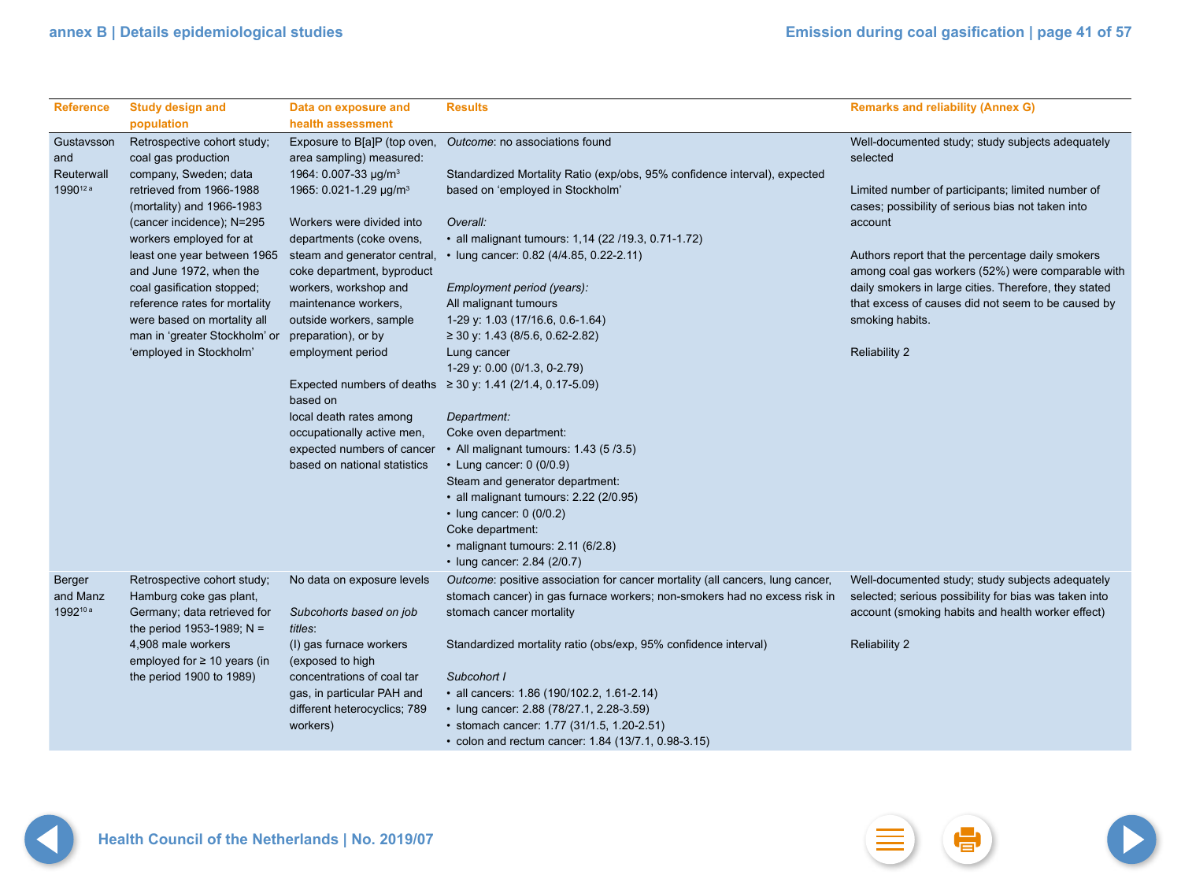| Reference | Study design and population | Data on exposure and health assessment | Results | Remarks and reliability (Annex G) |
| --- | --- | --- | --- | --- |
| Gustavsson and Reuterwall 1990[12 a] | Retrospective cohort study; coal gas production company, Sweden; data retrieved from 1966-1988 (mortality) and 1966-1983 (cancer incidence); N=295 workers employed for at least one year between 1965 and June 1972, when the coal gasification stopped; reference rates for mortality were based on mortality all man in 'greater Stockholm' or 'employed in Stockholm' | Exposure to B[a]P (top oven, area sampling) measured:<br>1964: 0.007-33 μg/m$^3$<br>1965: 0.021-1.29 μg/m$^3$<br><br>Workers were divided into departments (coke ovens, steam and generator central, coke department, byproduct workers, workshop and maintenance workers, outside workers, sample preparation), or by employment period<br><br>Expected numbers of deaths based on local death rates among occupationally active men, expected numbers of cancer based on national statistics | *Outcome*: no associations found<br><br>Standardized Mortality Ratio (exp/obs, 95% confidence interval), expected based on 'employed in Stockholm'<br><br>*Overall:*<br>• all malignant tumours: 1,14 (22 /19.3, 0.71-1.72)<br>• lung cancer: 0.82 (4/4.85, 0.22-2.11)<br><br>*Employment period (years):*<br>All malignant tumours<br>1-29 y: 1.03 (17/16.6, 0.6-1.64)<br>≥ 30 y: 1.43 (8/5.6, 0.62-2.82)<br>Lung cancer<br>1-29 y: 0.00 (0/1.3, 0-2.79)<br>≥ 30 y: 1.41 (2/1.4, 0.17-5.09)<br><br>*Department:*<br>Coke oven department:<br>• All malignant tumours: 1.43 (5 /3.5)<br>• Lung cancer: 0 (0/0.9)<br>Steam and generator department:<br>• all malignant tumours: 2.22 (2/0.95)<br>• lung cancer: 0 (0/0.2)<br>Coke department:<br>• malignant tumours: 2.11 (6/2.8)<br>• lung cancer: 2.84 (2/0.7) | Well-documented study; study subjects adequately selected<br><br>Limited number of participants; limited number of cases; possibility of serious bias not taken into account<br><br>Authors report that the percentage daily smokers among coal gas workers (52%) were comparable with daily smokers in large cities. Therefore, they stated that excess of causes did not seem to be caused by smoking habits.<br><br>Reliability 2 |
| Berger and Manz 1992[10 a] | Retrospective cohort study; Hamburg coke gas plant, Germany; data retrieved for the period 1953-1989; N = 4,908 male workers employed for ≥ 10 years (in the period 1900 to 1989) | No data on exposure levels<br><br>*Subcohorts based on job titles*:<br>(I) gas furnace workers (exposed to high concentrations of coal tar gas, in particular PAH and different heterocyclics; 789 workers) | *Outcome*: positive association for cancer mortality (all cancers, lung cancer, stomach cancer) in gas furnace workers; non-smokers had no excess risk in stomach cancer mortality<br><br>Standardized mortality ratio (obs/exp, 95% confidence interval)<br><br>*Subcohort I*<br>• all cancers: 1.86 (190/102.2, 1.61-2.14)<br>• lung cancer: 2.88 (78/27.1, 2.28-3.59)<br>• stomach cancer: 1.77 (31/1.5, 1.20-2.51)<br>• colon and rectum cancer: 1.84 (13/7.1, 0.98-3.15) | Well-documented study; study subjects adequately selected; serious possibility for bias was taken into account (smoking habits and health worker effect)<br><br>Reliability 2 |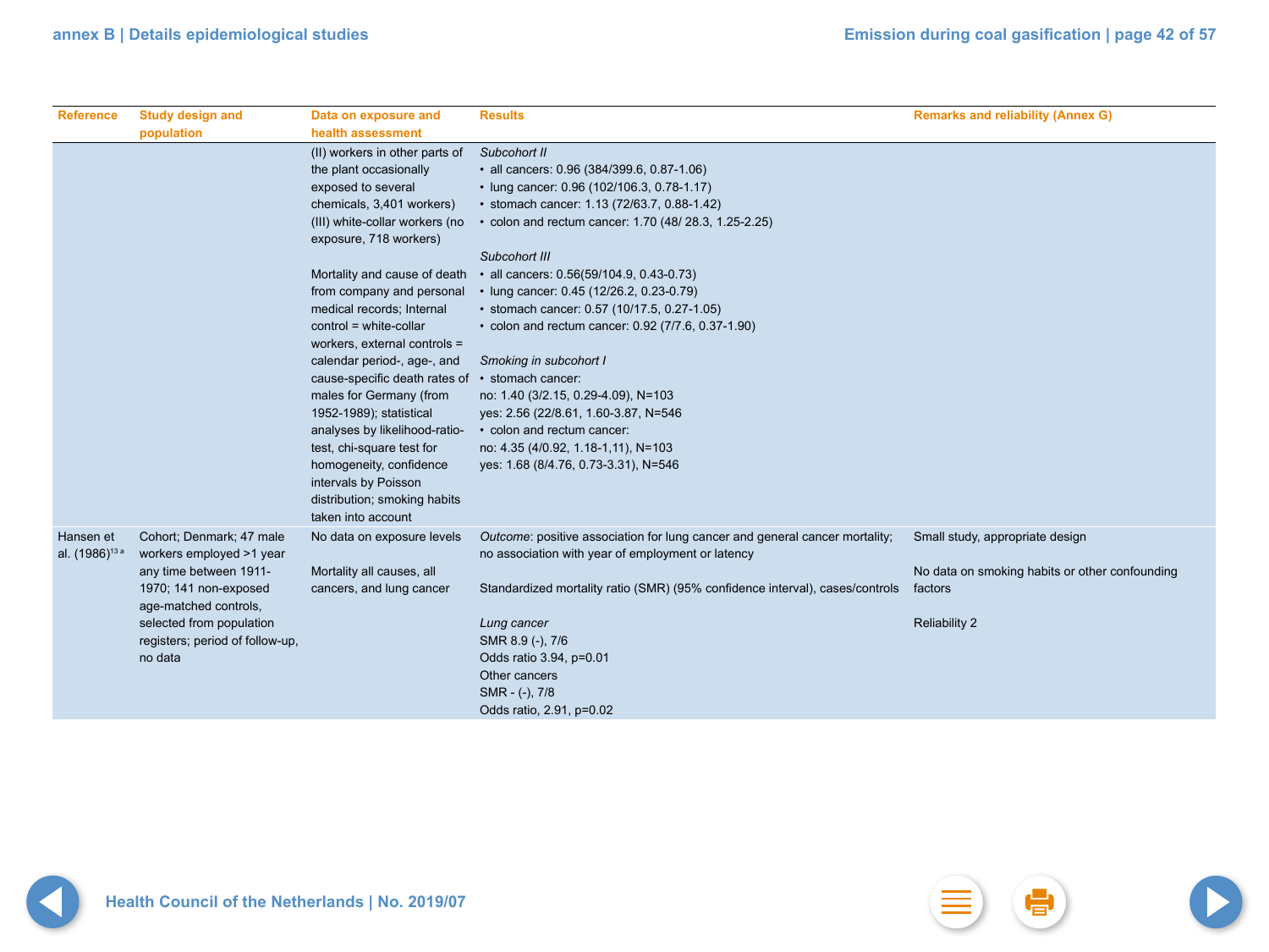| Reference | Study design and population | Data on exposure and health assessment | Results | Remarks and reliability (Annex G) |
|---|---|---|---|---|
| | | (II) workers in other parts of the plant occasionally exposed to several chemicals, 3,401 workers)<br>(III) white-collar workers (no exposure, 718 workers)<br><br>Mortality and cause of death from company and personal medical records; Internal control = white-collar workers, external controls = calendar period-, age-, and cause-specific death rates of males for Germany (from 1952-1989); statistical analyses by likelihood-ratio-test, chi-square test for homogeneity, confidence intervals by Poisson distribution; smoking habits taken into account | *Subcohort II*<br>• all cancers: 0.96 (384/399.6, 0.87-1.06)<br>• lung cancer: 0.96 (102/106.3, 0.78-1.17)<br>• stomach cancer: 1.13 (72/63.7, 0.88-1.42)<br>• colon and rectum cancer: 1.70 (48/ 28.3, 1.25-2.25)<br><br>*Subcohort III*<br>• all cancers: 0.56(59/104.9, 0.43-0.73)<br>• lung cancer: 0.45 (12/26.2, 0.23-0.79)<br>• stomach cancer: 0.57 (10/17.5, 0.27-1.05)<br>• colon and rectum cancer: 0.92 (7/7.6, 0.37-1.90)<br><br>*Smoking in subcohort I*<br>• stomach cancer:<br>no: 1.40 (3/2.15, 0.29-4.09), N=103<br>yes: 2.56 (22/8.61, 1.60-3.87, N=546<br>• colon and rectum cancer:<br>no: 4.35 (4/0.92, 1.18-1,11), N=103<br>yes: 1.68 (8/4.76, 0.73-3.31), N=546 | |
| Hansen et al. (1986)[13 a] | Cohort; Denmark; 47 male workers employed >1 year any time between 1911-1970; 141 non-exposed age-matched controls, selected from population registers; period of follow-up, no data | No data on exposure levels<br><br>Mortality all causes, all cancers, and lung cancer | *Outcome*: positive association for lung cancer and general cancer mortality; no association with year of employment or latency<br><br>Standardized mortality ratio (SMR) (95% confidence interval), cases/controls<br><br>*Lung cancer*<br>SMR 8.9 (-), 7/6<br>Odds ratio 3.94, p=0.01<br>Other cancers<br>SMR - (-), 7/8<br>Odds ratio, 2.91, p=0.02 | Small study, appropriate design<br><br>No data on smoking habits or other confounding factors<br><br>Reliability 2 |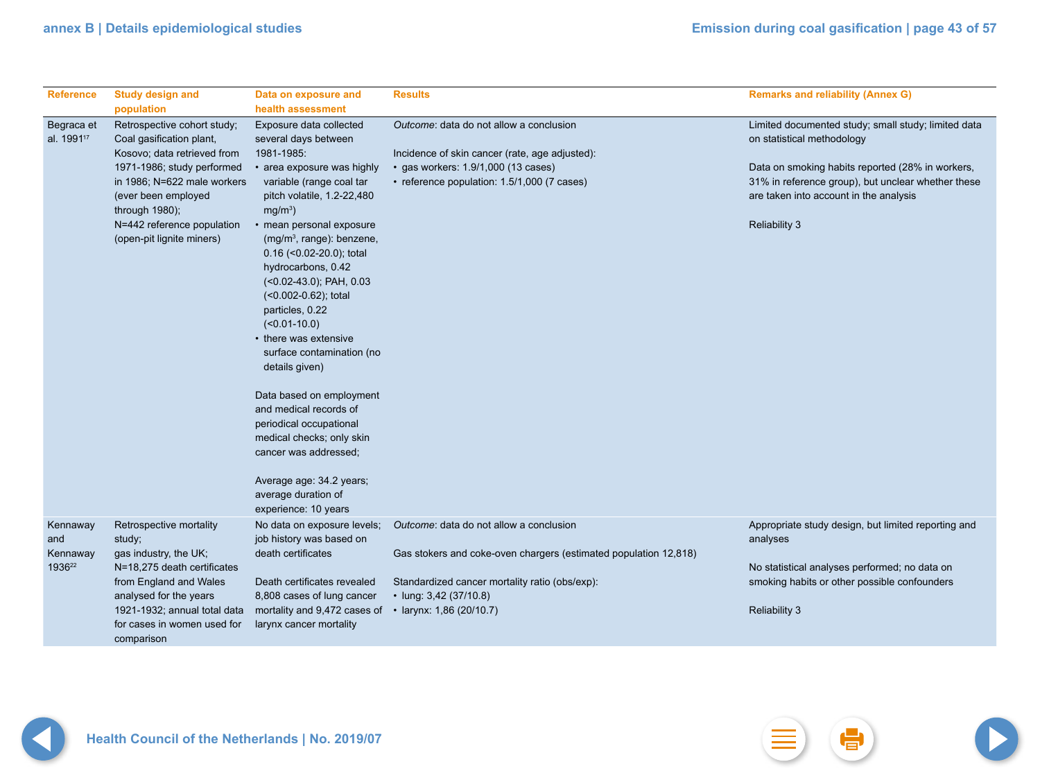| Reference | Study design and population | Data on exposure and health assessment | Results | Remarks and reliability (Annex G) |
|---|---|---|---|---|
| Begraca et al. 1991[17] | Retrospective cohort study; Coal gasification plant, Kosovo; data retrieved from 1971-1986; study performed in 1986; N=622 male workers (ever been employed through 1980); N=442 reference population (open-pit lignite miners) | Exposure data collected several days between 1981-1985: <br>• area exposure was highly variable (range coal tar pitch volatile, 1.2-22,480 mg/m$^3$) <br>• mean personal exposure (mg/m$^3$, range): benzene, 0.16 (<0.02-20.0); total hydrocarbons, 0.42 (<0.02-43.0); PAH, 0.03 (<0.002-0.62); total particles, 0.22 (<0.01-10.0) <br>• there was extensive surface contamination (no details given) <br><br>Data based on employment and medical records of periodical occupational medical checks; only skin cancer was addressed; <br><br>Average age: 34.2 years; average duration of experience: 10 years | *Outcome*: data do not allow a conclusion <br><br>Incidence of skin cancer (rate, age adjusted): <br>• gas workers: 1.9/1,000 (13 cases) <br>• reference population: 1.5/1,000 (7 cases) | Limited documented study; small study; limited data on statistical methodology <br><br>Data on smoking habits reported (28% in workers, 31% in reference group), but unclear whether these are taken into account in the analysis <br><br>Reliability 3 |
| Kennaway and Kennaway 1936[22] | Retrospective mortality study; gas industry, the UK; N=18,275 death certificates from England and Wales analysed for the years 1921-1932; annual total data for cases in women used for comparison | No data on exposure levels; job history was based on death certificates <br><br>Death certificates revealed 8,808 cases of lung cancer mortality and 9,472 cases of larynx cancer mortality | *Outcome*: data do not allow a conclusion <br><br>Gas stokers and coke-oven chargers (estimated population 12,818) <br><br>Standardized cancer mortality ratio (obs/exp): <br>• lung: 3,42 (37/10.8) <br>• larynx: 1,86 (20/10.7) | Appropriate study design, but limited reporting and analyses <br><br>No statistical analyses performed; no data on smoking habits or other possible confounders <br><br>Reliability 3 |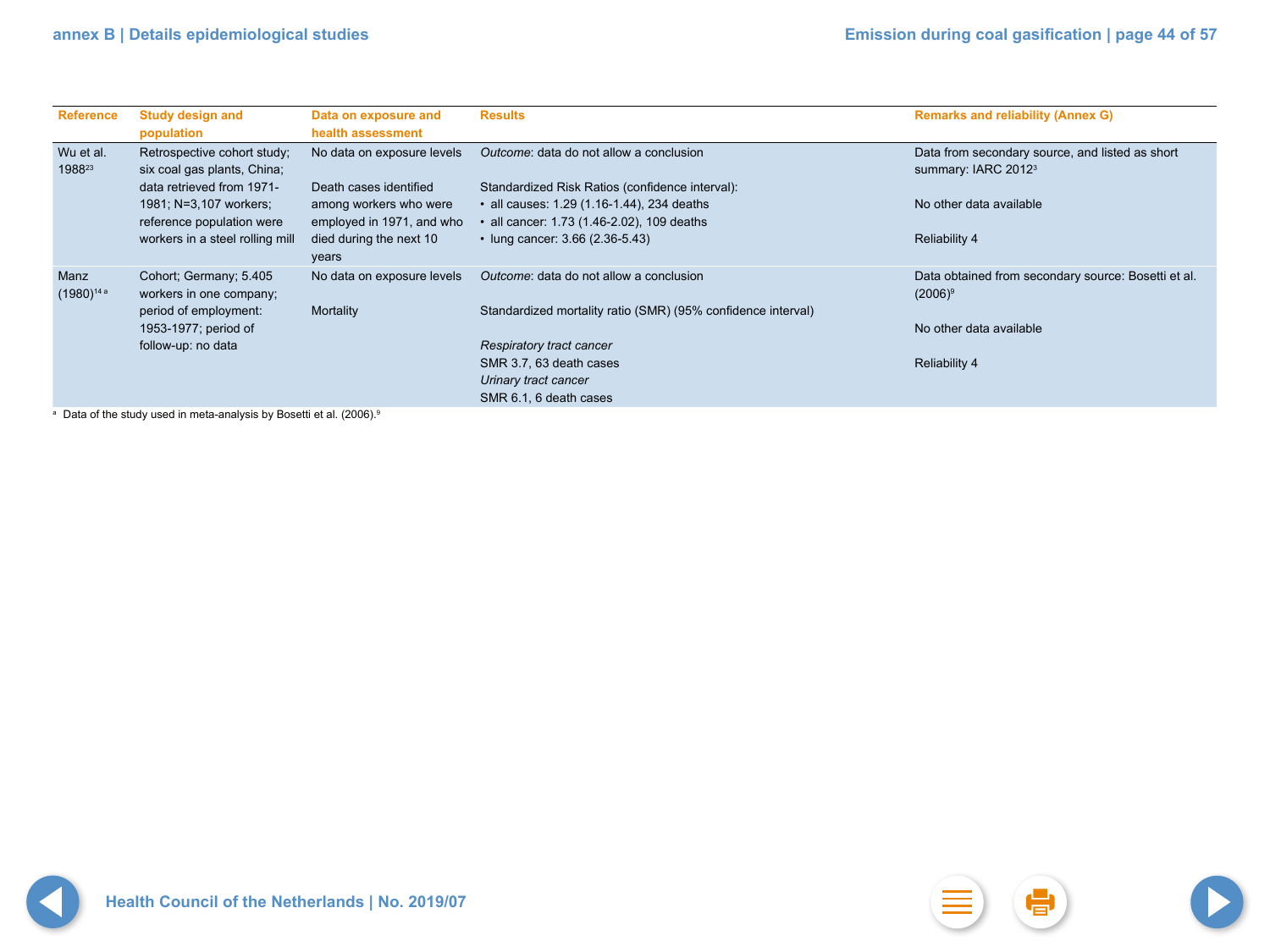| Reference | Study design and population | Data on exposure and health assessment | Results | Remarks and reliability (Annex G) |
|---|---|---|---|---|
| Wu et al. 1988[23] | Retrospective cohort study; six coal gas plants, China; data retrieved from 1971-1981; N=3,107 workers; reference population were workers in a steel rolling mill | No data on exposure levels<br><br>Death cases identified among workers who were employed in 1971, and who died during the next 10 years | *Outcome*: data do not allow a conclusion<br><br>Standardized Risk Ratios (confidence interval):<br>• all causes: 1.29 (1.16-1.44), 234 deaths<br>• all cancer: 1.73 (1.46-2.02), 109 deaths<br>• lung cancer: 3.66 (2.36-5.43) | Data from secondary source, and listed as short summary: IARC 2012[3]<br><br>No other data available<br><br>Reliability 4 |
| Manz (1980)[14 a] | Cohort; Germany; 5.405 workers in one company; period of employment: 1953-1977; period of follow-up: no data | No data on exposure levels<br><br>Mortality | *Outcome*: data do not allow a conclusion<br><br>Standardized mortality ratio (SMR) (95% confidence interval)<br><br>*Respiratory tract cancer*<br>SMR 3.7, 63 death cases<br>*Urinary tract cancer*<br>SMR 6.1, 6 death cases | Data obtained from secondary source: Bosetti et al. (2006)[9]<br><br>No other data available<br><br>Reliability 4 |

[a] Data of the study used in meta-analysis by Bosetti et al. (2006).[9]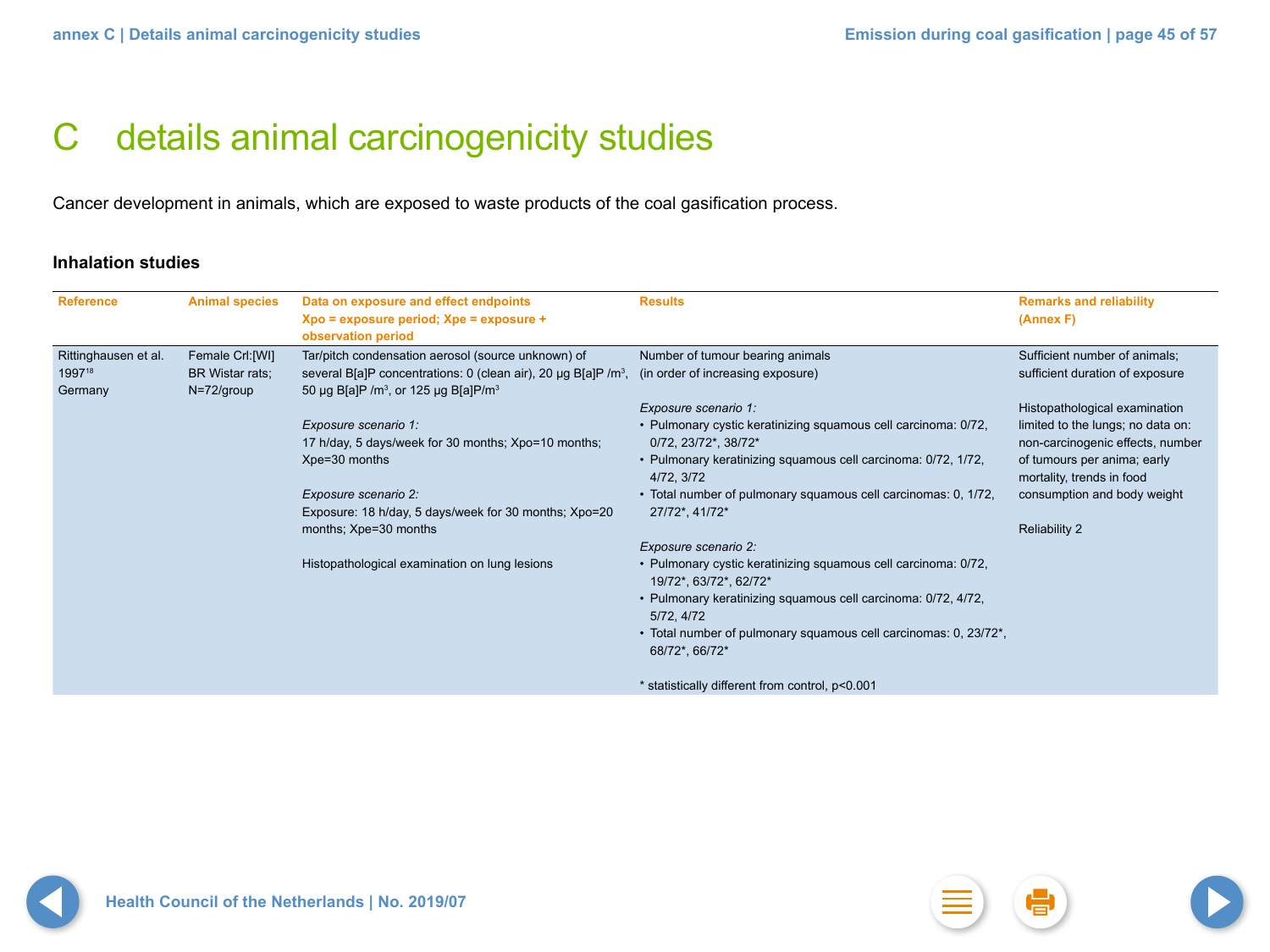# C details animal carcinogenicity studies

Cancer development in animals, which are exposed to waste products of the coal gasification process.

### Inhalation studies

| Reference | Animal species | Data on exposure and effect endpoints Xpo = exposure period; Xpe = exposure + observation period | Results | Remarks and reliability (Annex F) |
| --- | --- | --- | --- | --- |
| Rittinghausen et al. 1997[18] Germany | Female Crl:[WI] BR Wistar rats; N=72/group | Tar/pitch condensation aerosol (source unknown) of several B[a]P concentrations: 0 (clean air), 20 µg B[a]P /m$^3$, 50 µg B[a]P /m$^3$, or 125 µg B[a]P/m$^3$<br><br>*Exposure scenario 1:*<br>17 h/day, 5 days/week for 30 months; Xpo=10 months; Xpe=30 months<br><br>*Exposure scenario 2:*<br>Exposure: 18 h/day, 5 days/week for 30 months; Xpo=20 months; Xpe=30 months<br><br>Histopathological examination on lung lesions | Number of tumour bearing animals (in order of increasing exposure)<br><br>*Exposure scenario 1:*<br>• Pulmonary cystic keratinizing squamous cell carcinoma: 0/72, 0/72, 23/72*, 38/72*<br>• Pulmonary keratinizing squamous cell carcinoma: 0/72, 1/72, 4/72, 3/72<br>• Total number of pulmonary squamous cell carcinomas: 0, 1/72, 27/72*, 41/72*<br><br>*Exposure scenario 2:*<br>• Pulmonary cystic keratinizing squamous cell carcinoma: 0/72, 19/72*, 63/72*, 62/72*<br>• Pulmonary keratinizing squamous cell carcinoma: 0/72, 4/72, 5/72, 4/72<br>• Total number of pulmonary squamous cell carcinomas: 0, 23/72*, 68/72*, 66/72*<br><br>* statistically different from control, $p<0.001$ | Sufficient number of animals; sufficient duration of exposure<br><br>Histopathological examination limited to the lungs; no data on: non-carcinogenic effects, number of tumours per anima; early mortality, trends in food consumption and body weight<br><br>Reliability 2 |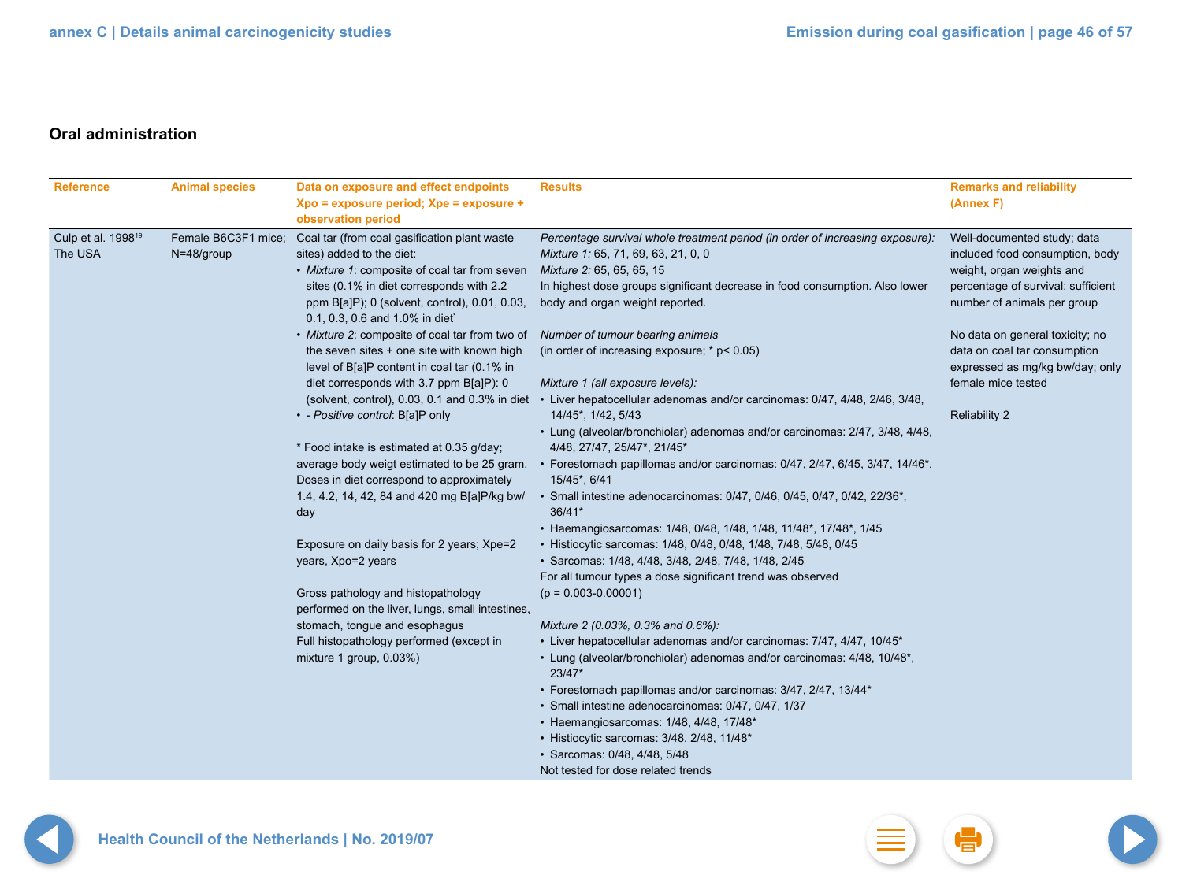## Oral administration

| Reference | Animal species | Data on exposure and effect endpoints<br>Xpo = exposure period; Xpe = exposure + observation period | Results | Remarks and reliability (Annex F) |
|---|---|---|---|---|
| Culp et al. 1998[19]<br>The USA | Female B6C3F1 mice; N=48/group | Coal tar (from coal gasification plant waste sites) added to the diet:<br>• *Mixture 1*: composite of coal tar from seven sites (0.1% in diet corresponds with 2.2 ppm B[a]P); 0 (solvent, control), 0.01, 0.03, 0.1, 0.3, 0.6 and 1.0% in diet*<br>• *Mixture 2*: composite of coal tar from two of the seven sites + one site with known high level of B[a]P content in coal tar (0.1% in diet corresponds with 3.7 ppm B[a]P): 0 (solvent, control), 0.03, 0.1 and 0.3% in diet<br>• - *Positive control*: B[a]P only<br><br>* Food intake is estimated at 0.35 g/day; average body weigt estimated to be 25 gram. Doses in diet correspond to approximately 1.4, 4.2, 14, 42, 84 and 420 mg B[a]P/kg bw/day<br><br>Exposure on daily basis for 2 years; Xpe=2 years, Xpo=2 years<br><br>Gross pathology and histopathology performed on the liver, lungs, small intestines, stomach, tongue and esophagus<br>Full histopathology performed (except in mixture 1 group, 0.03%) | *Percentage survival whole treatment period (in order of increasing exposure):*<br>*Mixture 1:* 65, 71, 69, 63, 21, 0, 0<br>*Mixture 2:* 65, 65, 65, 15<br>In highest dose groups significant decrease in food consumption. Also lower body and organ weight reported.<br><br>*Number of tumour bearing animals*<br>(in order of increasing exposure; * p< 0.05)<br><br>*Mixture 1 (all exposure levels):*<br>• Liver hepatocellular adenomas and/or carcinomas: 0/47, 4/48, 2/46, 3/48, 14/45*, 1/42, 5/43<br>• Lung (alveolar/bronchiolar) adenomas and/or carcinomas: 2/47, 3/48, 4/48, 4/48, 27/47, 25/47*, 21/45*<br>• Forestomach papillomas and/or carcinomas: 0/47, 2/47, 6/45, 3/47, 14/46*, 15/45*, 6/41<br>• Small intestine adenocarcinomas: 0/47, 0/46, 0/45, 0/47, 0/42, 22/36*, 36/41*<br>• Haemangiosarcomas: 1/48, 0/48, 1/48, 1/48, 11/48*, 17/48*, 1/45<br>• Histiocytic sarcomas: 1/48, 0/48, 0/48, 1/48, 7/48, 5/48, 0/45<br>• Sarcomas: 1/48, 4/48, 3/48, 2/48, 7/48, 1/48, 2/45<br>For all tumour types a dose significant trend was observed (p = 0.003-0.00001)<br><br>*Mixture 2 (0.03%, 0.3% and 0.6%):*<br>• Liver hepatocellular adenomas and/or carcinomas: 7/47, 4/47, 10/45*<br>• Lung (alveolar/bronchiolar) adenomas and/or carcinomas: 4/48, 10/48*, 23/47*<br>• Forestomach papillomas and/or carcinomas: 3/47, 2/47, 13/44*<br>• Small intestine adenocarcinomas: 0/47, 0/47, 1/37<br>• Haemangiosarcomas: 1/48, 4/48, 17/48*<br>• Histiocytic sarcomas: 3/48, 2/48, 11/48*<br>• Sarcomas: 0/48, 4/48, 5/48<br>Not tested for dose related trends | Well-documented study; data included food consumption, body weight, organ weights and percentage of survival; sufficient number of animals per group<br><br>No data on general toxicity; no data on coal tar consumption expressed as mg/kg bw/day; only female mice tested<br><br>Reliability 2 |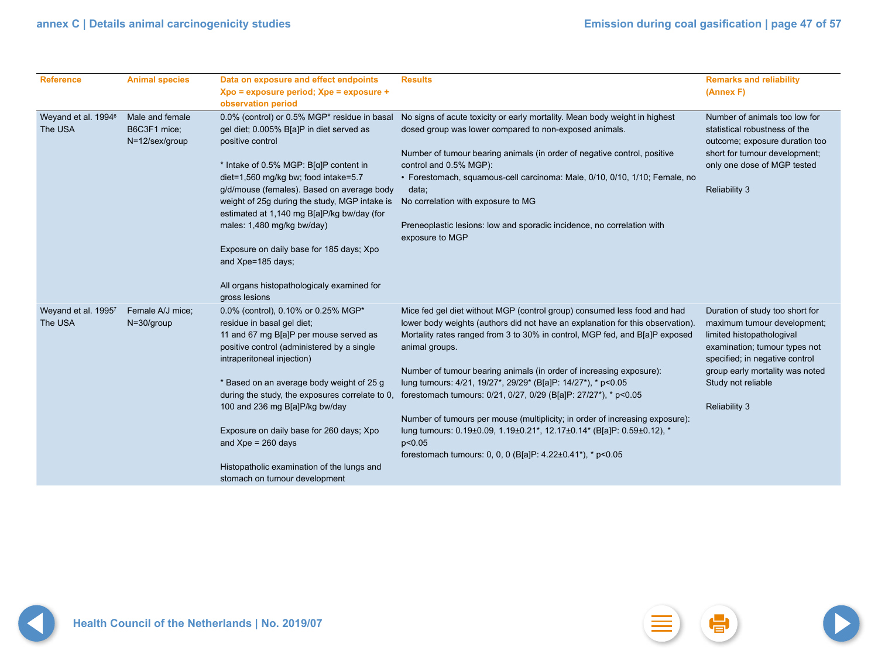| Reference | Animal species | Data on exposure and effect endpoints Xpo = exposure period; Xpe = exposure + observation period | Results | Remarks and reliability (Annex F) |
| --- | --- | --- | --- | --- |
| Weyand et al. 1994[6] The USA | Male and female B6C3F1 mice; N=12/sex/group | 0.0% (control) or 0.5% MGP* residue in basal gel diet; 0.005% B[a]P in diet served as positive control<br><br>* Intake of 0.5% MGP: B[a]P content in diet=1,560 mg/kg bw; food intake=5.7 g/d/mouse (females). Based on average body weight of 25g during the study, MGP intake is estimated at 1,140 mg B[a]P/kg bw/day (for males: 1,480 mg/kg bw/day)<br><br>Exposure on daily base for 185 days; Xpo and Xpe=185 days;<br><br>All organs histopathologicaly examined for gross lesions | No signs of acute toxicity or early mortality. Mean body weight in highest dosed group was lower compared to non-exposed animals.<br><br>Number of tumour bearing animals (in order of negative control, positive control and 0.5% MGP):<br>• Forestomach, squamous-cell carcinoma: Male, 0/10, 0/10, 1/10; Female, no data;<br>No correlation with exposure to MG<br><br>Preneoplastic lesions: low and sporadic incidence, no correlation with exposure to MGP | Number of animals too low for statistical robustness of the outcome; exposure duration too short for tumour development; only one dose of MGP tested<br><br>Reliability 3 |
| Weyand et al. 1995[7] The USA | Female A/J mice; N=30/group | 0.0% (control), 0.10% or 0.25% MGP* residue in basal gel diet;<br>11 and 67 mg B[a]P per mouse served as positive control (administered by a single intraperitoneal injection)<br><br>* Based on an average body weight of 25 g during the study, the exposures correlate to 0, 100 and 236 mg B[a]P/kg bw/day<br><br>Exposure on daily base for 260 days; Xpo and Xpe = 260 days<br><br>Histopatholic examination of the lungs and stomach on tumour development | Mice fed gel diet without MGP (control group) consumed less food and had lower body weights (authors did not have an explanation for this observation). Mortality rates ranged from 3 to 30% in control, MGP fed, and B[a]P exposed animal groups.<br><br>Number of tumour bearing animals (in order of increasing exposure):<br>lung tumours: 4/21, 19/27*, 29/29* (B[a]P: 14/27*), * p<0.05<br>forestomach tumours: 0/21, 0/27, 0/29 (B[a]P: 27/27*), * p<0.05<br><br>Number of tumours per mouse (multiplicity; in order of increasing exposure):<br>lung tumours: 0.19±0.09, 1.19±0.21*, 12.17±0.14* (B[a]P: 0.59±0.12), * p<0.05<br>forestomach tumours: 0, 0, 0 (B[a]P: 4.22±0.41*), * p<0.05 | Duration of study too short for maximum tumour development; limited histopathological examination; tumour types not specified; in negative control group early mortality was noted<br>Study not reliable<br><br>Reliability 3 |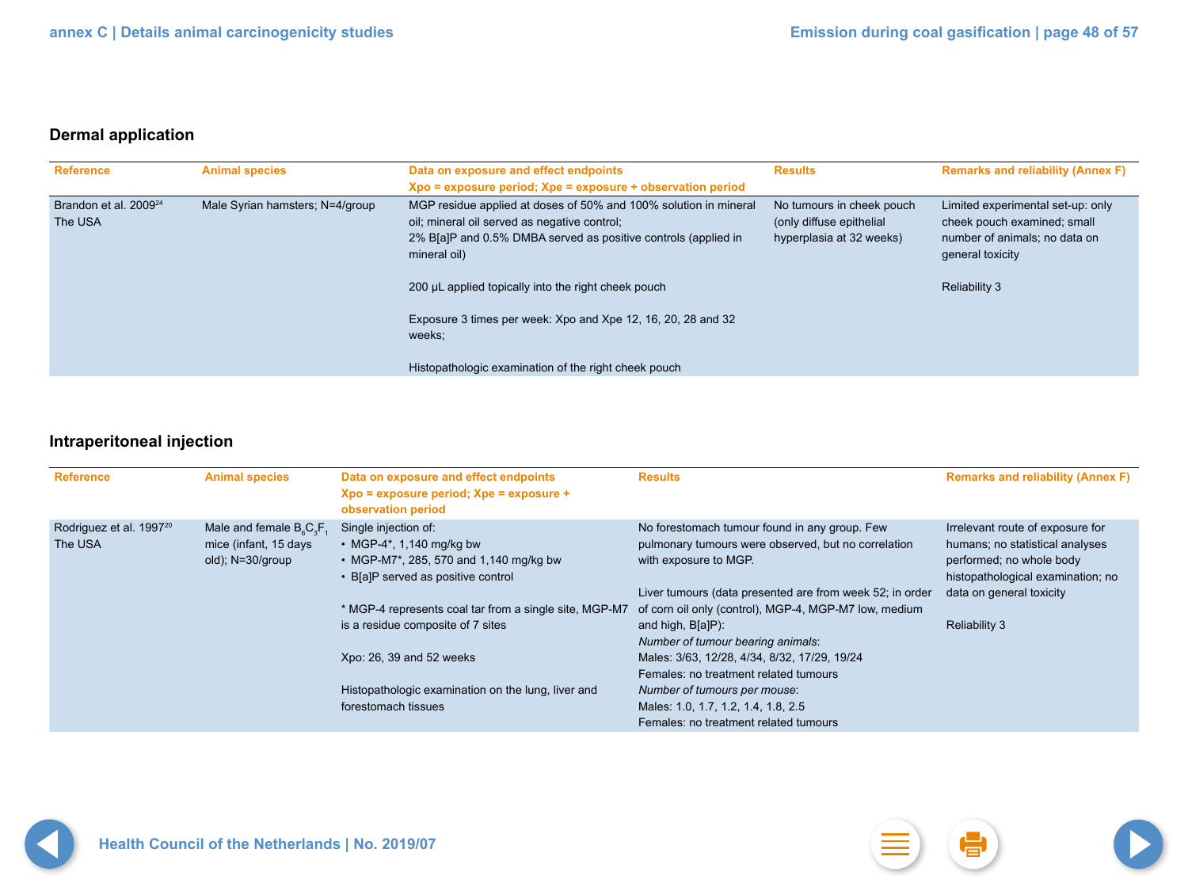## Dermal application

| Reference | Animal species | Data on exposure and effect endpoints<br>Xpo = exposure period; Xpe = exposure + observation period | Results | Remarks and reliability (Annex F) |
|---|---|---|---|---|
| Brandon et al. 2009[24]<br>The USA | Male Syrian hamsters; N=4/group | MGP residue applied at doses of 50% and 100% solution in mineral oil; mineral oil served as negative control;<br>2% B[a]P and 0.5% DMBA served as positive controls (applied in mineral oil)<br><br>200 µL applied topically into the right cheek pouch<br><br>Exposure 3 times per week: Xpo and Xpe 12, 16, 20, 28 and 32 weeks;<br><br>Histopathologic examination of the right cheek pouch | No tumours in cheek pouch (only diffuse epithelial hyperplasia at 32 weeks) | Limited experimental set-up: only cheek pouch examined; small number of animals; no data on general toxicity<br><br>Reliability 3 |

## Intraperitoneal injection

| Reference | Animal species | Data on exposure and effect endpoints<br>Xpo = exposure period; Xpe = exposure + observation period | Results | Remarks and reliability (Annex F) |
|---|---|---|---|---|
| Rodriguez et al. 1997[20]<br>The USA | Male and female $B_6C_3F_1$ mice (infant, 15 days old); N=30/group | Single injection of:<br>• MGP-4*, 1,140 mg/kg bw<br>• MGP-M7*, 285, 570 and 1,140 mg/kg bw<br>• B[a]P served as positive control<br><br>* MGP-4 represents coal tar from a single site, MGP-M7 is a residue composite of 7 sites<br><br>Xpo: 26, 39 and 52 weeks<br><br>Histopathologic examination on the lung, liver and forestomach tissues | No forestomach tumour found in any group. Few pulmonary tumours were observed, but no correlation with exposure to MGP.<br><br>Liver tumours (data presented are from week 52; in order of corn oil only (control), MGP-4, MGP-M7 low, medium and high, B[a]P):<br>*Number of tumour bearing animals*:<br>Males: 3/63, 12/28, 4/34, 8/32, 17/29, 19/24<br>Females: no treatment related tumours<br>*Number of tumours per mouse*:<br>Males: 1.0, 1.7, 1.2, 1.4, 1.8, 2.5<br>Females: no treatment related tumours | Irrelevant route of exposure for humans; no statistical analyses performed; no whole body histopathological examination; no data on general toxicity<br><br>Reliability 3 |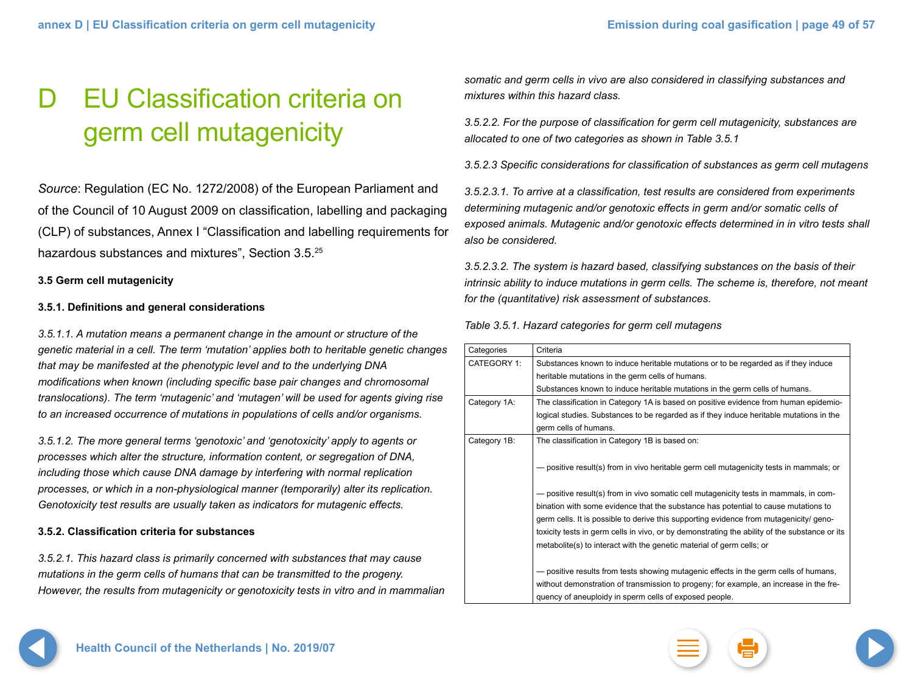# D EU Classification criteria on germ cell mutagenicity

*Source*: Regulation (EC No. 1272/2008) of the European Parliament and of the Council of 10 August 2009 on classification, labelling and packaging (CLP) of substances, Annex I “Classification and labelling requirements for hazardous substances and mixtures”, Section 3.5.[25]

**3.5 Germ cell mutagenicity**

**3.5.1. Definitions and general considerations**

*3.5.1.1. A mutation means a permanent change in the amount or structure of the genetic material in a cell. The term ‘mutation’ applies both to heritable genetic changes that may be manifested at the phenotypic level and to the underlying DNA modifications when known (including specific base pair changes and chromosomal translocations). The term ‘mutagenic’ and ‘mutagen’ will be used for agents giving rise to an increased occurrence of mutations in populations of cells and/or organisms.*

*3.5.1.2. The more general terms ‘genotoxic’ and ‘genotoxicity’ apply to agents or processes which alter the structure, information content, or segregation of DNA, including those which cause DNA damage by interfering with normal replication processes, or which in a non-physiological manner (temporarily) alter its replication. Genotoxicity test results are usually taken as indicators for mutagenic effects.*

**3.5.2. Classification criteria for substances**

*3.5.2.1. This hazard class is primarily concerned with substances that may cause mutations in the germ cells of humans that can be transmitted to the progeny. However, the results from mutagenicity or genotoxicity tests in vitro and in mammalian somatic and germ cells in vivo are also considered in classifying substances and mixtures within this hazard class.*

*3.5.2.2. For the purpose of classification for germ cell mutagenicity, substances are allocated to one of two categories as shown in Table 3.5.1*

*3.5.2.3 Specific considerations for classification of substances as germ cell mutagens*

*3.5.2.3.1. To arrive at a classification, test results are considered from experiments determining mutagenic and/or genotoxic effects in germ and/or somatic cells of exposed animals. Mutagenic and/or genotoxic effects determined in in vitro tests shall also be considered.*

*3.5.2.3.2. The system is hazard based, classifying substances on the basis of their intrinsic ability to induce mutations in germ cells. The scheme is, therefore, not meant for the (quantitative) risk assessment of substances.*

*Table 3.5.1. Hazard categories for germ cell mutagens*

| Categories | Criteria |
|---|---|
| CATEGORY 1: | Substances known to induce heritable mutations or to be regarded as if they induce heritable mutations in the germ cells of humans.<br>Substances known to induce heritable mutations in the germ cells of humans. |
| Category 1A: | The classification in Category 1A is based on positive evidence from human epidemiological studies. Substances to be regarded as if they induce heritable mutations in the germ cells of humans. |
| Category 1B: | The classification in Category 1B is based on:<br><br>— positive result(s) from in vivo heritable germ cell mutagenicity tests in mammals; or<br><br>— positive result(s) from in vivo somatic cell mutagenicity tests in mammals, in combination with some evidence that the substance has potential to cause mutations to germ cells. It is possible to derive this supporting evidence from mutagenicity/ genotoxicity tests in germ cells in vivo, or by demonstrating the ability of the substance or its metabolite(s) to interact with the genetic material of germ cells; or<br><br>— positive results from tests showing mutagenic effects in the germ cells of humans, without demonstration of transmission to progeny; for example, an increase in the frequency of aneuploidy in sperm cells of exposed people. |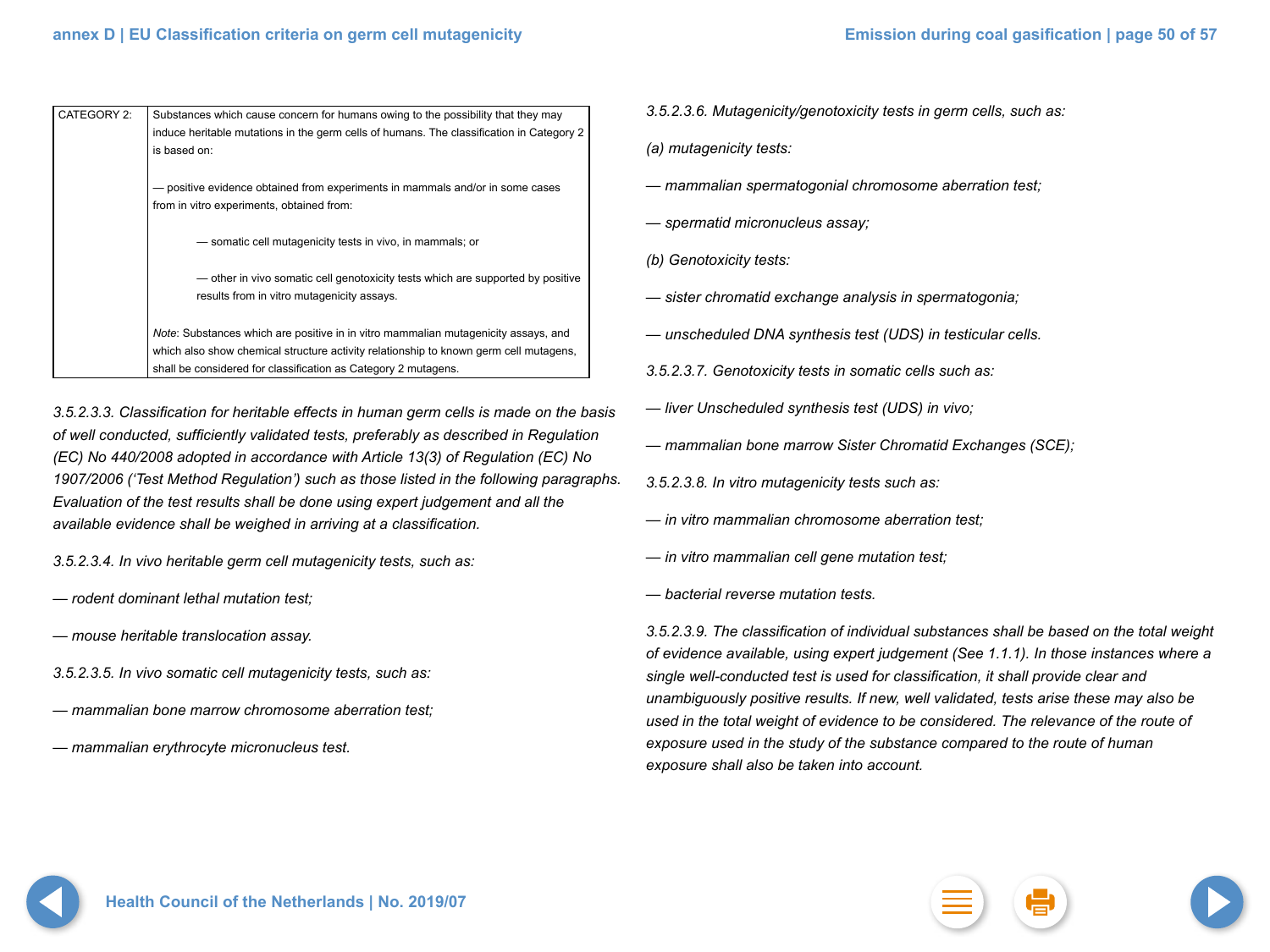| CATEGORY 2: | Substances which cause concern for humans owing to the possibility that they may induce heritable mutations in the germ cells of humans. The classification in Category 2 is based on:<br><br>— positive evidence obtained from experiments in mammals and/or in some cases from in vitro experiments, obtained from:<br><br>— somatic cell mutagenicity tests in vivo, in mammals; or<br><br>— other in vivo somatic cell genotoxicity tests which are supported by positive results from in vitro mutagenicity assays.<br><br>*Note*: Substances which are positive in in vitro mammalian mutagenicity assays, and which also show chemical structure activity relationship to known germ cell mutagens, shall be considered for classification as Category 2 mutagens. |
|---|---|

*3.5.2.3.3. Classification for heritable effects in human germ cells is made on the basis of well conducted, sufficiently validated tests, preferably as described in Regulation (EC) No 440/2008 adopted in accordance with Article 13(3) of Regulation (EC) No 1907/2006 ('Test Method Regulation') such as those listed in the following paragraphs. Evaluation of the test results shall be done using expert judgement and all the available evidence shall be weighed in arriving at a classification.*

*3.5.2.3.4. In vivo heritable germ cell mutagenicity tests, such as:*

*— rodent dominant lethal mutation test;*

*— mouse heritable translocation assay.*

*3.5.2.3.5. In vivo somatic cell mutagenicity tests, such as:*

*— mammalian bone marrow chromosome aberration test;*

*— mammalian erythrocyte micronucleus test.*

*3.5.2.3.6. Mutagenicity/genotoxicity tests in germ cells, such as:*

*(a) mutagenicity tests:*

*— mammalian spermatogonial chromosome aberration test;*

*— spermatid micronucleus assay;*

*(b) Genotoxicity tests:*

*— sister chromatid exchange analysis in spermatogonia;*

*— unscheduled DNA synthesis test (UDS) in testicular cells.*

*3.5.2.3.7. Genotoxicity tests in somatic cells such as:*

*— liver Unscheduled synthesis test (UDS) in vivo;*

*— mammalian bone marrow Sister Chromatid Exchanges (SCE);*

*3.5.2.3.8. In vitro mutagenicity tests such as:*

*— in vitro mammalian chromosome aberration test;*

*— in vitro mammalian cell gene mutation test;*

*— bacterial reverse mutation tests.*

*3.5.2.3.9. The classification of individual substances shall be based on the total weight of evidence available, using expert judgement (See 1.1.1). In those instances where a single well-conducted test is used for classification, it shall provide clear and unambiguously positive results. If new, well validated, tests arise these may also be used in the total weight of evidence to be considered. The relevance of the route of exposure used in the study of the substance compared to the route of human exposure shall also be taken into account.*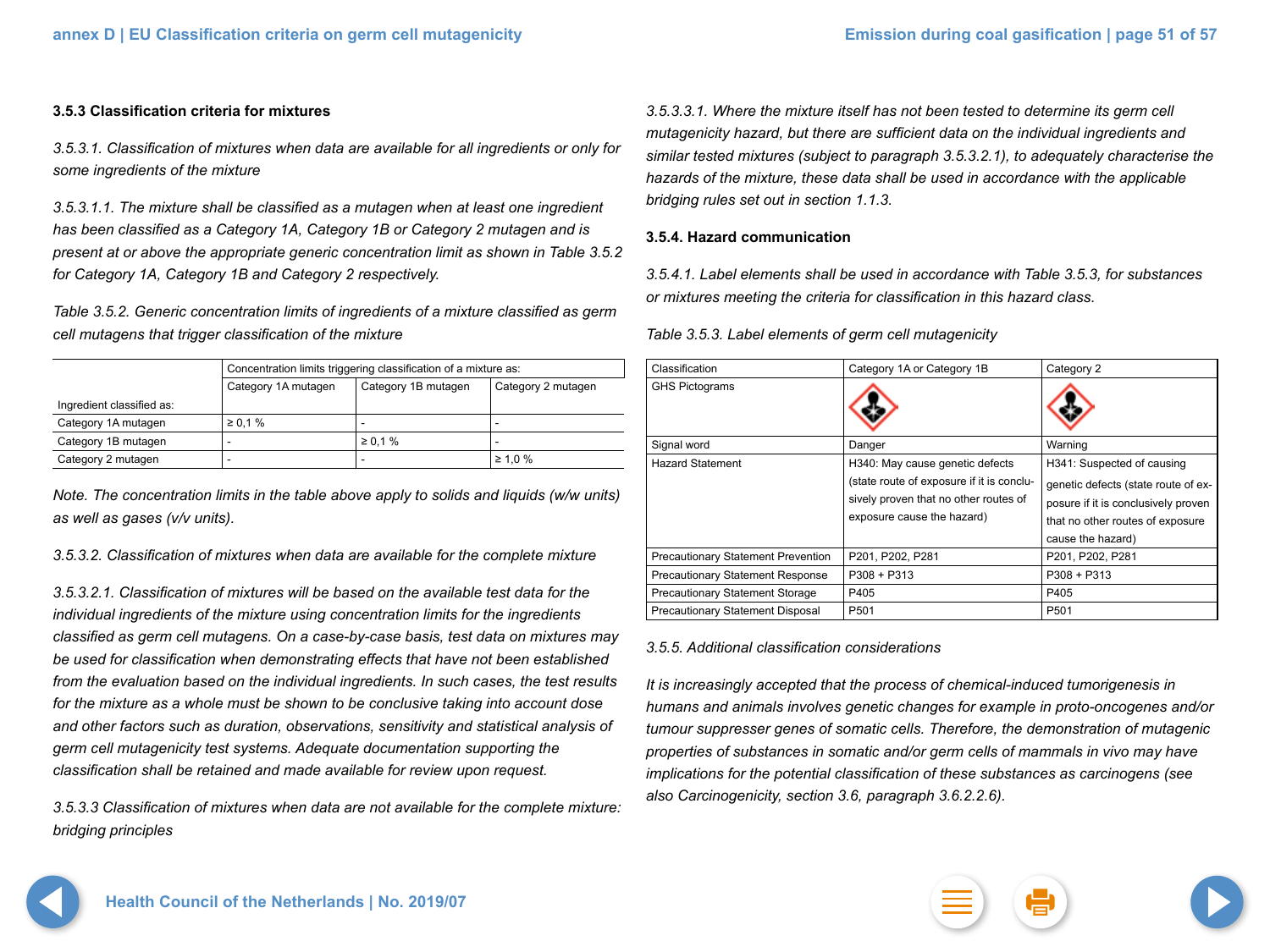### 3.5.3 Classification criteria for mixtures

*3.5.3.1. Classification of mixtures when data are available for all ingredients or only for some ingredients of the mixture*

*3.5.3.1.1. The mixture shall be classified as a mutagen when at least one ingredient has been classified as a Category 1A, Category 1B or Category 2 mutagen and is present at or above the appropriate generic concentration limit as shown in Table 3.5.2 for Category 1A, Category 1B and Category 2 respectively.*

*Table 3.5.2. Generic concentration limits of ingredients of a mixture classified as germ cell mutagens that trigger classification of the mixture*

| Ingredient classified as: | Concentration limits triggering classification of a mixture as: Category 1A mutagen | Category 1B mutagen | Category 2 mutagen |
|---|---|---|---|
| Category 1A mutagen | ≥ 0,1 % | - | - |
| Category 1B mutagen | - | ≥ 0,1 % | - |
| Category 2 mutagen | - | - | ≥ 1,0 % |

*Note. The concentration limits in the table above apply to solids and liquids (w/w units) as well as gases (v/v units).*

*3.5.3.2. Classification of mixtures when data are available for the complete mixture*

*3.5.3.2.1. Classification of mixtures will be based on the available test data for the individual ingredients of the mixture using concentration limits for the ingredients classified as germ cell mutagens. On a case-by-case basis, test data on mixtures may be used for classification when demonstrating effects that have not been established from the evaluation based on the individual ingredients. In such cases, the test results for the mixture as a whole must be shown to be conclusive taking into account dose and other factors such as duration, observations, sensitivity and statistical analysis of germ cell mutagenicity test systems. Adequate documentation supporting the classification shall be retained and made available for review upon request.*

*3.5.3.3 Classification of mixtures when data are not available for the complete mixture: bridging principles*

*3.5.3.3.1. Where the mixture itself has not been tested to determine its germ cell mutagenicity hazard, but there are sufficient data on the individual ingredients and similar tested mixtures (subject to paragraph 3.5.3.2.1), to adequately characterise the hazards of the mixture, these data shall be used in accordance with the applicable bridging rules set out in section 1.1.3.*

### 3.5.4. Hazard communication

*3.5.4.1. Label elements shall be used in accordance with Table 3.5.3, for substances or mixtures meeting the criteria for classification in this hazard class.*

*Table 3.5.3. Label elements of germ cell mutagenicity*

| Classification | Category 1A or Category 1B | Category 2 |
|---|---|---|
| GHS Pictograms | | |
| Signal word | Danger | Warning |
| Hazard Statement | H340: May cause genetic defects (state route of exposure if it is conclusively proven that no other routes of exposure cause the hazard) | H341: Suspected of causing genetic defects (state route of exposure if it is conclusively proven that no other routes of exposure cause the hazard) |
| Precautionary Statement Prevention | P201, P202, P281 | P201, P202, P281 |
| Precautionary Statement Response | P308 + P313 | P308 + P313 |
| Precautionary Statement Storage | P405 | P405 |
| Precautionary Statement Disposal | P501 | P501 |

*3.5.5. Additional classification considerations*

*It is increasingly accepted that the process of chemical-induced tumorigenesis in humans and animals involves genetic changes for example in proto-oncogenes and/or tumour suppresser genes of somatic cells. Therefore, the demonstration of mutagenic properties of substances in somatic and/or germ cells of mammals in vivo may have implications for the potential classification of these substances as carcinogens (see also Carcinogenicity, section 3.6, paragraph 3.6.2.2.6).*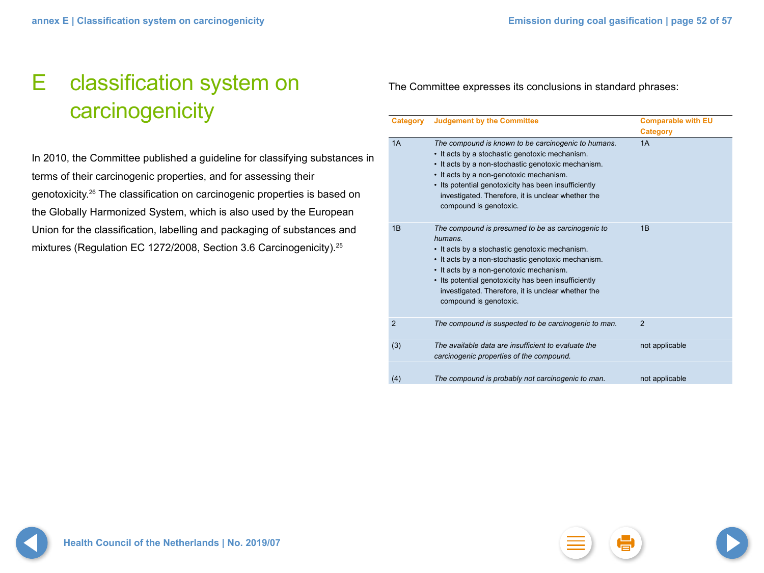# E classification system on carcinogenicity

In 2010, the Committee published a guideline for classifying substances in terms of their carcinogenic properties, and for assessing their genotoxicity.[26] The classification on carcinogenic properties is based on the Globally Harmonized System, which is also used by the European Union for the classification, labelling and packaging of substances and mixtures (Regulation EC 1272/2008, Section 3.6 Carcinogenicity).[25]

The Committee expresses its conclusions in standard phrases:

| Category | Judgement by the Committee | Comparable with EU Category |
| --- | --- | --- |
| 1A | *The compound is known to be carcinogenic to humans.*<br>• It acts by a stochastic genotoxic mechanism.<br>• It acts by a non-stochastic genotoxic mechanism.<br>• It acts by a non-genotoxic mechanism.<br>• Its potential genotoxicity has been insufficiently investigated. Therefore, it is unclear whether the compound is genotoxic. | 1A |
| 1B | *The compound is presumed to be as carcinogenic to humans.*<br>• It acts by a stochastic genotoxic mechanism.<br>• It acts by a non-stochastic genotoxic mechanism.<br>• It acts by a non-genotoxic mechanism.<br>• Its potential genotoxicity has been insufficiently investigated. Therefore, it is unclear whether the compound is genotoxic. | 1B |
| 2 | *The compound is suspected to be carcinogenic to man.* | 2 |
| (3) | *The available data are insufficient to evaluate the carcinogenic properties of the compound.* | not applicable |
| (4) | *The compound is probably not carcinogenic to man.* | not applicable |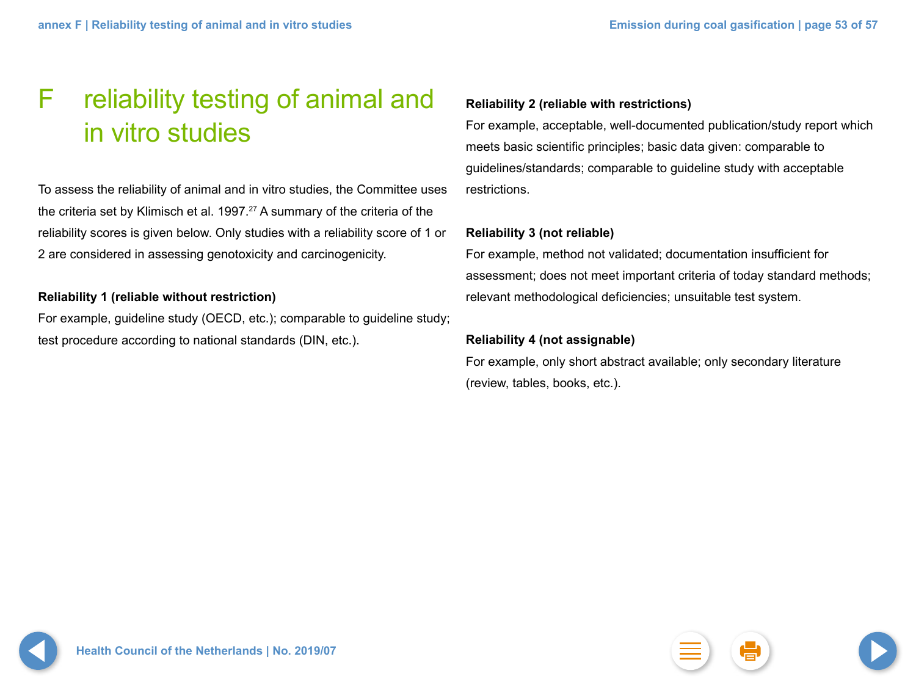# F reliability testing of animal and in vitro studies

To assess the reliability of animal and in vitro studies, the Committee uses the criteria set by Klimisch et al. 1997.[27] A summary of the criteria of the reliability scores is given below. Only studies with a reliability score of 1 or 2 are considered in assessing genotoxicity and carcinogenicity.

**Reliability 1 (reliable without restriction)**
For example, guideline study (OECD, etc.); comparable to guideline study; test procedure according to national standards (DIN, etc.).

**Reliability 2 (reliable with restrictions)**
For example, acceptable, well-documented publication/study report which meets basic scientific principles; basic data given: comparable to guidelines/standards; comparable to guideline study with acceptable restrictions.

**Reliability 3 (not reliable)**
For example, method not validated; documentation insufficient for assessment; does not meet important criteria of today standard methods; relevant methodological deficiencies; unsuitable test system.

**Reliability 4 (not assignable)**
For example, only short abstract available; only secondary literature (review, tables, books, etc.).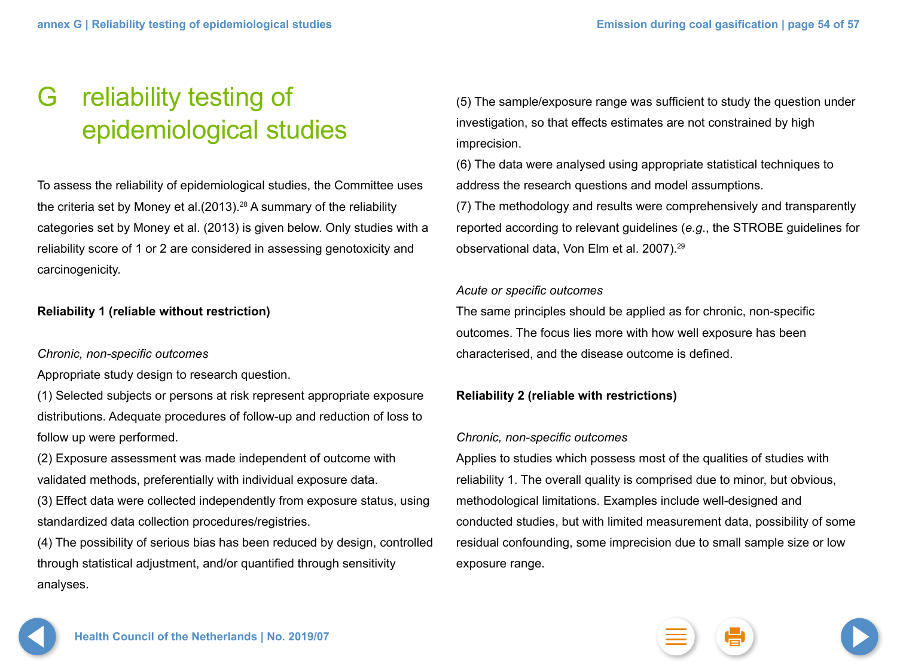# G reliability testing of epidemiological studies

To assess the reliability of epidemiological studies, the Committee uses the criteria set by Money et al.(2013).[28] A summary of the reliability categories set by Money et al. (2013) is given below. Only studies with a reliability score of 1 or 2 are considered in assessing genotoxicity and carcinogenicity.

**Reliability 1 (reliable without restriction)**

*Chronic, non-specific outcomes*

Appropriate study design to research question.

(1) Selected subjects or persons at risk represent appropriate exposure distributions. Adequate procedures of follow-up and reduction of loss to follow up were performed.

(2) Exposure assessment was made independent of outcome with validated methods, preferentially with individual exposure data.

(3) Effect data were collected independently from exposure status, using standardized data collection procedures/registries.

(4) The possibility of serious bias has been reduced by design, controlled through statistical adjustment, and/or quantified through sensitivity analyses.

(5) The sample/exposure range was sufficient to study the question under investigation, so that effects estimates are not constrained by high imprecision.

(6) The data were analysed using appropriate statistical techniques to address the research questions and model assumptions.

(7) The methodology and results were comprehensively and transparently reported according to relevant guidelines (*e.g.*, the STROBE guidelines for observational data, Von Elm et al. 2007).[29]

*Acute or specific outcomes*

The same principles should be applied as for chronic, non-specific outcomes. The focus lies more with how well exposure has been characterised, and the disease outcome is defined.

**Reliability 2 (reliable with restrictions)**

*Chronic, non-specific outcomes*

Applies to studies which possess most of the qualities of studies with reliability 1. The overall quality is comprised due to minor, but obvious, methodological limitations. Examples include well-designed and conducted studies, but with limited measurement data, possibility of some residual confounding, some imprecision due to small sample size or low exposure range.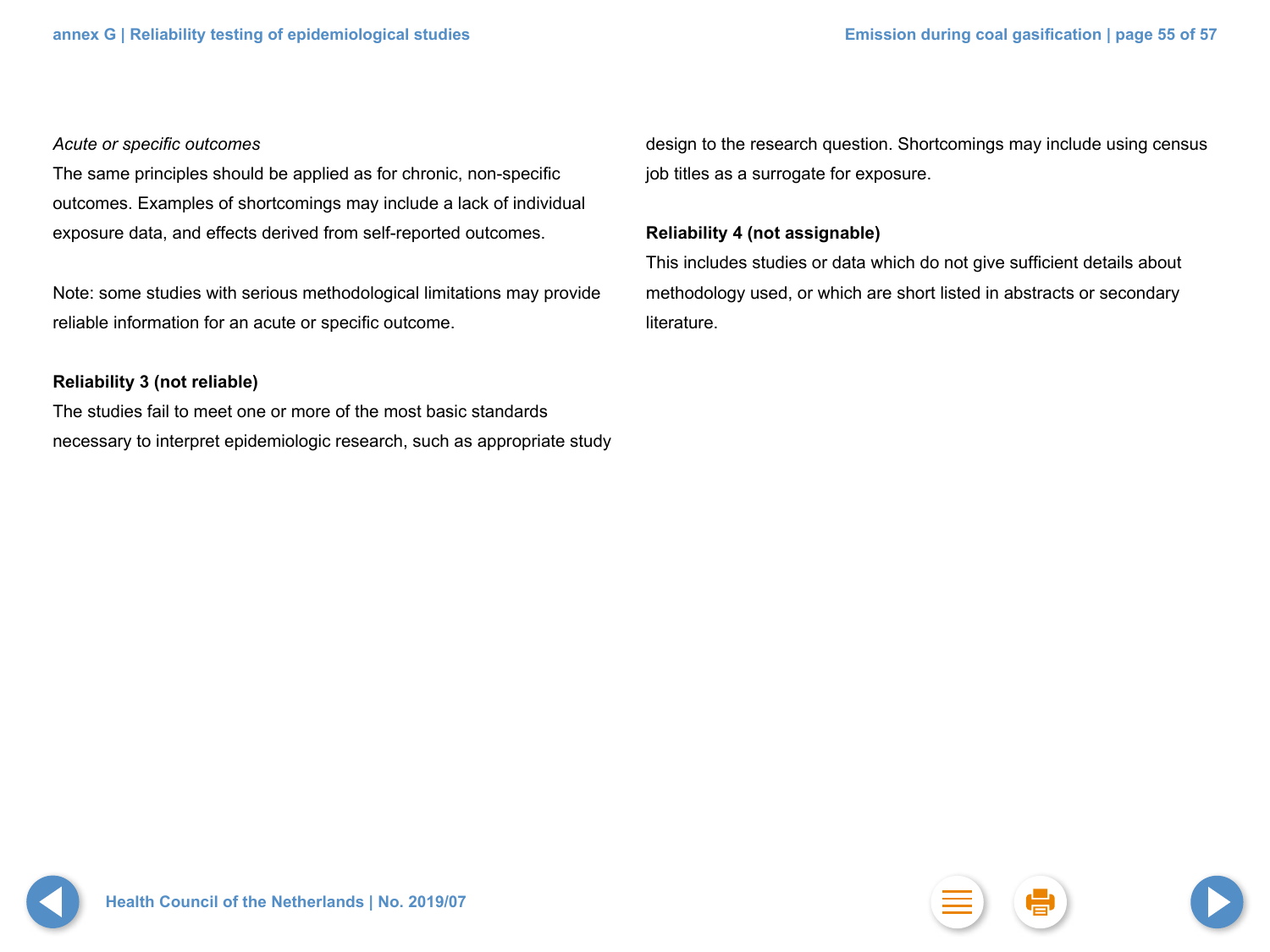*Acute or specific outcomes*

The same principles should be applied as for chronic, non-specific outcomes. Examples of shortcomings may include a lack of individual exposure data, and effects derived from self-reported outcomes.

Note: some studies with serious methodological limitations may provide reliable information for an acute or specific outcome.

**Reliability 3 (not reliable)**

The studies fail to meet one or more of the most basic standards necessary to interpret epidemiologic research, such as appropriate study design to the research question. Shortcomings may include using census job titles as a surrogate for exposure.

**Reliability 4 (not assignable)**

This includes studies or data which do not give sufficient details about methodology used, or which are short listed in abstracts or secondary literature.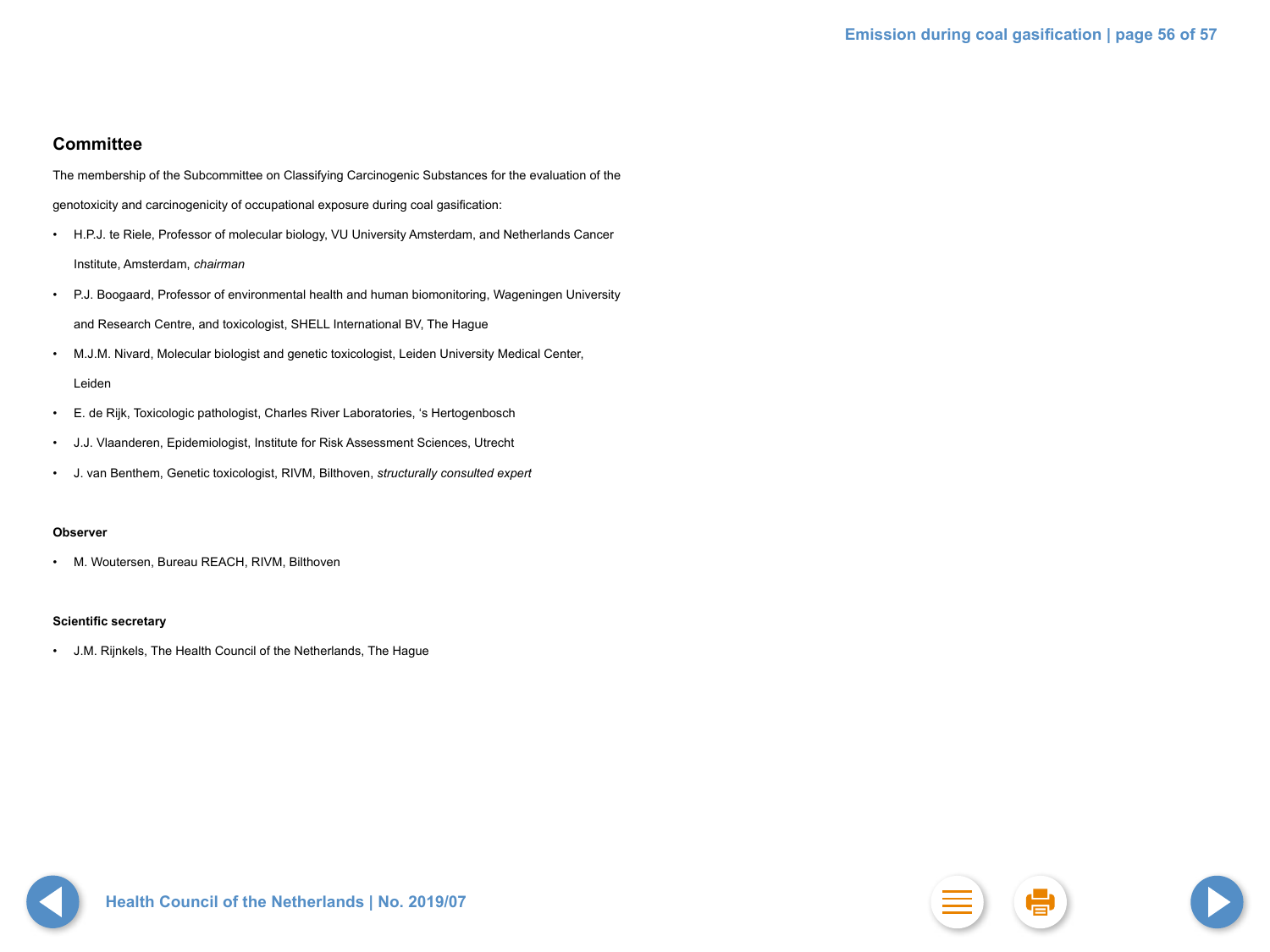## Committee

The membership of the Subcommittee on Classifying Carcinogenic Substances for the evaluation of the genotoxicity and carcinogenicity of occupational exposure during coal gasification:

- H.P.J. te Riele, Professor of molecular biology, VU University Amsterdam, and Netherlands Cancer Institute, Amsterdam, *chairman*
- P.J. Boogaard, Professor of environmental health and human biomonitoring, Wageningen University and Research Centre, and toxicologist, SHELL International BV, The Hague
- M.J.M. Nivard, Molecular biologist and genetic toxicologist, Leiden University Medical Center, Leiden
- E. de Rijk, Toxicologic pathologist, Charles River Laboratories, 's Hertogenbosch
- J.J. Vlaanderen, Epidemiologist, Institute for Risk Assessment Sciences, Utrecht
- J. van Benthem, Genetic toxicologist, RIVM, Bilthoven, *structurally consulted expert*

**Observer**

- M. Woutersen, Bureau REACH, RIVM, Bilthoven

**Scientific secretary**

- J.M. Rijnkels, The Health Council of the Netherlands, The Hague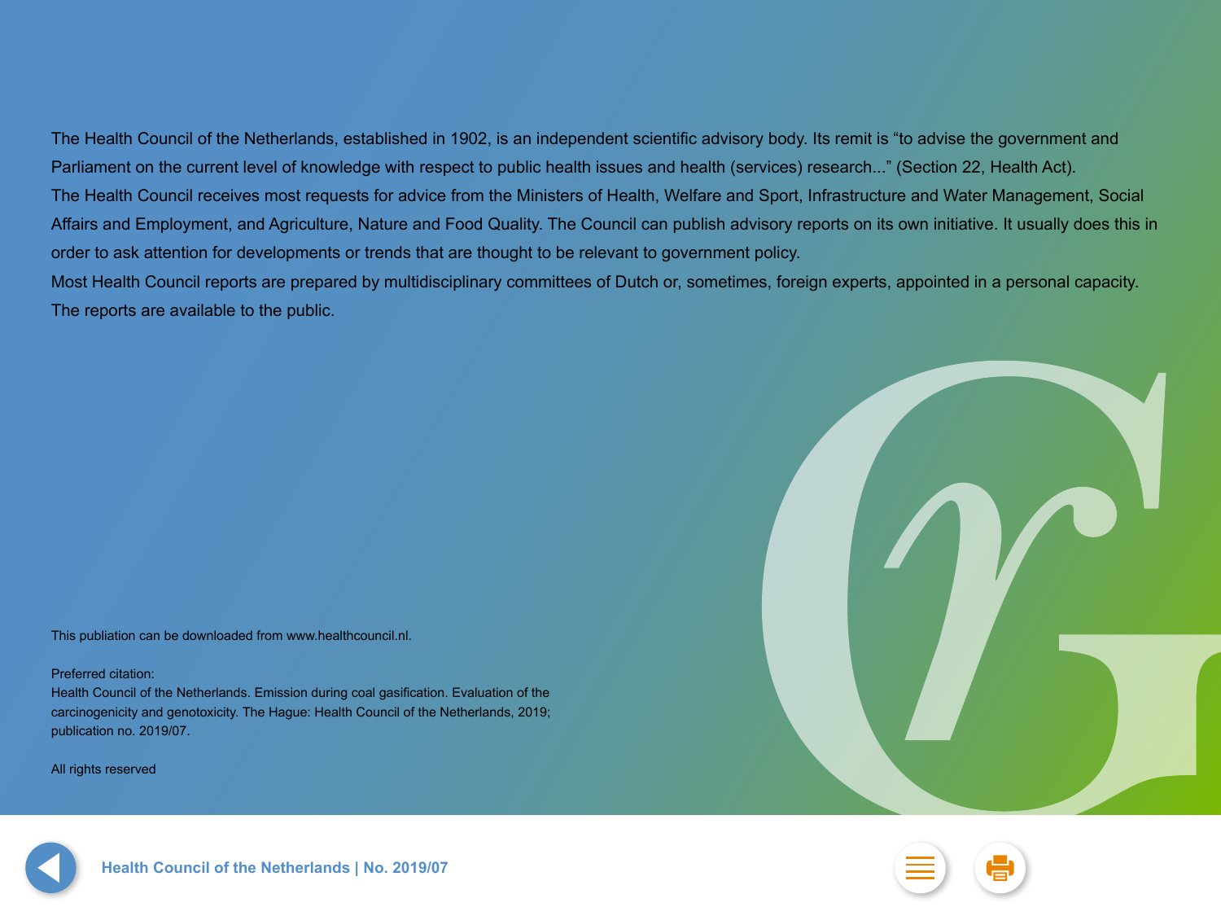The Health Council of the Netherlands, established in 1902, is an independent scientific advisory body. Its remit is “to advise the government and Parliament on the current level of knowledge with respect to public health issues and health (services) research...” (Section 22, Health Act).

The Health Council receives most requests for advice from the Ministers of Health, Welfare and Sport, Infrastructure and Water Management, Social Affairs and Employment, and Agriculture, Nature and Food Quality. The Council can publish advisory reports on its own initiative. It usually does this in order to ask attention for developments or trends that are thought to be relevant to government policy.

Most Health Council reports are prepared by multidisciplinary committees of Dutch or, sometimes, foreign experts, appointed in a personal capacity. The reports are available to the public.

This publiation can be downloaded from www.healthcouncil.nl.

Preferred citation:
Health Council of the Netherlands. Emission during coal gasification. Evaluation of the carcinogenicity and genotoxicity. The Hague: Health Council of the Netherlands, 2019; publication no. 2019/07.

All rights reserved